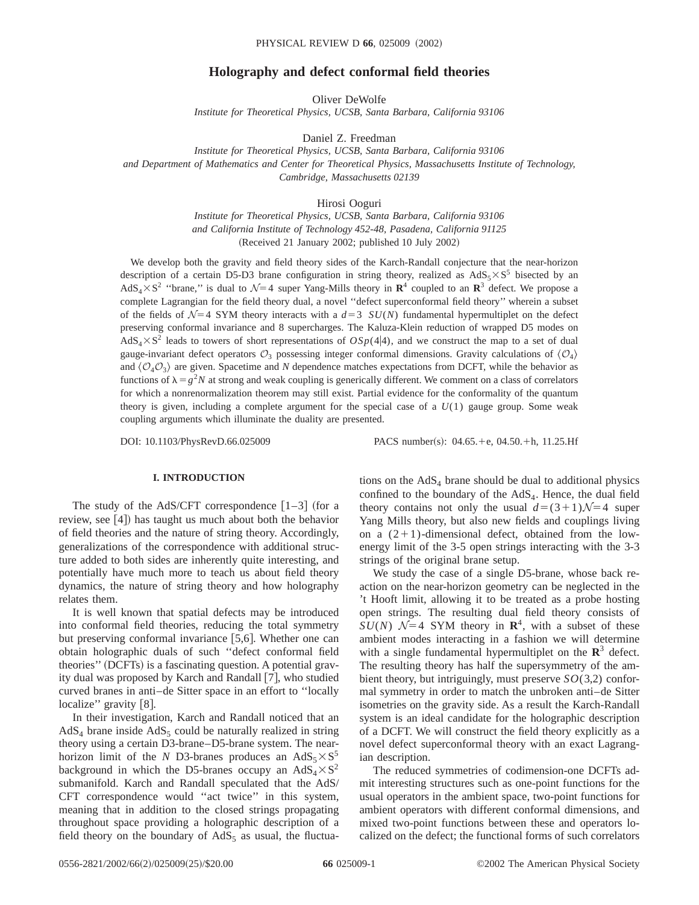# Holography and defect conformal field theories

Oliver DeWolfe

*Institute for Theoretical Physics, UCSB, Santa Barbara, California 93106*

Daniel Z. Freedman

*Institute for Theoretical Physics, UCSB, Santa Barbara, California 93106*
*and Department of Mathematics and Center for Theoretical Physics, Massachusetts Institute of Technology, Cambridge, Massachusetts 02139*

Hirosi Ooguri

*Institute for Theoretical Physics, UCSB, Santa Barbara, California 93106*
*and California Institute of Technology 452-48, Pasadena, California 91125*

(Received 21 January 2002; published 10 July 2002)

We develop both the gravity and field theory sides of the Karch-Randall conjecture that the near-horizon description of a certain D5-D3 brane configuration in string theory, realized as $AdS_5 \times S^5$ bisected by an $AdS_4 \times S^2$ "brane," is dual to $\mathcal{N}=4$ super Yang-Mills theory in $\mathbf{R}^4$ coupled to an $\mathbf{R}^3$ defect. We propose a complete Lagrangian for the field theory dual, a novel "defect superconformal field theory" wherein a subset of the fields of $\mathcal{N}=4$ SYM theory interacts with a $d=3$ $SU(N)$ fundamental hypermultiplet on the defect preserving conformal invariance and 8 supercharges. The Kaluza-Klein reduction of wrapped D5 modes on $AdS_4 \times S^2$ leads to towers of short representations of $OSp(4|4)$, and we construct the map to a set of dual gauge-invariant defect operators $\mathcal{O}_3$ possessing integer conformal dimensions. Gravity calculations of $\langle \mathcal{O}_4 \rangle$ and $\langle \mathcal{O}_4 \mathcal{O}_3 \rangle$ are given. Spacetime and $N$ dependence matches expectations from DCFT, while the behavior as functions of $\lambda = g^2 N$ at strong and weak coupling is generically different. We comment on a class of correlators for which a nonrenormalization theorem may still exist. Partial evidence for the conformality of the quantum theory is given, including a complete argument for the special case of a $U(1)$ gauge group. Some weak coupling arguments which illuminate the duality are presented.

DOI: 10.1103/PhysRevD.66.025009 PACS number(s): 04.65.+e, 04.50.+h, 11.25.Hf

## I. INTRODUCTION

The study of the AdS/CFT correspondence [1–3] (for a review, see [4]) has taught us much about both the behavior of field theories and the nature of string theory. Accordingly, generalizations of the correspondence with additional structure added to both sides are inherently quite interesting, and potentially have much more to teach us about field theory dynamics, the nature of string theory and how holography relates them.

It is well known that spatial defects may be introduced into conformal field theories, reducing the total symmetry but preserving conformal invariance [5,6]. Whether one can obtain holographic duals of such "defect conformal field theories" (DCFTs) is a fascinating question. A potential gravity dual was proposed by Karch and Randall [7], who studied curved branes in anti–de Sitter space in an effort to "locally localize" gravity [8].

In their investigation, Karch and Randall noticed that an $AdS_4$ brane inside $AdS_5$ could be naturally realized in string theory using a certain D3-brane–D5-brane system. The near-horizon limit of the $N$ D3-branes produces an $AdS_5 \times S^5$ background in which the D5-branes occupy an $AdS_4 \times S^2$ submanifold. Karch and Randall speculated that the AdS/CFT correspondence would "act twice" in this system, meaning that in addition to the closed strings propagating throughout space providing a holographic description of a field theory on the boundary of $AdS_5$ as usual, the fluctuations on the $AdS_4$ brane should be dual to additional physics confined to the boundary of the $AdS_4$. Hence, the dual field theory contains not only the usual $d=(3+1)$ $\mathcal{N}=4$ super Yang Mills theory, but also new fields and couplings living on a $(2+1)$-dimensional defect, obtained from the low-energy limit of the 3-5 open strings interacting with the 3-3 strings of the original brane setup.

We study the case of a single D5-brane, whose back reaction on the near-horizon geometry can be neglected in the 't Hooft limit, allowing it to be treated as a probe hosting open strings. The resulting dual field theory consists of $SU(N)$ $\mathcal{N}=4$ SYM theory in $\mathbf{R}^4$, with a subset of these ambient modes interacting in a fashion we will determine with a single fundamental hypermultiplet on the $\mathbf{R}^3$ defect. The resulting theory has half the supersymmetry of the ambient theory, but intriguingly, must preserve $SO(3,2)$ conformal symmetry in order to match the unbroken anti–de Sitter isometries on the gravity side. As a result the Karch-Randall system is an ideal candidate for the holographic description of a DCFT. We will construct the field theory explicitly as a novel defect superconformal theory with an exact Lagrangian description.

The reduced symmetries of codimension-one DCFTs admit interesting structures such as one-point functions for the usual operators in the ambient space, two-point functions for ambient operators with different conformal dimensions, and mixed two-point functions between these and operators localized on the defect; the functional forms of such correlators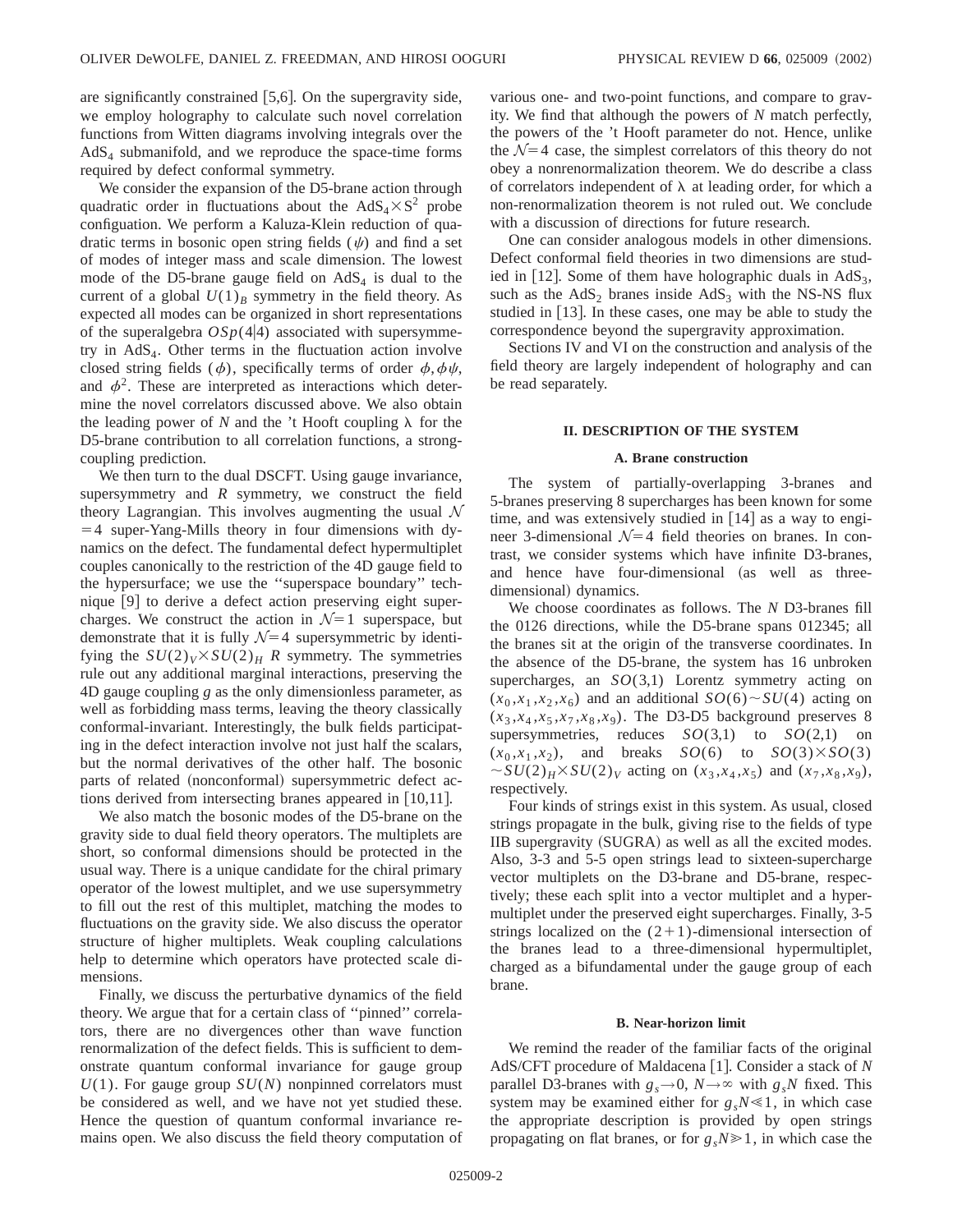are significantly constrained [5,6]. On the supergravity side, we employ holography to calculate such novel correlation functions from Witten diagrams involving integrals over the $AdS_4$ submanifold, and we reproduce the space-time forms required by defect conformal symmetry.

We consider the expansion of the D5-brane action through quadratic order in fluctuations about the $AdS_4 \times S^2$ probe configuation. We perform a Kaluza-Klein reduction of quadratic terms in bosonic open string fields ($\psi$) and find a set of modes of integer mass and scale dimension. The lowest mode of the D5-brane gauge field on $AdS_4$ is dual to the current of a global $U(1)_B$ symmetry in the field theory. As expected all modes can be organized in short representations of the superalgebra $OSp(4|4)$ associated with supersymmetry in $AdS_4$. Other terms in the fluctuation action involve closed string fields ($\phi$), specifically terms of order $\phi, \phi\psi$, and $\phi^2$. These are interpreted as interactions which determine the novel correlators discussed above. We also obtain the leading power of $N$ and the 't Hooft coupling $\lambda$ for the D5-brane contribution to all correlation functions, a strong-coupling prediction.

We then turn to the dual DSCFT. Using gauge invariance, supersymmetry and $R$ symmetry, we construct the field theory Lagrangian. This involves augmenting the usual $\mathcal{N}=4$ super-Yang-Mills theory in four dimensions with dynamics on the defect. The fundamental defect hypermultiplet couples canonically to the restriction of the 4D gauge field to the hypersurface; we use the "superspace boundary" technique [9] to derive a defect action preserving eight supercharges. We construct the action in $\mathcal{N}=1$ superspace, but demonstrate that it is fully $\mathcal{N}=4$ supersymmetric by identifying the $SU(2)_V \times SU(2)_H$ $R$ symmetry. The symmetries rule out any additional marginal interactions, preserving the 4D gauge coupling $g$ as the only dimensionless parameter, as well as forbidding mass terms, leaving the theory classically conformal-invariant. Interestingly, the bulk fields participating in the defect interaction involve not just half the scalars, but the normal derivatives of the other half. The bosonic parts of related (nonconformal) supersymmetric defect actions derived from intersecting branes appeared in [10,11].

We also match the bosonic modes of the D5-brane on the gravity side to dual field theory operators. The multiplets are short, so conformal dimensions should be protected in the usual way. There is a unique candidate for the chiral primary operator of the lowest multiplet, and we use supersymmetry to fill out the rest of this multiplet, matching the modes to fluctuations on the gravity side. We also discuss the operator structure of higher multiplets. Weak coupling calculations help to determine which operators have protected scale dimensions.

Finally, we discuss the perturbative dynamics of the field theory. We argue that for a certain class of "pinned" correlators, there are no divergences other than wave function renormalization of the defect fields. This is sufficient to demonstrate quantum conformal invariance for gauge group $U(1)$. For gauge group $SU(N)$ nonpinned correlators must be considered as well, and we have not yet studied these. Hence the question of quantum conformal invariance remains open. We also discuss the field theory computation of various one- and two-point functions, and compare to gravity. We find that although the powers of $N$ match perfectly, the powers of the 't Hooft parameter do not. Hence, unlike the $\mathcal{N}=4$ case, the simplest correlators of this theory do not obey a nonrenormalization theorem. We do describe a class of correlators independent of $\lambda$ at leading order, for which a non-renormalization theorem is not ruled out. We conclude with a discussion of directions for future research.

One can consider analogous models in other dimensions. Defect conformal field theories in two dimensions are studied in [12]. Some of them have holographic duals in $AdS_3$, such as the $AdS_2$ branes inside $AdS_3$ with the NS-NS flux studied in [13]. In these cases, one may be able to study the correspondence beyond the supergravity approximation.

Sections IV and VI on the construction and analysis of the field theory are largely independent of holography and can be read separately.

## II. DESCRIPTION OF THE SYSTEM

### A. Brane construction

The system of partially-overlapping 3-branes and 5-branes preserving 8 supercharges has been known for some time, and was extensively studied in [14] as a way to engineer 3-dimensional $\mathcal{N}=4$ field theories on branes. In contrast, we consider systems which have infinite D3-branes, and hence have four-dimensional (as well as three-dimensional) dynamics.

We choose coordinates as follows. The $N$ D3-branes fill the 0126 directions, while the D5-brane spans 012345; all the branes sit at the origin of the transverse coordinates. In the absence of the D5-brane, the system has 16 unbroken supercharges, an $SO(3,1)$ Lorentz symmetry acting on $(x_0,x_1,x_2,x_6)$ and an additional $SO(6)\sim SU(4)$ acting on $(x_3,x_4,x_5,x_7,x_8,x_9)$. The D3-D5 background preserves 8 supersymmetries, reduces $SO(3,1)$ to $SO(2,1)$ on $(x_0,x_1,x_2)$, and breaks $SO(6)$ to $SO(3)\times SO(3) \sim SU(2)_H \times SU(2)_V$ acting on $(x_3,x_4,x_5)$ and $(x_7,x_8,x_9)$, respectively.

Four kinds of strings exist in this system. As usual, closed strings propagate in the bulk, giving rise to the fields of type IIB supergravity (SUGRA) as well as all the excited modes. Also, 3-3 and 5-5 open strings lead to sixteen-supercharge vector multiplets on the D3-brane and D5-brane, respectively; these each split into a vector multiplet and a hypermultiplet under the preserved eight supercharges. Finally, 3-5 strings localized on the $(2+1)$-dimensional intersection of the branes lead to a three-dimensional hypermultiplet, charged as a bifundamental under the gauge group of each brane.

### B. Near-horizon limit

We remind the reader of the familiar facts of the original AdS/CFT procedure of Maldacena [1]. Consider a stack of $N$ parallel D3-branes with $g_s \to 0$, $N\to\infty$ with $g_s N$ fixed. This system may be examined either for $g_s N \ll 1$, in which case the appropriate description is provided by open strings propagating on flat branes, or for $g_s N \gg 1$, in which case the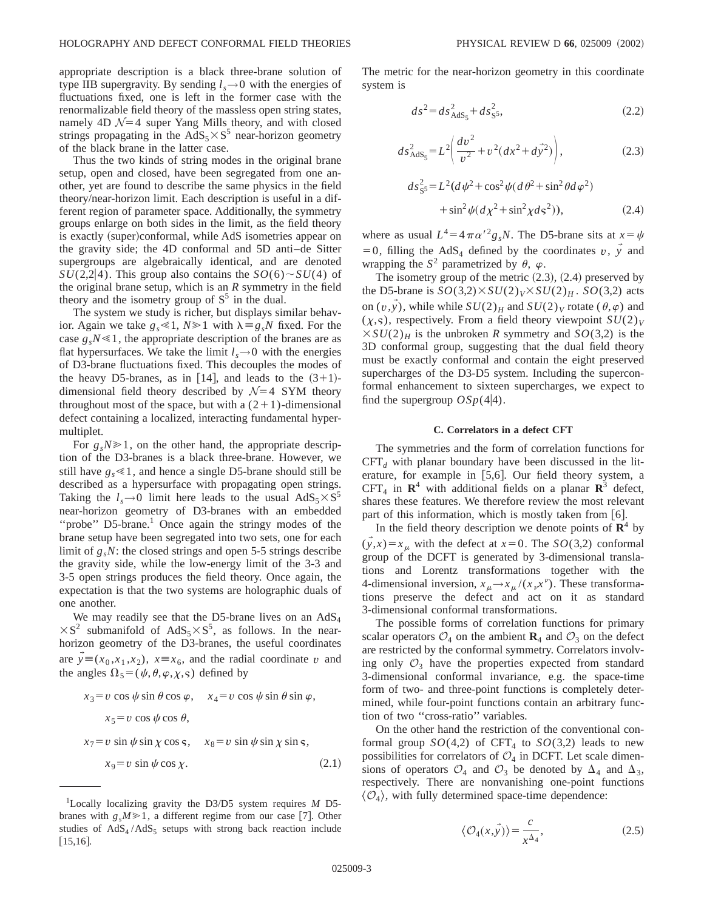appropriate description is a black three-brane solution of type IIB supergravity. By sending $l_s \to 0$ with the energies of fluctuations fixed, one is left in the former case with the renormalizable field theory of the massless open string states, namely 4D $\mathcal{N}=4$ super Yang Mills theory, and with closed strings propagating in the $AdS_5 \times S^5$ near-horizon geometry of the black brane in the latter case.

Thus the two kinds of string modes in the original brane setup, open and closed, have been segregated from one another, yet are found to describe the same physics in the field theory/near-horizon limit. Each description is useful in a different region of parameter space. Additionally, the symmetry groups enlarge on both sides in the limit, as the field theory is exactly (super)conformal, while AdS isometries appear on the gravity side; the 4D conformal and 5D anti–de Sitter supergroups are algebraically identical, and are denoted $SU(2,2|4)$. This group also contains the $SO(6) \sim SU(4)$ of the original brane setup, which is an $R$ symmetry in the field theory and the isometry group of $S^5$ in the dual.

The system we study is richer, but displays similar behavior. Again we take $g_s \ll 1$, $N \gg 1$ with $\lambda \equiv g_s N$ fixed. For the case $g_s N \ll 1$, the appropriate description of the branes are as flat hypersurfaces. We take the limit $l_s \to 0$ with the energies of D3-brane fluctuations fixed. This decouples the modes of the heavy D5-branes, as in [14], and leads to the $(3+1)$-dimensional field theory described by $\mathcal{N}=4$ SYM theory throughout most of the space, but with a $(2+1)$-dimensional defect containing a localized, interacting fundamental hypermultiplet.

For $g_s N \gg 1$, on the other hand, the appropriate description of the D3-branes is a black three-brane. However, we still have $g_s \ll 1$, and hence a single D5-brane should still be described as a hypersurface with propagating open strings. Taking the $l_s \to 0$ limit here leads to the usual $AdS_5 \times S^5$ near-horizon geometry of D3-branes with an embedded "probe" D5-brane.[1] Once again the stringy modes of the brane setup have been segregated into two sets, one for each limit of $g_s N$: the closed strings and open 5-5 strings describe the gravity side, while the low-energy limit of the 3-3 and 3-5 open strings produces the field theory. Once again, the expectation is that the two systems are holographic duals of one another.

We may readily see that the D5-brane lives on an $AdS_4 \times S^2$ submanifold of $AdS_5 \times S^5$, as follows. In the near-horizon geometry of the D3-branes, the useful coordinates are $\vec{y} \equiv (x_0, x_1, x_2)$, $x \equiv x_6$, and the radial coordinate $v$ and the angles $\Omega_5 = (\psi, \theta, \varphi, \chi, \varsigma)$ defined by

$$
\begin{aligned}
&x_3 = v\cos\psi \sin\theta \cos\varphi, \quad x_4 = v\cos\psi \sin\theta \sin\varphi,\\
&x_5 = v\cos\psi\cos\theta,\\
&x_7 = v\sin\psi\sin\chi\cos\varsigma, \quad x_8 = v\sin\psi\sin\chi\sin\varsigma,\\
&x_9 = v\sin\psi\cos\chi. 
\end{aligned} \tag{2.1}
$$

[1] Locally localizing gravity the D3/D5 system requires $M$ D5-branes with $g_s M \gg 1$, a different regime from our case [7]. Other studies of $AdS_4/AdS_5$ setups with strong back reaction include [15,16].

The metric for the near-horizon geometry in this coordinate system is

$$
ds^2 = ds^2_{AdS_5} + ds^2_{S^5}, \tag{2.2}
$$

$$
ds^2_{AdS_5} = L^2\left(\frac{dv^2}{v^2} + v^2(dx^2 + d\vec{y}^2)\right), \tag{2.3}
$$

$$
\begin{aligned}
ds^2_{S^5} = L^2(&d\psi^2 + \cos^2\psi(d\theta^2 + \sin^2\theta d\varphi^2)\\
&+ \sin^2\psi(d\chi^2 + \sin^2\chi d\varsigma^2)),
\end{aligned} \tag{2.4}
$$

where as usual $L^4 = 4\pi\alpha'^2 g_s N$. The D5-brane sits at $x = \psi = 0$, filling the $AdS_4$ defined by the coordinates $v$, $\vec{y}$ and wrapping the $S^2$ parametrized by $\theta$, $\varphi$.

The isometry group of the metric (2.3), (2.4) preserved by the D5-brane is $SO(3,2) \times SU(2)_V \times SU(2)_H$. $SO(3,2)$ acts on $(v, \vec{y})$, while while $SU(2)_H$ and $SU(2)_V$ rotate $(\theta, \varphi)$ and $(\chi, \varsigma)$, respectively. From a field theory viewpoint $SU(2)_V \times SU(2)_H$ is the unbroken $R$ symmetry and $SO(3,2)$ is the 3D conformal group, suggesting that the dual field theory must be exactly conformal and contain the eight preserved supercharges of the D3-D5 system. Including the superconformal enhancement to sixteen supercharges, we expect to find the supergroup $OSp(4|4)$.

### C. Correlators in a defect CFT

The symmetries and the form of correlation functions for $CFT_d$ with planar boundary have been discussed in the literature, for example in [5,6]. Our field theory system, a $CFT_4$ in $\mathbf{R}^4$ with additional fields on a planar $\mathbf{R}^3$ defect, shares these features. We therefore review the most relevant part of this information, which is mostly taken from [6].

In the field theory description we denote points of $\mathbf{R}^4$ by $(\vec{y}, x) = x_\mu$ with the defect at $x = 0$. The $SO(3,2)$ conformal group of the DCFT is generated by 3-dimensional translations and Lorentz transformations together with the 4-dimensional inversion, $x_\mu \to x_\mu/(x_\nu x^\nu)$. These transformations preserve the defect and act on it as standard 3-dimensional conformal transformations.

The possible forms of correlation functions for primary scalar operators $\mathcal{O}_4$ on the ambient $\mathbf{R}_4$ and $\mathcal{O}_3$ on the defect are restricted by the conformal symmetry. Correlators involving only $\mathcal{O}_3$ have the properties expected from standard 3-dimensional conformal invariance, e.g. the space-time form of two- and three-point functions is completely determined, while four-point functions contain an arbitrary function of two "cross-ratio" variables.

On the other hand the restriction of the conventional conformal group $SO(4,2)$ of $CFT_4$ to $SO(3,2)$ leads to new possibilities for correlators of $\mathcal{O}_4$ in DCFT. Let scale dimensions of operators $\mathcal{O}_4$ and $\mathcal{O}_3$ be denoted by $\Delta_4$ and $\Delta_3$, respectively. There are nonvanishing one-point functions $\langle \mathcal{O}_4 \rangle$, with fully determined space-time dependence:

$$
\langle \mathcal{O}_4(x, \vec{y}) \rangle = \frac{c}{x^{\Delta_4}}, \tag{2.5}
$$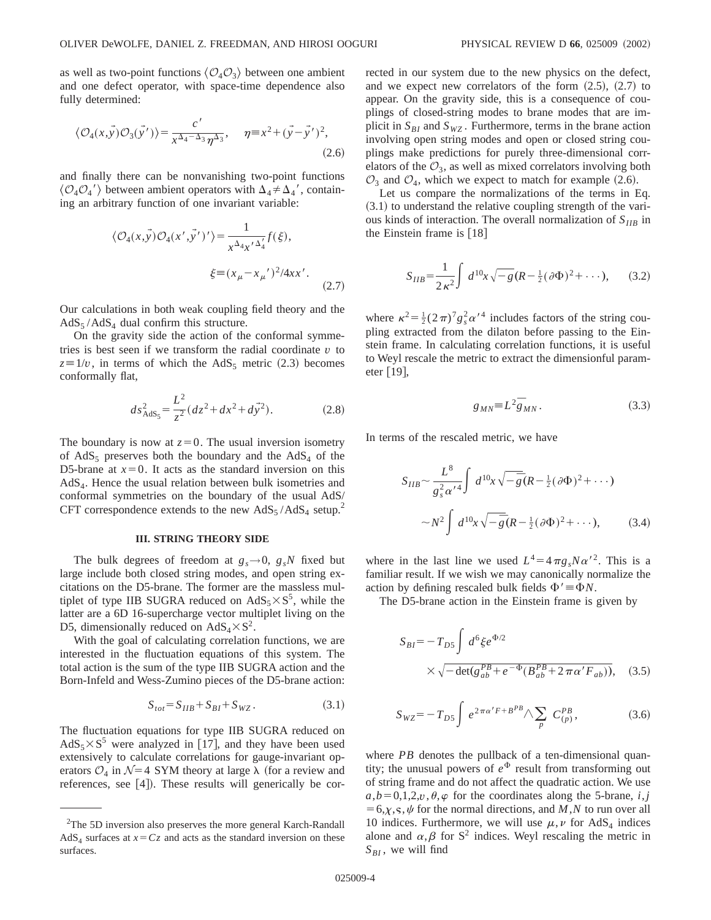as well as two-point functions $\langle \mathcal{O}_4 \mathcal{O}_3 \rangle$ between one ambient and one defect operator, with space-time dependence also fully determined:

$$\langle \mathcal{O}_4(x,\vec{y}) \mathcal{O}_3(\vec{y}\,') \rangle = \frac{c'}{x^{\Delta_4 - \Delta_3} \eta^{\Delta_3}}, \quad \eta \equiv x^2 + (\vec{y} - \vec{y}\,')^2, \tag{2.6}$$

and finally there can be nonvanishing two-point functions $\langle \mathcal{O}_4 \mathcal{O}_4{}' \rangle$ between ambient operators with $\Delta_4 \neq \Delta_4{}'$, containing an arbitrary function of one invariant variable:

$$\langle \mathcal{O}_4(x,\vec{y}) \mathcal{O}_4(x',\vec{y}\,')' \rangle = \frac{1}{x^{\Delta_4} x'^{\Delta_4'}} f(\xi),$$
$$\xi \equiv (x_\mu - x_\mu{}')^2 / 4xx'. \tag{2.7}$$

Our calculations in both weak coupling field theory and the $\mathrm{AdS}_5/\mathrm{AdS}_4$ dual confirm this structure.

On the gravity side the action of the conformal symmetries is best seen if we transform the radial coordinate $v$ to $z \equiv 1/v$, in terms of which the $\mathrm{AdS}_5$ metric (2.3) becomes conformally flat,

$$ds^2_{\mathrm{AdS}_5} = \frac{L^2}{z^2}(dz^2 + dx^2 + d\vec{y}^2). \tag{2.8}$$

The boundary is now at $z=0$. The usual inversion isometry of $\mathrm{AdS}_5$ preserves both the boundary and the $\mathrm{AdS}_4$ of the D5-brane at $x=0$. It acts as the standard inversion on this $\mathrm{AdS}_4$. Hence the usual relation between bulk isometries and conformal symmetries on the boundary of the usual AdS/CFT correspondence extends to the new $\mathrm{AdS}_5/\mathrm{AdS}_4$ setup.[2]

### III. STRING THEORY SIDE

The bulk degrees of freedom at $g_s \to 0$, $g_s N$ fixed but large include both closed string modes, and open string excitations on the D5-brane. The former are the massless multiplet of type IIB SUGRA reduced on $\mathrm{AdS}_5 \times \mathrm{S}^5$, while the latter are a 6D 16-supercharge vector multiplet living on the D5, dimensionally reduced on $\mathrm{AdS}_4 \times \mathrm{S}^2$.

With the goal of calculating correlation functions, we are interested in the fluctuation equations of this system. The total action is the sum of the type IIB SUGRA action and the Born-Infeld and Wess-Zumino pieces of the D5-brane action:

$$S_{tot} = S_{IIB} + S_{BI} + S_{WZ}. \tag{3.1}$$

The fluctuation equations for type IIB SUGRA reduced on $\mathrm{AdS}_5 \times \mathrm{S}^5$ were analyzed in [17], and they have been used extensively to calculate correlations for gauge-invariant operators $\mathcal{O}_4$ in $\mathcal{N}=4$ SYM theory at large $\lambda$ (for a review and references, see [4]). These results will generically be corrected in our system due to the new physics on the defect, and we expect new correlators of the form (2.5), (2.7) to appear. On the gravity side, this is a consequence of couplings of closed-string modes to brane modes that are implicit in $S_{BI}$ and $S_{WZ}$. Furthermore, terms in the brane action involving open string modes and open or closed string couplings make predictions for purely three-dimensional correlators of the $\mathcal{O}_3$, as well as mixed correlators involving both $\mathcal{O}_3$ and $\mathcal{O}_4$, which we expect to match for example (2.6).

Let us compare the normalizations of the terms in Eq. (3.1) to understand the relative coupling strength of the various kinds of interaction. The overall normalization of $S_{IIB}$ in the Einstein frame is [18]

$$S_{IIB} = \frac{1}{2\kappa^2} \int d^{10}x \sqrt{-g}\left(R - \tfrac{1}{2}(\partial\Phi)^2 + \cdots\right), \tag{3.2}$$

where $\kappa^2 = \frac{1}{2}(2\pi)^7 g_s^2 \alpha'^4$ includes factors of the string coupling extracted from the dilaton before passing to the Einstein frame. In calculating correlation functions, it is useful to Weyl rescale the metric to extract the dimensionful parameter [19],

$$g_{MN} \equiv L^2 \bar{g}_{MN}. \tag{3.3}$$

In terms of the rescaled metric, we have

$$S_{IIB} \sim \frac{L^8}{g_s^2 \alpha'^4} \int d^{10}x \sqrt{-\bar{g}}\left(R - \tfrac{1}{2}(\partial\Phi)^2 + \cdots\right)$$
$$\sim N^2 \int d^{10}x \sqrt{-\bar{g}}\left(R - \tfrac{1}{2}(\partial\Phi)^2 + \cdots\right), \tag{3.4}$$

where in the last line we used $L^4 = 4\pi g_s N \alpha'^2$. This is a familiar result. If we wish we may canonically normalize the action by defining rescaled bulk fields $\Phi' \equiv \Phi N$.

The D5-brane action in the Einstein frame is given by

$$S_{BI} = -T_{D5} \int d^6\xi e^{\Phi/2} \times \sqrt{-\det\left(g_{ab}^{PB} + e^{-\Phi}(B_{ab}^{PB} + 2\pi\alpha' F_{ab})\right)}, \tag{3.5}$$

$$S_{WZ} = -T_{D5} \int e^{2\pi\alpha' F + B^{PB}} \wedge \sum_p C_{(p)}^{PB}, \tag{3.6}$$

where $PB$ denotes the pullback of a ten-dimensional quantity; the unusual powers of $e^{\Phi}$ result from transforming out of string frame and do not affect the quadratic action. We use $a,b = 0,1,2,v,\theta,\varphi$ for the coordinates along the 5-brane, $i,j = 6,\chi,\varsigma,\psi$ for the normal directions, and $M,N$ to run over all 10 indices. Furthermore, we will use $\mu,\nu$ for $\mathrm{AdS}_4$ indices alone and $\alpha,\beta$ for $\mathrm{S}^2$ indices. Weyl rescaling the metric in $S_{BI}$, we will find

---

[2] The 5D inversion also preserves the more general Karch-Randall $\mathrm{AdS}_4$ surfaces at $x = Cz$ and acts as the standard inversion on these surfaces.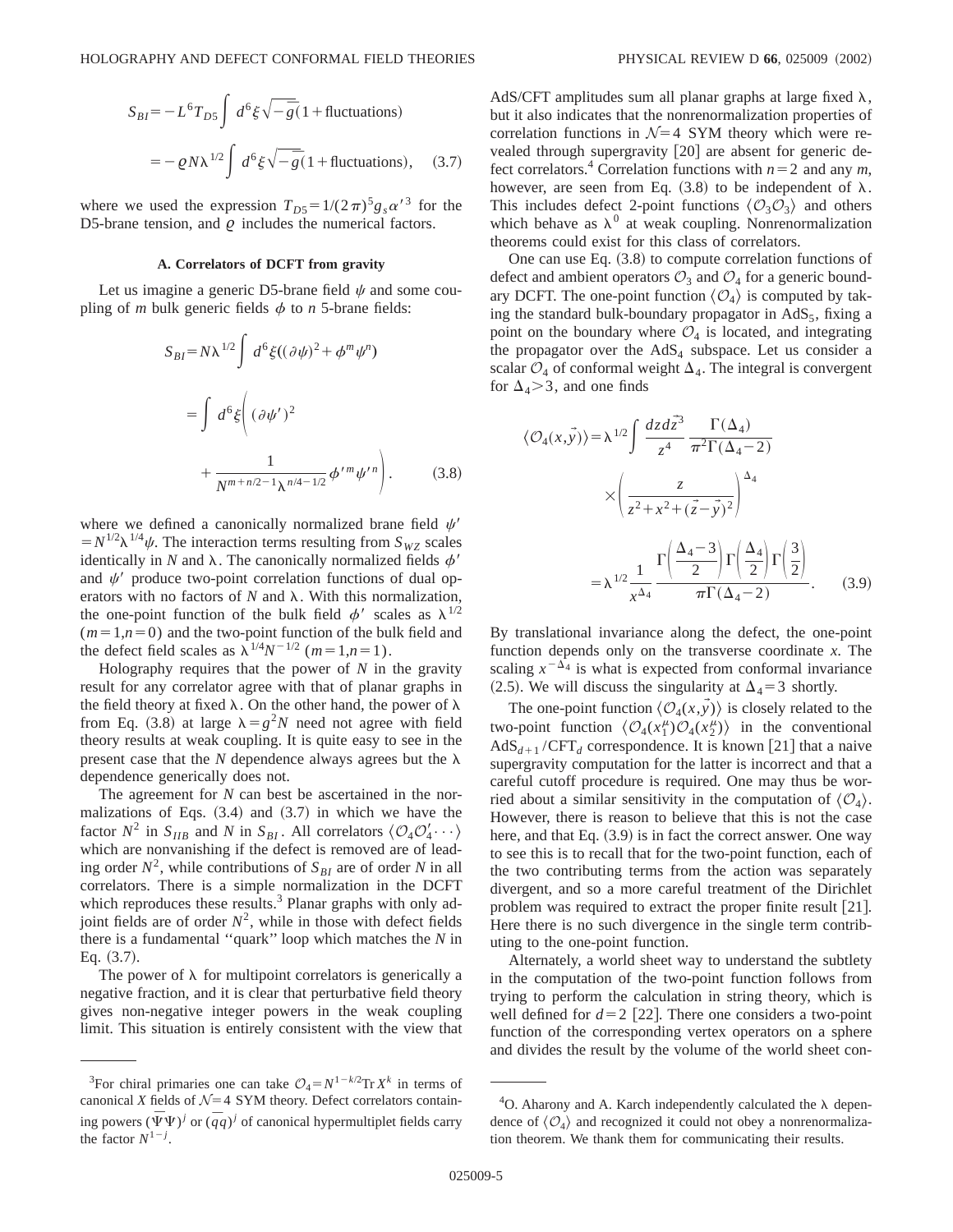$$S_{BI} = -L^6 T_{D5} \int d^6\xi \sqrt{-\bar{g}}(1+\text{fluctuations})$$
$$= -\varrho N \lambda^{1/2} \int d^6\xi \sqrt{-\bar{g}}(1+\text{fluctuations}), \quad (3.7)$$

where we used the expression $T_{D5} = 1/(2\pi)^5 g_s \alpha'^3$ for the D5-brane tension, and $\varrho$ includes the numerical factors.

### A. Correlators of DCFT from gravity

Let us imagine a generic D5-brane field $\psi$ and some coupling of $m$ bulk generic fields $\phi$ to $n$ 5-brane fields:

$$S_{BI} = N\lambda^{1/2} \int d^6\xi((\partial\psi)^2 + \phi^m \psi^n)$$
$$= \int d^6\xi\left( (\partial\psi')^2 + \frac{1}{N^{m+n/2-1}\lambda^{n/4-1/2}} \phi'^m \psi'^n \right). \quad (3.8)$$

where we defined a canonically normalized brane field $\psi' = N^{1/2}\lambda^{1/4}\psi$. The interaction terms resulting from $S_{WZ}$ scales identically in $N$ and $\lambda$. The canonically normalized fields $\phi'$ and $\psi'$ produce two-point correlation functions of dual operators with no factors of $N$ and $\lambda$. With this normalization, the one-point function of the bulk field $\phi'$ scales as $\lambda^{1/2}$ $(m=1, n=0)$ and the two-point function of the bulk field and the defect field scales as $\lambda^{1/4}N^{-1/2}$ $(m=1, n=1)$.

Holography requires that the power of $N$ in the gravity result for any correlator agree with that of planar graphs in the field theory at fixed $\lambda$. On the other hand, the power of $\lambda$ from Eq. (3.8) at large $\lambda = g^2 N$ need not agree with field theory results at weak coupling. It is quite easy to see in the present case that the $N$ dependence always agrees but the $\lambda$ dependence generically does not.

The agreement for $N$ can best be ascertained in the normalizations of Eqs. (3.4) and (3.7) in which we have the factor $N^2$ in $S_{IIB}$ and $N$ in $S_{BI}$. All correlators $\langle \mathcal{O}_4 \mathcal{O}'_4 \cdots \rangle$ which are nonvanishing if the defect is removed are of leading order $N^2$, while contributions of $S_{BI}$ are of order $N$ in all correlators. There is a simple normalization in the DCFT which reproduces these results.[3] Planar graphs with only adjoint fields are of order $N^2$, while in those with defect fields there is a fundamental "quark" loop which matches the $N$ in Eq. (3.7).

The power of $\lambda$ for multipoint correlators is generically a negative fraction, and it is clear that perturbative field theory gives non-negative integer powers in the weak coupling limit. This situation is entirely consistent with the view that AdS/CFT amplitudes sum all planar graphs at large fixed $\lambda$, but it also indicates that the nonrenormalization properties of correlation functions in $\mathcal{N}=4$ SYM theory which were revealed through supergravity [20] are absent for generic defect correlators.[4] Correlation functions with $n=2$ and any $m$, however, are seen from Eq. (3.8) to be independent of $\lambda$. This includes defect 2-point functions $\langle \mathcal{O}_3 \mathcal{O}_3 \rangle$ and others which behave as $\lambda^0$ at weak coupling. Nonrenormalization theorems could exist for this class of correlators.

One can use Eq. (3.8) to compute correlation functions of defect and ambient operators $\mathcal{O}_3$ and $\mathcal{O}_4$ for a generic boundary DCFT. The one-point function $\langle \mathcal{O}_4 \rangle$ is computed by taking the standard bulk-boundary propagator in AdS$_5$, fixing a point on the boundary where $\mathcal{O}_4$ is located, and integrating the propagator over the AdS$_4$ subspace. Let us consider a scalar $\mathcal{O}_4$ of conformal weight $\Delta_4$. The integral is convergent for $\Delta_4 > 3$, and one finds

$$\langle \mathcal{O}_4(x,\vec{y}) \rangle = \lambda^{1/2} \int \frac{dz d\vec{z}^3}{z^4} \frac{\Gamma(\Delta_4)}{\pi^2 \Gamma(\Delta_4 - 2)} \times \left( \frac{z}{z^2 + x^2 + (\vec{z} - \vec{y})^2} \right)^{\Delta_4}$$
$$= \lambda^{1/2} \frac{1}{x^{\Delta_4}} \frac{\Gamma\left(\frac{\Delta_4 - 3}{2}\right)\Gamma\left(\frac{\Delta_4}{2}\right)\Gamma\left(\frac{3}{2}\right)}{\pi \Gamma(\Delta_4 - 2)}. \quad (3.9)$$

By translational invariance along the defect, the one-point function depends only on the transverse coordinate $x$. The scaling $x^{-\Delta_4}$ is what is expected from conformal invariance (2.5). We will discuss the singularity at $\Delta_4 = 3$ shortly.

The one-point function $\langle \mathcal{O}_4(x,\vec{y}) \rangle$ is closely related to the two-point function $\langle \mathcal{O}_4(x_1^\mu) \mathcal{O}_4(x_2^\mu) \rangle$ in the conventional AdS$_{d+1}$/CFT$_d$ correspondence. It is known [21] that a naive supergravity computation for the latter is incorrect and that a careful cutoff procedure is required. One may thus be worried about a similar sensitivity in the computation of $\langle \mathcal{O}_4 \rangle$. However, there is reason to believe that this is not the case here, and that Eq. (3.9) is in fact the correct answer. One way to see this is to recall that for the two-point function, each of the two contributing terms from the action was separately divergent, and so a more careful treatment of the Dirichlet problem was required to extract the proper finite result [21]. Here there is no such divergence in the single term contributing to the one-point function.

Alternately, a world sheet way to understand the subtlety in the computation of the two-point function follows from trying to perform the calculation in string theory, which is well defined for $d=2$ [22]. There one considers a two-point function of the corresponding vertex operators on a sphere and divides the result by the volume of the world sheet con-

---

[3] For chiral primaries one can take $\mathcal{O}_4 = N^{1-k/2}\mathrm{Tr}\, X^k$ in terms of canonical $X$ fields of $\mathcal{N}=4$ SYM theory. Defect correlators containing powers $(\bar{\Psi}\Psi)^j$ or $(\bar{q}q)^j$ of canonical hypermultiplet fields carry the factor $N^{1-j}$.

[4] O. Aharony and A. Karch independently calculated the $\lambda$ dependence of $\langle \mathcal{O}_4 \rangle$ and recognized it could not obey a nonrenormalization theorem. We thank them for communicating their results.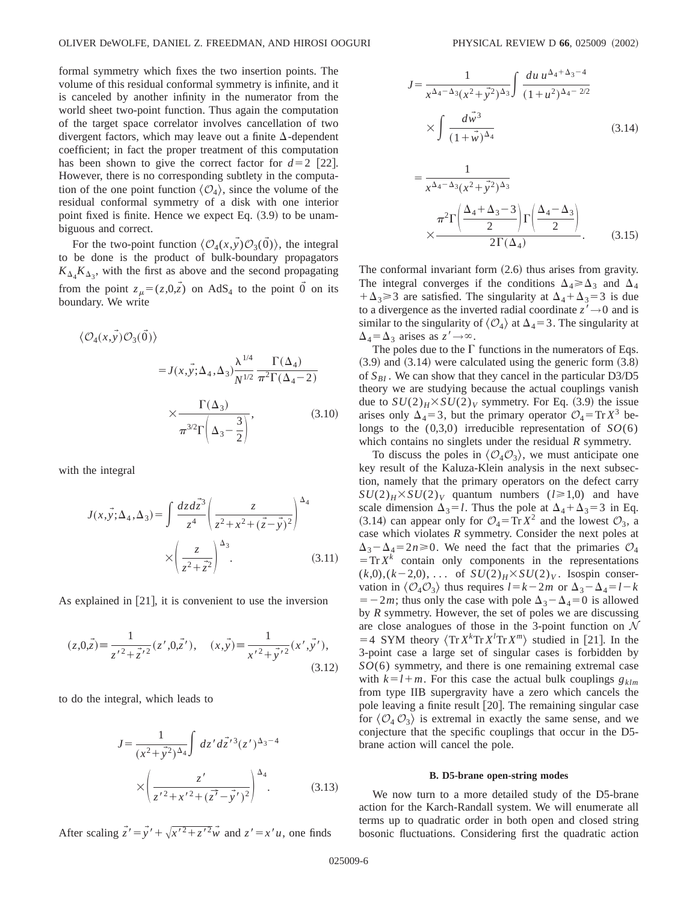formal symmetry which fixes the two insertion points. The volume of this residual conformal symmetry is infinite, and it is canceled by another infinity in the numerator from the world sheet two-point function. Thus again the computation of the target space correlator involves cancellation of two divergent factors, which may leave out a finite $\Delta$-dependent coefficient; in fact the proper treatment of this computation has been shown to give the correct factor for $d=2$ [22]. However, there is no corresponding subtlety in the computation of the one point function $\langle \mathcal{O}_4 \rangle$, since the volume of the residual conformal symmetry of a disk with one interior point fixed is finite. Hence we expect Eq. (3.9) to be unambiguous and correct.

For the two-point function $\langle \mathcal{O}_4(x,\vec{y})\mathcal{O}_3(\vec{0})\rangle$, the integral to be done is the product of bulk-boundary propagators $K_{\Delta_4}K_{\Delta_3}$, with the first as above and the second propagating from the point $z_\mu=(z,0,\vec{z})$ on $AdS_4$ to the point $\vec{0}$ on its boundary. We write

$$
\langle \mathcal{O}_4(x,\vec{y})\mathcal{O}_3(\vec{0})\rangle = J(x,\vec{y};\Delta_4,\Delta_3)\frac{\lambda^{1/4}}{N^{1/2}}\frac{\Gamma(\Delta_4)}{\pi^2\Gamma(\Delta_4-2)} \times \frac{\Gamma(\Delta_3)}{\pi^{3/2}\Gamma\left(\Delta_3-\frac{3}{2}\right)}, \tag{3.10}
$$

with the integral

$$
J(x,\vec{y};\Delta_4,\Delta_3)=\int \frac{dz\,d\vec{z}^3}{z^4}\left(\frac{z}{z^2+x^2+(\vec{z}-\vec{y})^2}\right)^{\Delta_4} \times \left(\frac{z}{z^2+\vec{z}^2}\right)^{\Delta_3}. \tag{3.11}
$$

As explained in [21], it is convenient to use the inversion

$$
(z,0,\vec{z})\equiv \frac{1}{z'^2+\vec{z}'^2}(z',0,\vec{z}'), \quad (x,\vec{y})\equiv\frac{1}{x'^2+\vec{y}'^2}(x',\vec{y}'), \tag{3.12}
$$

to do the integral, which leads to

$$
J=\frac{1}{(x^2+\vec{y}^2)^{\Delta_4}}\int dz'\,d\vec{z}'^3(z')^{\Delta_3-4} \times\left(\frac{z'}{z'^2+x'^2+(\vec{z}'-\vec{y}')^2}\right)^{\Delta_4}. \tag{3.13}
$$

After scaling $\vec{z}'=\vec{y}'+\sqrt{x'^2+z'^2}\vec{w}$ and $z'=x'u$, one finds

$$
J=\frac{1}{x^{\Delta_4-\Delta_3}(x^2+\vec{y}^2)^{\Delta_3}}\int\frac{du\,u^{\Delta_4+\Delta_3-4}}{(1+u^2)^{\Delta_4-2/2}} \times\int\frac{d\vec{w}^3}{(1+\vec{w})^{\Delta_4}} \tag{3.14}
$$

$$
=\frac{1}{x^{\Delta_4-\Delta_3}(x^2+\vec{y}^2)^{\Delta_3}} \times\frac{\pi^2\Gamma\left(\frac{\Delta_4+\Delta_3-3}{2}\right)\Gamma\left(\frac{\Delta_4-\Delta_3}{2}\right)}{2\Gamma(\Delta_4)}. \tag{3.15}
$$

The conformal invariant form (2.6) thus arises from gravity. The integral converges if the conditions $\Delta_4\geq\Delta_3$ and $\Delta_4+\Delta_3\geq 3$ are satisfied. The singularity at $\Delta_4+\Delta_3=3$ is due to a divergence as the inverted radial coordinate $z'\to 0$ and is similar to the singularity of $\langle\mathcal{O}_4\rangle$ at $\Delta_4=3$. The singularity at $\Delta_4=\Delta_3$ arises as $z'\to\infty$.

The poles due to the $\Gamma$ functions in the numerators of Eqs. (3.9) and (3.14) were calculated using the generic form (3.8) of $S_{BI}$. We can show that they cancel in the particular D3/D5 theory we are studying because the actual couplings vanish due to $SU(2)_H\times SU(2)_V$ symmetry. For Eq. (3.9) the issue arises only $\Delta_4=3$, but the primary operator $\mathcal{O}_4=\mathrm{Tr}\,X^3$ belongs to the $(0,3,0)$ irreducible representation of $SO(6)$ which contains no singlets under the residual $R$ symmetry.

To discuss the poles in $\langle\mathcal{O}_4\mathcal{O}_3\rangle$, we must anticipate one key result of the Kaluza-Klein analysis in the next subsection, namely that the primary operators on the defect carry $SU(2)_H\times SU(2)_V$ quantum numbers $(l\geq 1,0)$ and have scale dimension $\Delta_3=l$. Thus the pole at $\Delta_4+\Delta_3=3$ in Eq. (3.14) can appear only for $\mathcal{O}_4=\mathrm{Tr}\,X^2$ and the lowest $\mathcal{O}_3$, a case which violates $R$ symmetry. Consider the next poles at $\Delta_3-\Delta_4=2n\geq 0$. We need the fact that the primaries $\mathcal{O}_4=\mathrm{Tr}\,X^k$ contain only components in the representations $(k,0),(k-2,0),\ldots$ of $SU(2)_H\times SU(2)_V$. Isospin conservation in $\langle\mathcal{O}_4\mathcal{O}_3\rangle$ thus requires $l=k-2m$ or $\Delta_3-\Delta_4=l-k=-2m$; thus only the case with pole $\Delta_3-\Delta_4=0$ is allowed by $R$ symmetry. However, the set of poles we are discussing are close analogues of those in the 3-point function on $\mathcal{N}=4$ SYM theory $\langle\mathrm{Tr}\,X^k\mathrm{Tr}\,X^l\mathrm{Tr}\,X^m\rangle$ studied in [21]. In the 3-point case a large set of singular cases is forbidden by $SO(6)$ symmetry, and there is one remaining extremal case with $k=l+m$. For this case the actual bulk couplings $g_{klm}$ from type IIB supergravity have a zero which cancels the pole leaving a finite result [20]. The remaining singular case for $\langle\mathcal{O}_4\,\mathcal{O}_3\rangle$ is extremal in exactly the same sense, and we conjecture that the specific couplings that occur in the D5-brane action will cancel the pole.

### B. D5-brane open-string modes

We now turn to a more detailed study of the D5-brane action for the Karch-Randall system. We will enumerate all terms up to quadratic order in both open and closed string bosonic fluctuations. Considering first the quadratic action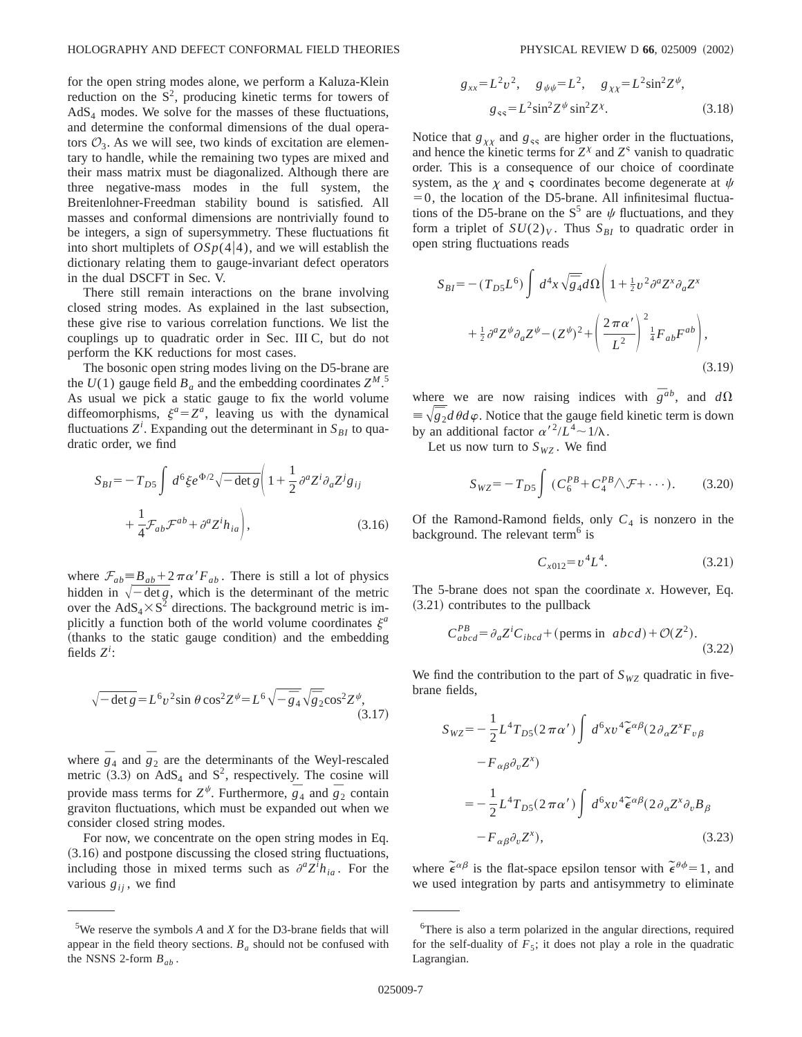for the open string modes alone, we perform a Kaluza-Klein reduction on the $S^2$, producing kinetic terms for towers of $AdS_4$ modes. We solve for the masses of these fluctuations, and determine the conformal dimensions of the dual operators $\mathcal{O}_3$. As we will see, two kinds of excitation are elementary to handle, while the remaining two types are mixed and their mass matrix must be diagonalized. Although there are three negative-mass modes in the full system, the Breitenlohner-Freedman stability bound is satisfied. All masses and conformal dimensions are nontrivially found to be integers, a sign of supersymmetry. These fluctuations fit into short multiplets of $OSp(4|4)$, and we will establish the dictionary relating them to gauge-invariant defect operators in the dual DSCFT in Sec. V.

There still remain interactions on the brane involving closed string modes. As explained in the last subsection, these give rise to various correlation functions. We list the couplings up to quadratic order in Sec. III C, but do not perform the KK reductions for most cases.

The bosonic open string modes living on the D5-brane are the $U(1)$ gauge field $B_a$ and the embedding coordinates $Z^M$.[5] As usual we pick a static gauge to fix the world volume diffeomorphisms, $\xi^a = Z^a$, leaving us with the dynamical fluctuations $Z^i$. Expanding out the determinant in $S_{BI}$ to quadratic order, we find

$$S_{BI} = -T_{D5}\int d^6\xi e^{\Phi/2}\sqrt{-\det g}\left(1+\frac{1}{2}\partial^a Z^i \partial_a Z^j g_{ij} + \frac{1}{4}\mathcal{F}_{ab}\mathcal{F}^{ab} + \partial^a Z^i h_{ia}\right), \tag{3.16}$$

where $\mathcal{F}_{ab} \equiv B_{ab} + 2\pi\alpha' F_{ab}$. There is still a lot of physics hidden in $\sqrt{-\det g}$, which is the determinant of the metric over the $AdS_4 \times S^2$ directions. The background metric is implicitly a function both of the world volume coordinates $\xi^a$ (thanks to the static gauge condition) and the embedding fields $Z^i$:

$$\sqrt{-\det g} = L^6 v^2 \sin\theta \cos^2 Z^\psi = L^6\sqrt{-\bar{g}_4}\sqrt{\bar{g}_2}\cos^2 Z^\psi, \tag{3.17}$$

where $\bar{g}_4$ and $\bar{g}_2$ are the determinants of the Weyl-rescaled metric (3.3) on $AdS_4$ and $S^2$, respectively. The cosine will provide mass terms for $Z^\psi$. Furthermore, $\bar{g}_4$ and $\bar{g}_2$ contain graviton fluctuations, which must be expanded out when we consider closed string modes.

For now, we concentrate on the open string modes in Eq. (3.16) and postpone discussing the closed string fluctuations, including those in mixed terms such as $\partial^a Z^i h_{ia}$. For the various $g_{ij}$, we find

$$g_{xx} = L^2 v^2, \quad g_{\psi\psi} = L^2, \quad g_{\chi\chi} = L^2 \sin^2 Z^\psi,$$
$$g_{\varsigma\varsigma} = L^2 \sin^2 Z^\psi \sin^2 Z^\chi. \tag{3.18}$$

Notice that $g_{\chi\chi}$ and $g_{\varsigma\varsigma}$ are higher order in the fluctuations, and hence the kinetic terms for $Z^\chi$ and $Z^\varsigma$ vanish to quadratic order. This is a consequence of our choice of coordinate system, as the $\chi$ and $\varsigma$ coordinates become degenerate at $\psi = 0$, the location of the D5-brane. All infinitesimal fluctuations of the D5-brane on the $S^5$ are $\psi$ fluctuations, and they form a triplet of $SU(2)_V$. Thus $S_{BI}$ to quadratic order in open string fluctuations reads

$$S_{BI} = -(T_{D5}L^6)\int d^4x\sqrt{\bar{g}_4}d\Omega\left(1+\tfrac{1}{2}v^2\partial^a Z^x \partial_a Z^x + \tfrac{1}{2}\partial^a Z^\psi \partial_a Z^\psi - (Z^\psi)^2 + \left(\frac{2\pi\alpha'}{L^2}\right)^2 \tfrac{1}{4}F_{ab}F^{ab}\right), \tag{3.19}$$

where we are now raising indices with $\bar{g}^{ab}$, and $d\Omega \equiv \sqrt{\bar{g}_2}d\theta d\varphi$. Notice that the gauge field kinetic term is down by an additional factor $\alpha'^2/L^4 \sim 1/\lambda$.

Let us now turn to $S_{WZ}$. We find

$$S_{WZ} = -T_{D5}\int (C_6^{PB} + C_4^{PB}\wedge\mathcal{F} + \cdots). \tag{3.20}$$

Of the Ramond-Ramond fields, only $C_4$ is nonzero in the background. The relevant term[6] is

$$C_{x012} = v^4 L^4. \tag{3.21}$$

The 5-brane does not span the coordinate $x$. However, Eq. (3.21) contributes to the pullback

$$C_{abcd}^{PB} = \partial_a Z^i C_{ibcd} + (\text{perms in } abcd) + \mathcal{O}(Z^2). \tag{3.22}$$

We find the contribution to the part of $S_{WZ}$ quadratic in five-brane fields,

$$\begin{aligned} S_{WZ} &= -\frac{1}{2}L^4 T_{D5}(2\pi\alpha')\int d^6x v^4 \tilde{\epsilon}^{\alpha\beta}(2\partial_\alpha Z^x F_{v\beta} - F_{\alpha\beta}\partial_v Z^x) \\ &= -\frac{1}{2}L^4 T_{D5}(2\pi\alpha')\int d^6x v^4 \tilde{\epsilon}^{\alpha\beta}(2\partial_\alpha Z^x \partial_v B_\beta - F_{\alpha\beta}\partial_v Z^x), \end{aligned} \tag{3.23}$$

where $\tilde{\epsilon}^{\alpha\beta}$ is the flat-space epsilon tensor with $\tilde{\epsilon}^{\theta\phi} = 1$, and we used integration by parts and antisymmetry to eliminate

---

[5] We reserve the symbols $A$ and $X$ for the D3-brane fields that will appear in the field theory sections. $B_a$ should not be confused with the NSNS 2-form $B_{ab}$.

[6] There is also a term polarized in the angular directions, required for the self-duality of $F_5$; it does not play a role in the quadratic Lagrangian.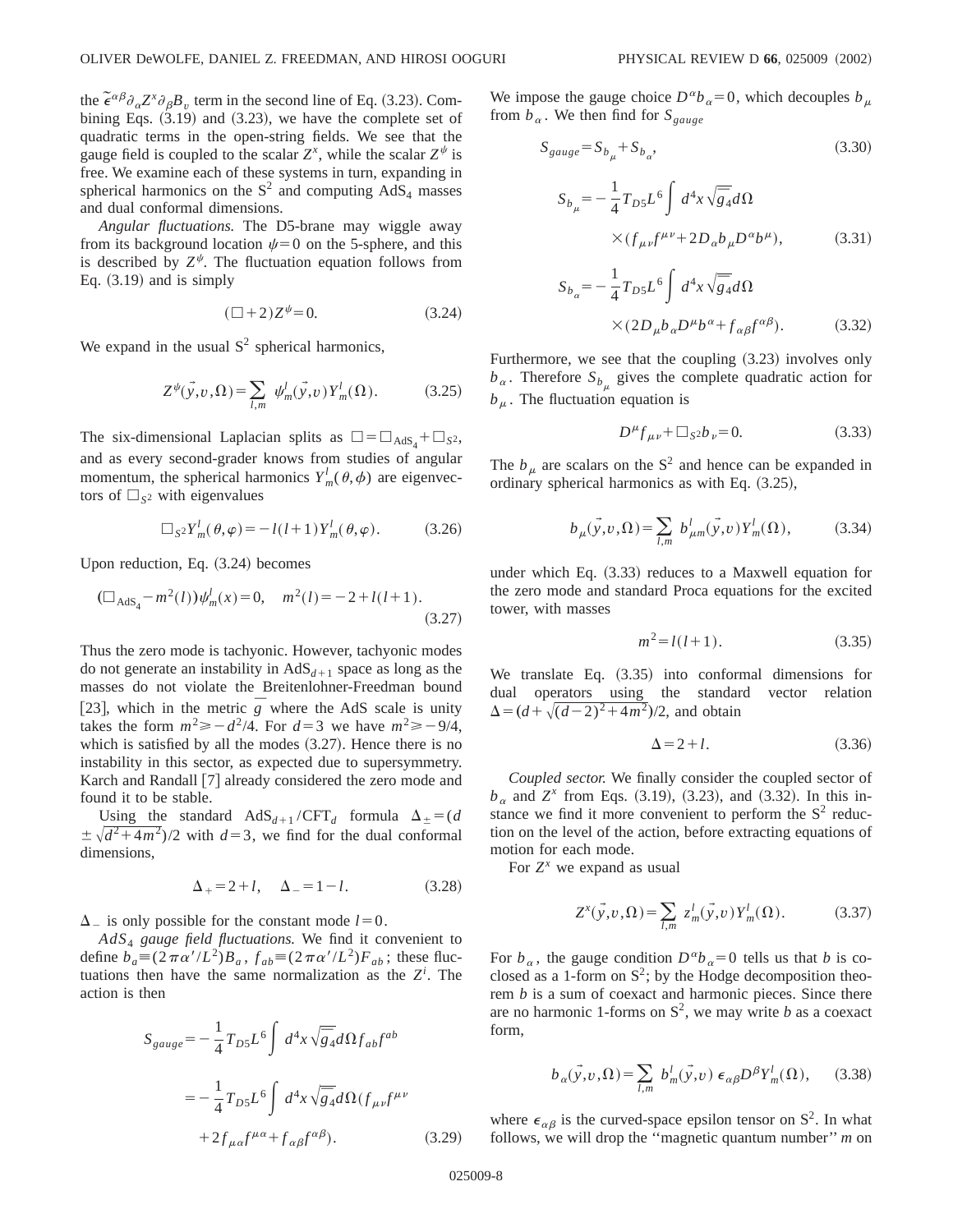the $\tilde{\epsilon}^{\alpha\beta}\partial_\alpha Z^x \partial_\beta B_v$ term in the second line of Eq. (3.23). Combining Eqs. (3.19) and (3.23), we have the complete set of quadratic terms in the open-string fields. We see that the gauge field is coupled to the scalar $Z^x$, while the scalar $Z^\psi$ is free. We examine each of these systems in turn, expanding in spherical harmonics on the $S^2$ and computing $AdS_4$ masses and dual conformal dimensions.

*Angular fluctuations.* The D5-brane may wiggle away from its background location $\psi=0$ on the 5-sphere, and this is described by $Z^\psi$. The fluctuation equation follows from Eq. (3.19) and is simply

$$(\Box+2)Z^\psi=0. \tag{3.24}$$

We expand in the usual $S^2$ spherical harmonics,

$$Z^\psi(\vec{y},v,\Omega)=\sum_{l,m}\psi^l_m(\vec{y},v)Y^l_m(\Omega). \tag{3.25}$$

The six-dimensional Laplacian splits as $\Box=\Box_{AdS_4}+\Box_{S^2}$, and as every second-grader knows from studies of angular momentum, the spherical harmonics $Y^l_m(\theta,\phi)$ are eigenvectors of $\Box_{S^2}$ with eigenvalues

$$\Box_{S^2}Y^l_m(\theta,\varphi)=-l(l+1)Y^l_m(\theta,\varphi). \tag{3.26}$$

Upon reduction, Eq. (3.24) becomes

$$(\Box_{AdS_4}-m^2(l))\psi^l_m(x)=0, \quad m^2(l)=-2+l(l+1). \tag{3.27}$$

Thus the zero mode is tachyonic. However, tachyonic modes do not generate an instability in $AdS_{d+1}$ space as long as the masses do not violate the Breitenlohner-Freedman bound [23], which in the metric $\bar{g}$ where the AdS scale is unity takes the form $m^2\geq -d^2/4$. For $d=3$ we have $m^2\geq -9/4$, which is satisfied by all the modes (3.27). Hence there is no instability in this sector, as expected due to supersymmetry. Karch and Randall [7] already considered the zero mode and found it to be stable.

Using the standard $AdS_{d+1}/CFT_d$ formula $\Delta_\pm=(d\pm\sqrt{d^2+4m^2})/2$ with $d=3$, we find for the dual conformal dimensions,

$$\Delta_+=2+l, \quad \Delta_-=1-l. \tag{3.28}$$

$\Delta_-$ is only possible for the constant mode $l=0$.

*$AdS_4$ gauge field fluctuations.* We find it convenient to define $b_a\equiv(2\pi\alpha'/L^2)B_a$, $f_{ab}\equiv(2\pi\alpha'/L^2)F_{ab}$; these fluctuations then have the same normalization as the $Z^i$. The action is then

$$\begin{aligned} S_{gauge}&=-\frac{1}{4}T_{D5}L^6\int d^4x\sqrt{\bar{g}_4}d\Omega f_{ab}f^{ab}\\ &=-\frac{1}{4}T_{D5}L^6\int d^4x\sqrt{\bar{g}_4}d\Omega(f_{\mu\nu}f^{\mu\nu}\\ &\quad+2f_{\mu\alpha}f^{\mu\alpha}+f_{\alpha\beta}f^{\alpha\beta}). \end{aligned} \tag{3.29}$$

We impose the gauge choice $D^\alpha b_\alpha=0$, which decouples $b_\mu$ from $b_\alpha$. We then find for $S_{gauge}$

$$S_{gauge}=S_{b_\mu}+S_{b_\alpha}, \tag{3.30}$$

$$S_{b_\mu}=-\frac{1}{4}T_{D5}L^6\int d^4x\sqrt{\bar{g}_4}d\Omega \times(f_{\mu\nu}f^{\mu\nu}+2D_\alpha b_\mu D^\alpha b^\mu), \tag{3.31}$$

$$S_{b_\alpha}=-\frac{1}{4}T_{D5}L^6\int d^4x\sqrt{\bar{g}_4}d\Omega \times(2D_\mu b_\alpha D^\mu b^\alpha+f_{\alpha\beta}f^{\alpha\beta}). \tag{3.32}$$

Furthermore, we see that the coupling (3.23) involves only $b_\alpha$. Therefore $S_{b_\mu}$ gives the complete quadratic action for $b_\mu$. The fluctuation equation is

$$D^\mu f_{\mu\nu}+\Box_{S^2}b_\nu=0. \tag{3.33}$$

The $b_\mu$ are scalars on the $S^2$ and hence can be expanded in ordinary spherical harmonics as with Eq. (3.25),

$$b_\mu(\vec{y},v,\Omega)=\sum_{l,m}b^l_{\mu m}(\vec{y},v)Y^l_m(\Omega), \tag{3.34}$$

under which Eq. (3.33) reduces to a Maxwell equation for the zero mode and standard Proca equations for the excited tower, with masses

$$m^2=l(l+1). \tag{3.35}$$

We translate Eq. (3.35) into conformal dimensions for dual operators using the standard vector relation $\Delta=(d+\sqrt{(d-2)^2+4m^2})/2$, and obtain

$$\Delta=2+l. \tag{3.36}$$

*Coupled sector.* We finally consider the coupled sector of $b_\alpha$ and $Z^x$ from Eqs. (3.19), (3.23), and (3.32). In this instance we find it more convenient to perform the $S^2$ reduction on the level of the action, before extracting equations of motion for each mode.

For $Z^x$ we expand as usual

$$Z^x(\vec{y},v,\Omega)=\sum_{l,m}z^l_m(\vec{y},v)Y^l_m(\Omega). \tag{3.37}$$

For $b_\alpha$, the gauge condition $D^\alpha b_\alpha=0$ tells us that $b$ is coclosed as a 1-form on $S^2$; by the Hodge decomposition theorem $b$ is a sum of coexact and harmonic pieces. Since there are no harmonic 1-forms on $S^2$, we may write $b$ as a coexact form,

$$b_\alpha(\vec{y},v,\Omega)=\sum_{l,m}b^l_m(\vec{y},v)\,\epsilon_{\alpha\beta}D^\beta Y^l_m(\Omega), \tag{3.38}$$

where $\epsilon_{\alpha\beta}$ is the curved-space epsilon tensor on $S^2$. In what follows, we will drop the "magnetic quantum number" $m$ on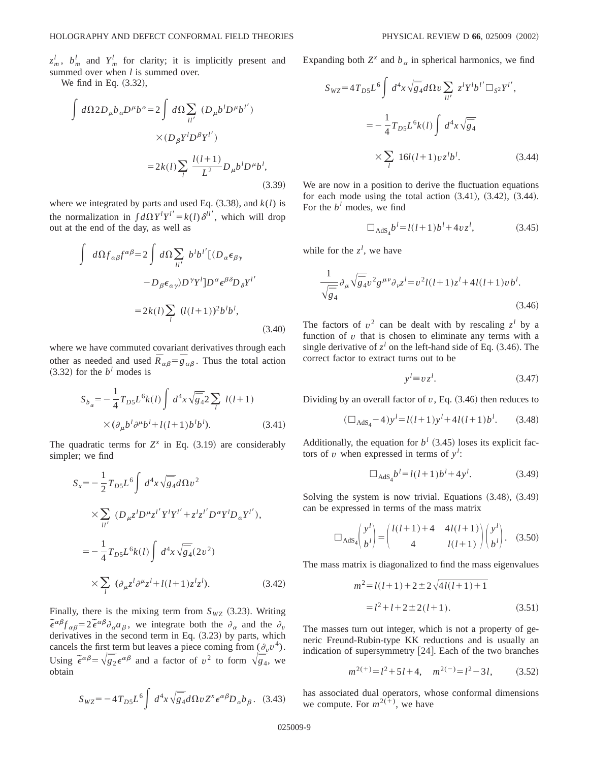$z^l_m$, $b^l_m$ and $Y^l_m$ for clarity; it is implicitly present and summed over when $l$ is summed over.

We find in Eq. (3.32),

$$\int d\Omega 2 D_\mu b_\alpha D^\mu b^\alpha = 2\int d\Omega \sum_{ll'} (D_\mu b^l D^\mu b^{l'}) \times (D_\beta Y^l D^\beta Y^{l'}) = 2k(l)\sum_l \frac{l(l+1)}{L^2} D_\mu b^l D^\mu b^l, \tag{3.39}$$

where we integrated by parts and used Eq. (3.38), and $k(l)$ is the normalization in $\int d\Omega Y^l Y^{l'} = k(l)\delta^{ll'}$, which will drop out at the end of the day, as well as

$$\int d\Omega f_{\alpha\beta} f^{\alpha\beta} = 2\int d\Omega \sum_{ll'} b^l b^{l'} [(D_\alpha \epsilon_{\beta\gamma} - D_\beta \epsilon_{\alpha\gamma}) D^\gamma Y^l] D^\alpha \epsilon^{\beta\delta} D_\delta Y^{l'} = 2k(l)\sum_l (l(l+1))^2 b^l b^l, \tag{3.40}$$

where we have commuted covariant derivatives through each other as needed and used $\bar{R}_{\alpha\beta} = \bar{g}_{\alpha\beta}$. Thus the total action (3.32) for the $b^l$ modes is

$$S_{b_\alpha} = -\frac{1}{4} T_{D5} L^6 k(l) \int d^4x \sqrt{\bar{g}_4} 2 \sum_l l(l+1) \times (\partial_\mu b^l \partial^\mu b^l + l(l+1) b^l b^l). \tag{3.41}$$

The quadratic terms for $Z^x$ in Eq. (3.19) are considerably simpler; we find

$$S_x = -\frac{1}{2} T_{D5} L^6 \int d^4x \sqrt{\bar{g}_4} d\Omega v^2 \times \sum_{ll'} (D_\mu z^l D^\mu z^{l'} Y^l Y^{l'} + z^l z^{l'} D^\alpha Y^l D_\alpha Y^{l'}),$$
$$= -\frac{1}{4} T_{D5} L^6 k(l) \int d^4x \sqrt{\bar{g}_4} (2v^2) \times \sum_l (\partial_\mu z^l \partial^\mu z^l + l(l+1) z^l z^l). \tag{3.42}$$

Finally, there is the mixing term from $S_{WZ}$ (3.23). Writing $\tilde{\epsilon}^{\alpha\beta} f_{\alpha\beta} = 2\tilde{\epsilon}^{\alpha\beta}\partial_\alpha a_\beta$, we integrate both the $\partial_\alpha$ and the $\partial_v$ derivatives in the second term in Eq. (3.23) by parts, which cancels the first term but leaves a piece coming from $(\partial_v v^4)$. Using $\tilde{\epsilon}^{\alpha\beta} = \sqrt{\bar{g}_2}\epsilon^{\alpha\beta}$ and a factor of $v^2$ to form $\sqrt{\bar{g}_4}$, we obtain

$$S_{WZ} = -4 T_{D5} L^6 \int d^4x \sqrt{\bar{g}_4} d\Omega v Z^x \epsilon^{\alpha\beta} D_\alpha b_\beta. \tag{3.43}$$

Expanding both $Z^x$ and $b_\alpha$ in spherical harmonics, we find

$$S_{WZ} = 4 T_{D5} L^6 \int d^4x \sqrt{\bar{g}_4} d\Omega v \sum_{ll'} z^l Y^l b^{l'} \Box_{S^2} Y^{l'},$$
$$= -\frac{1}{4} T_{D5} L^6 k(l) \int d^4x \sqrt{\bar{g}_4} \times \sum_l 16 l(l+1) v z^l b^l. \tag{3.44}$$

We are now in a position to derive the fluctuation equations for each mode using the total action (3.41), (3.42), (3.44). For the $b^l$ modes, we find

$$\Box_{AdS_4} b^l = l(l+1) b^l + 4 v z^l, \tag{3.45}$$

while for the $z^l$, we have

$$\frac{1}{\sqrt{\bar{g}_4}} \partial_\mu \sqrt{\bar{g}_4} v^2 g^{\mu\nu} \partial_\nu z^l = v^2 l(l+1) z^l + 4 l(l+1) v b^l. \tag{3.46}$$

The factors of $v^2$ can be dealt with by rescaling $z^l$ by a function of $v$ that is chosen to eliminate any terms with a single derivative of $z^l$ on the left-hand side of Eq. (3.46). The correct factor to extract turns out to be

$$y^l \equiv v z^l. \tag{3.47}$$

Dividing by an overall factor of $v$, Eq. (3.46) then reduces to

$$(\Box_{AdS_4} - 4) y^l = l(l+1) y^l + 4 l(l+1) b^l. \tag{3.48}$$

Additionally, the equation for $b^l$ (3.45) loses its explicit factors of $v$ when expressed in terms of $y^l$:

$$\Box_{AdS_4} b^l = l(l+1) b^l + 4 y^l. \tag{3.49}$$

Solving the system is now trivial. Equations (3.48), (3.49) can be expressed in terms of the mass matrix

$$\Box_{AdS_4} \begin{pmatrix} y^l \\ b^l \end{pmatrix} = \begin{pmatrix} l(l+1)+4 & 4l(l+1) \\ 4 & l(l+1) \end{pmatrix} \begin{pmatrix} y^l \\ b^l \end{pmatrix}. \tag{3.50}$$

The mass matrix is diagonalized to find the mass eigenvalues

$$m^2 = l(l+1) + 2 \pm 2\sqrt{4l(l+1)+1}$$
$$= l^2 + l + 2 \pm 2(l+1). \tag{3.51}$$

The masses turn out integer, which is not a property of generic Freund-Rubin-type KK reductions and is usually an indication of supersymmetry [24]. Each of the two branches

$$m^{2(+)} = l^2 + 5l + 4, \quad m^{2(-)} = l^2 - 3l, \tag{3.52}$$

has associated dual operators, whose conformal dimensions we compute. For $m^{2(+)}$, we have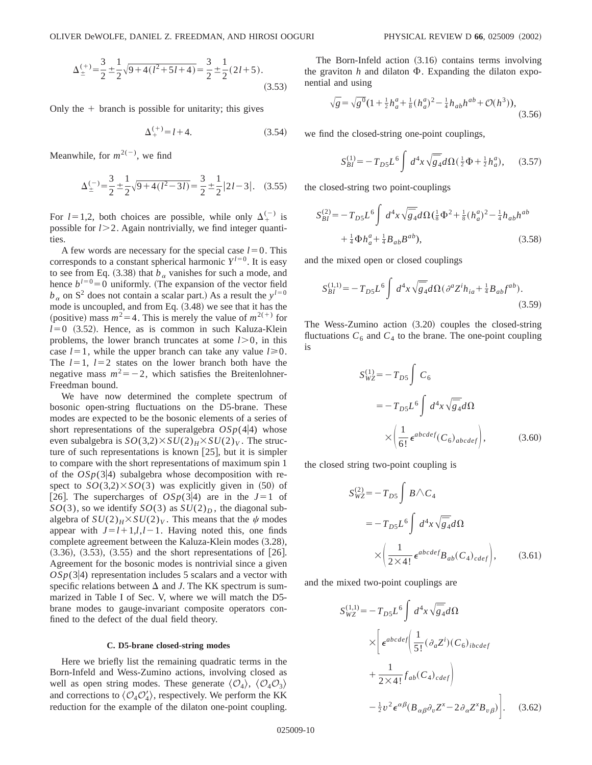$$\Delta_{\pm}^{(+)} = \frac{3}{2} \pm \frac{1}{2}\sqrt{9+4(l^2+5l+4)} = \frac{3}{2} \pm \frac{1}{2}(2l+5). \tag{3.53}$$

Only the $+$ branch is possible for unitarity; this gives

$$\Delta_{+}^{(+)} = l+4. \tag{3.54}$$

Meanwhile, for $m^{2(-)}$, we find

$$\Delta_{\pm}^{(-)} = \frac{3}{2} \pm \frac{1}{2}\sqrt{9+4(l^2-3l)} = \frac{3}{2} \pm \frac{1}{2}|2l-3|. \tag{3.55}$$

For $l=1,2$, both choices are possible, while only $\Delta_{+}^{(-)}$ is possible for $l>2$. Again nontrivially, we find integer quantities.

A few words are necessary for the special case $l=0$. This corresponds to a constant spherical harmonic $Y^{l=0}$. It is easy to see from Eq. (3.38) that $b_\alpha$ vanishes for such a mode, and hence $b^{l=0}=0$ uniformly. (The expansion of the vector field $b_\alpha$ on $S^2$ does not contain a scalar part.) As a result the $y^{l=0}$ mode is uncoupled, and from Eq. (3.48) we see that it has the (positive) mass $m^2=4$. This is merely the value of $m^{2(+)}$ for $l=0$ (3.52). Hence, as is common in such Kaluza-Klein problems, the lower branch truncates at some $l>0$, in this case $l=1$, while the upper branch can take any value $l \geq 0$. The $l=1$, $l=2$ states on the lower branch both have the negative mass $m^2=-2$, which satisfies the Breitenlohner-Freedman bound.

We have now determined the complete spectrum of bosonic open-string fluctuations on the D5-brane. These modes are expected to be the bosonic elements of a series of short representations of the superalgebra $OSp(4|4)$ whose even subalgebra is $SO(3,2)\times SU(2)_H \times SU(2)_V$. The structure of such representations is known [25], but it is simpler to compare with the short representations of maximum spin 1 of the $OSp(3|4)$ subalgebra whose decomposition with respect to $SO(3,2)\times SO(3)$ was explicitly given in (50) of [26]. The supercharges of $OSp(3|4)$ are in the $J=1$ of $SO(3)$, so we identify $SO(3)$ as $SU(2)_D$, the diagonal subalgebra of $SU(2)_H \times SU(2)_V$. This means that the $\psi$ modes appear with $J=l+1,l,l-1$. Having noted this, one finds complete agreement between the Kaluza-Klein modes (3.28), (3.36), (3.53), (3.55) and the short representations of [26]. Agreement for the bosonic modes is nontrivial since a given $OSp(3|4)$ representation includes 5 scalars and a vector with specific relations between $\Delta$ and $J$. The KK spectrum is summarized in Table I of Sec. V, where we will match the D5-brane modes to gauge-invariant composite operators confined to the defect of the dual field theory.

### C. D5-brane closed-string modes

Here we briefly list the remaining quadratic terms in the Born-Infeld and Wess-Zumino actions, involving closed as well as open string modes. These generate $\langle \mathcal{O}_4 \rangle$, $\langle \mathcal{O}_4 \mathcal{O}_3 \rangle$ and corrections to $\langle \mathcal{O}_4 \mathcal{O}_4' \rangle$, respectively. We perform the KK reduction for the example of the dilaton one-point coupling.

The Born-Infeld action (3.16) contains terms involving the graviton $h$ and dilaton $\Phi$. Expanding the dilaton exponential and using

$$\sqrt{g} = \sqrt{g^0}\left(1+\tfrac{1}{2}h_a^a+\tfrac{1}{8}(h_a^a)^2-\tfrac{1}{4}h_{ab}h^{ab}+\mathcal{O}(h^3)\right), \tag{3.56}$$

we find the closed-string one-point couplings,

$$S_{BI}^{(1)} = -T_{D5}L^6\int d^4x\sqrt{\bar{g}_4}\,d\Omega\left(\tfrac{1}{2}\Phi+\tfrac{1}{2}h_a^a\right), \tag{3.57}$$

the closed-string two point-couplings

$$S_{BI}^{(2)} = -T_{D5}L^6\int d^4x\sqrt{\bar{g}_4}\,d\Omega\left(\tfrac{1}{8}\Phi^2+\tfrac{1}{8}(h_a^a)^2-\tfrac{1}{4}h_{ab}h^{ab} + \tfrac{1}{4}\Phi h_a^a+\tfrac{1}{4}B_{ab}B^{ab}\right), \tag{3.58}$$

and the mixed open or closed couplings

$$S_{BI}^{(1,1)} = -T_{D5}L^6\int d^4x\sqrt{\bar{g}_4}\,d\Omega\left(\partial^a Z^i h_{ia}+\tfrac{1}{4}B_{ab}f^{ab}\right). \tag{3.59}$$

The Wess-Zumino action (3.20) couples the closed-string fluctuations $C_6$ and $C_4$ to the brane. The one-point coupling is

$$\begin{aligned} S_{WZ}^{(1)} &= -T_{D5}\int C_6 \\ &= -T_{D5}L^6\int d^4x\sqrt{\bar{g}_4}\,d\Omega \\ &\quad\times\left(\frac{1}{6!}\epsilon^{abcdef}(C_6)_{abcdef}\right), \end{aligned} \tag{3.60}$$

the closed string two-point coupling is

$$\begin{aligned} S_{WZ}^{(2)} &= -T_{D5}\int B\wedge C_4 \\ &= -T_{D5}L^6\int d^4x\sqrt{\bar{g}_4}\,d\Omega \\ &\quad\times\left(\frac{1}{2\times 4!}\epsilon^{abcdef}B_{ab}(C_4)_{cdef}\right), \end{aligned} \tag{3.61}$$

and the mixed two-point couplings are

$$\begin{aligned} S_{WZ}^{(1,1)} &= -T_{D5}L^6\int d^4x\sqrt{\bar{g}_4}\,d\Omega \\ &\quad\times\Bigg[\epsilon^{abcdef}\Bigg(\frac{1}{5!}(\partial_a Z^i)(C_6)_{ibcdef} \\ &\quad+\frac{1}{2\times 4!}f_{ab}(C_4)_{cdef}\Bigg) \\ &\quad-\tfrac{1}{2}v^2\epsilon^{\alpha\beta}\left(B_{\alpha\beta}\partial_v Z^x-2\partial_\alpha Z^x B_{v\beta}\right)\Bigg]. \end{aligned} \tag{3.62}$$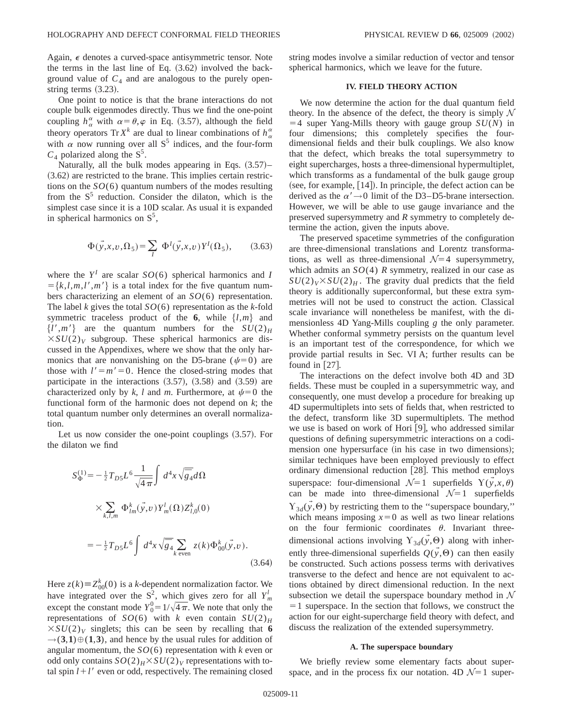Again, $\epsilon$ denotes a curved-space antisymmetric tensor. Note the terms in the last line of Eq. (3.62) involved the background value of $C_4$ and are analogous to the purely open-string terms (3.23).

One point to notice is that the brane interactions do not couple bulk eigenmodes directly. Thus we find the one-point coupling $h^\alpha_\alpha$ with $\alpha=\theta,\varphi$ in Eq. (3.57), although the field theory operators $\mathrm{Tr}\, X^k$ are dual to linear combinations of $h^\alpha_\alpha$ with $\alpha$ now running over all $S^5$ indices, and the four-form $C_4$ polarized along the $S^5$.

Naturally, all the bulk modes appearing in Eqs. (3.57)–(3.62) are restricted to the brane. This implies certain restrictions on the $SO(6)$ quantum numbers of the modes resulting from the $S^5$ reduction. Consider the dilaton, which is the simplest case since it is a 10D scalar. As usual it is expanded in spherical harmonics on $S^5$,

$$\Phi(\vec{y},x,v,\Omega_5)=\sum_I \Phi^I(\vec{y},x,v)Y^I(\Omega_5), \tag{3.63}$$

where the $Y^I$ are scalar $SO(6)$ spherical harmonics and $I=\{k,l,m,l',m'\}$ is a total index for the five quantum numbers characterizing an element of an $SO(6)$ representation. The label $k$ gives the total $SO(6)$ representation as the $k$-fold symmetric traceless product of the **6**, while $\{l,m\}$ and $\{l',m'\}$ are the quantum numbers for the $SU(2)_H \times SU(2)_V$ subgroup. These spherical harmonics are discussed in the Appendixes, where we show that the only harmonics that are nonvanishing on the D5-brane ($\psi=0$) are those with $l'=m'=0$. Hence the closed-string modes that participate in the interactions (3.57), (3.58) and (3.59) are characterized only by $k$, $l$ and $m$. Furthermore, at $\psi=0$ the functional form of the harmonic does not depend on $k$; the total quantum number only determines an overall normalization.

Let us now consider the one-point couplings (3.57). For the dilaton we find

$$\begin{aligned}
S^{(1)}_\Phi &= -\tfrac{1}{2}T_{D5}L^6\frac{1}{\sqrt{4\pi}}\int d^4x\sqrt{\overline{g}_4}d\Omega \\
&\quad\times\sum_{k,l,m}\Phi^k_{lm}(\vec{y},v)Y^l_m(\Omega)Z^k_{l,0}(0) \\
&= -\tfrac{1}{2}T_{D5}L^6\int d^4x\sqrt{\overline{g}_4}\sum_{k\ \mathrm{even}} z(k)\Phi^k_{00}(\vec{y},v).
\end{aligned} \tag{3.64}$$

Here $z(k)\equiv Z^k_{00}(0)$ is a $k$-dependent normalization factor. We have integrated over the $S^2$, which gives zero for all $Y^l_m$ except the constant mode $Y^0_0=1/\sqrt{4\pi}$. We note that only the representations of $SO(6)$ with $k$ even contain $SU(2)_H \times SU(2)_V$ singlets; this can be seen by recalling that $\mathbf{6}\to(\mathbf{3},\mathbf{1})\oplus(\mathbf{1},\mathbf{3})$, and hence by the usual rules for addition of angular momentum, the $SO(6)$ representation with $k$ even or odd only contains $SO(2)_H \times SU(2)_V$ representations with total spin $l+l'$ even or odd, respectively. The remaining closed string modes involve a similar reduction of vector and tensor spherical harmonics, which we leave for the future.

## IV. FIELD THEORY ACTION

We now determine the action for the dual quantum field theory. In the absence of the defect, the theory is simply $\mathcal{N}=4$ super Yang-Mills theory with gauge group $SU(N)$ in four dimensions; this completely specifies the four-dimensional fields and their bulk couplings. We also know that the defect, which breaks the total supersymmetry to eight supercharges, hosts a three-dimensional hypermultiplet, which transforms as a fundamental of the bulk gauge group (see, for example, [14]). In principle, the defect action can be derived as the $\alpha'\to 0$ limit of the D3–D5-brane intersection. However, we will be able to use gauge invariance and the preserved supersymmetry and $R$ symmetry to completely determine the action, given the inputs above.

The preserved spacetime symmetries of the configuration are three-dimensional translations and Lorentz transformations, as well as three-dimensional $\mathcal{N}=4$ supersymmetry, which admits an $SO(4)$ $R$ symmetry, realized in our case as $SU(2)_V \times SU(2)_H$. The gravity dual predicts that the field theory is additionally superconformal, but these extra symmetries will not be used to construct the action. Classical scale invariance will nonetheless be manifest, with the dimensionless 4D Yang-Mills coupling $g$ the only parameter. Whether conformal symmetry persists on the quantum level is an important test of the correspondence, for which we provide partial results in Sec. VI A; further results can be found in [27].

The interactions on the defect involve both 4D and 3D fields. These must be coupled in a supersymmetric way, and consequently, one must develop a procedure for breaking up 4D supermultiplets into sets of fields that, when restricted to the defect, transform like 3D supermultiplets. The method we use is based on work of Hori [9], who addressed similar questions of defining supersymmetric interactions on a codimension one hypersurface (in his case in two dimensions); similar techniques have been employed previously to effect ordinary dimensional reduction [28]. This method employs superspace: four-dimensional $\mathcal{N}=1$ superfields $\Upsilon(\vec{y},x,\theta)$ can be made into three-dimensional $\mathcal{N}=1$ superfields $\Upsilon_{3d}(\vec{y},\Theta)$ by restricting them to the "superspace boundary," which means imposing $x=0$ as well as two linear relations on the four fermionic coordinates $\theta$. Invariant three-dimensional actions involving $\Upsilon_{3d}(\vec{y},\Theta)$ along with inherently three-dimensional superfields $Q(\vec{y},\Theta)$ can then easily be constructed. Such actions possess terms with derivatives transverse to the defect and hence are not equivalent to actions obtained by direct dimensional reduction. In the next subsection we detail the superspace boundary method in $\mathcal{N}=1$ superspace. In the section that follows, we construct the action for our eight-supercharge field theory with defect, and discuss the realization of the extended supersymmetry.

### A. The superspace boundary

We briefly review some elementary facts about superspace, and in the process fix our notation. 4D $\mathcal{N}=1$ super-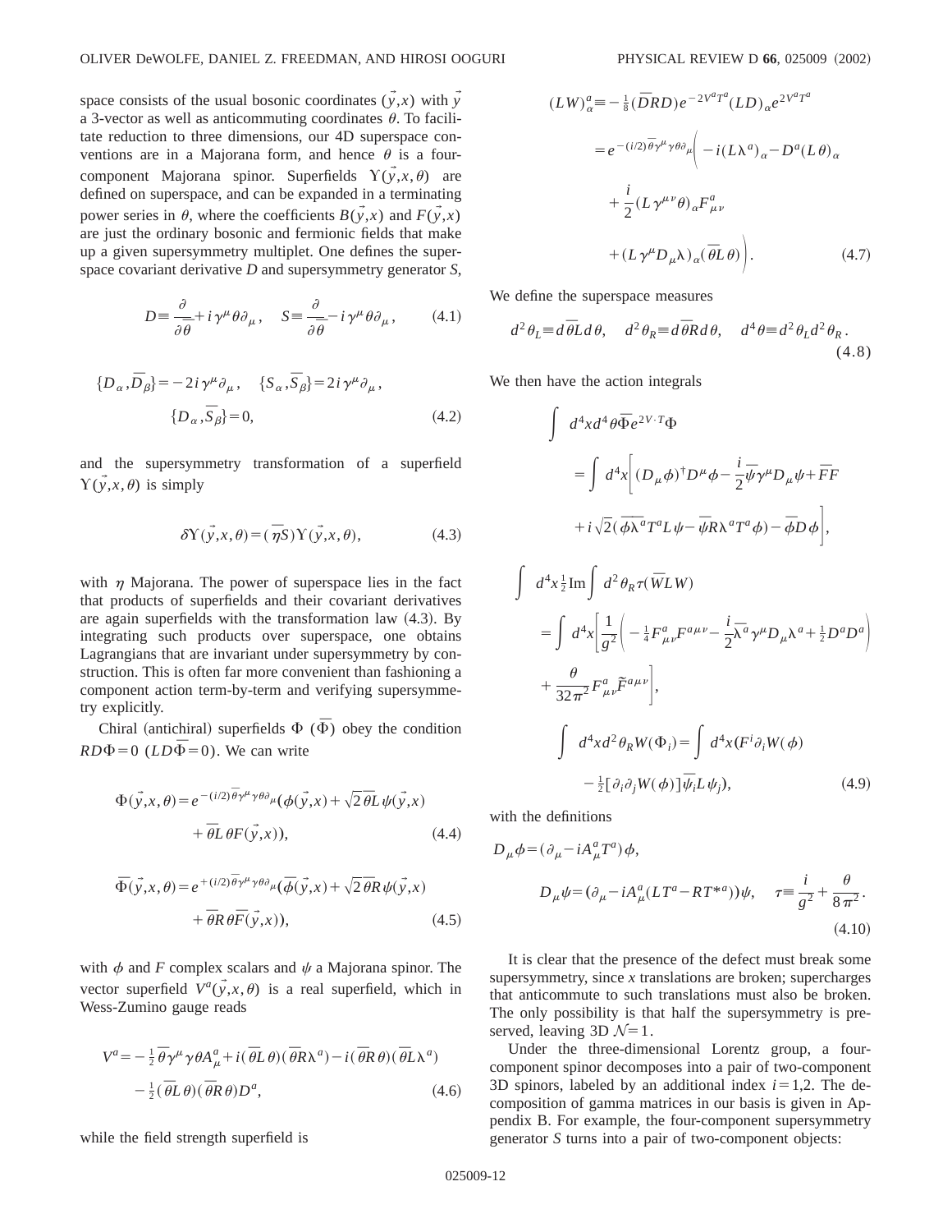space consists of the usual bosonic coordinates $(\vec{y},x)$ with $\vec{y}$ a 3-vector as well as anticommuting coordinates $\theta$. To facilitate reduction to three dimensions, our 4D superspace conventions are in a Majorana form, and hence $\theta$ is a four-component Majorana spinor. Superfields $\Upsilon(\vec{y},x,\theta)$ are defined on superspace, and can be expanded in a terminating power series in $\theta$, where the coefficients $B(\vec{y},x)$ and $F(\vec{y},x)$ are just the ordinary bosonic and fermionic fields that make up a given supersymmetry multiplet. One defines the superspace covariant derivative $D$ and supersymmetry generator $S$,

$$D \equiv \frac{\partial}{\partial \bar{\theta}} + i\gamma^\mu \theta \partial_\mu, \quad S \equiv \frac{\partial}{\partial \bar{\theta}} - i\gamma^\mu \theta \partial_\mu, \tag{4.1}$$

$$\{D_\alpha, \bar{D}_\beta\} = -2i\gamma^\mu \partial_\mu, \quad \{S_\alpha, \bar{S}_\beta\} = 2i\gamma^\mu \partial_\mu,$$
$$\{D_\alpha, \bar{S}_\beta\} = 0, \tag{4.2}$$

and the supersymmetry transformation of a superfield $\Upsilon(\vec{y},x,\theta)$ is simply

$$\delta \Upsilon(\vec{y},x,\theta) = (\bar{\eta} S)\Upsilon(\vec{y},x,\theta), \tag{4.3}$$

with $\eta$ Majorana. The power of superspace lies in the fact that products of superfields and their covariant derivatives are again superfields with the transformation law (4.3). By integrating such products over superspace, one obtains Lagrangians that are invariant under supersymmetry by construction. This is often far more convenient than fashioning a component action term-by-term and verifying supersymmetry explicitly.

Chiral (antichiral) superfields $\Phi$ ($\bar{\Phi}$) obey the condition $RD\Phi = 0$ ($LD\bar{\Phi} = 0$). We can write

$$\Phi(\vec{y},x,\theta) = e^{-(i/2)\bar{\theta}\gamma^\mu \gamma \theta \partial_\mu}(\phi(\vec{y},x) + \sqrt{2}\bar{\theta} L \psi(\vec{y},x) + \bar{\theta} L \theta F(\vec{y},x)), \tag{4.4}$$

$$\bar{\Phi}(\vec{y},x,\theta) = e^{+(i/2)\bar{\theta}\gamma^\mu \gamma \theta \partial_\mu}(\bar{\phi}(\vec{y},x) + \sqrt{2}\bar{\theta} R \psi(\vec{y},x) + \bar{\theta} R \theta \bar{F}(\vec{y},x)), \tag{4.5}$$

with $\phi$ and $F$ complex scalars and $\psi$ a Majorana spinor. The vector superfield $V^a(\vec{y},x,\theta)$ is a real superfield, which in Wess-Zumino gauge reads

$$V^a = -\tfrac{1}{2}\bar{\theta}\gamma^\mu \gamma \theta A^a_\mu + i(\bar{\theta} L \theta)(\bar{\theta} R \lambda^a) - i(\bar{\theta} R \theta)(\bar{\theta} L \lambda^a) - \tfrac{1}{2}(\bar{\theta} L \theta)(\bar{\theta} R \theta) D^a, \tag{4.6}$$

while the field strength superfield is

$$\begin{aligned}(LW)^a_\alpha &\equiv -\tfrac{1}{8}(\bar{D} R D) e^{-2V^a T^a}(LD)_\alpha e^{2V^a T^a} \\ &= e^{-(i/2)\bar{\theta}\gamma^\mu \gamma \theta \partial_\mu}\bigg( -i(L\lambda^a)_\alpha - D^a (L\theta)_\alpha \\ &\quad + \frac{i}{2}(L\gamma^{\mu\nu}\theta)_\alpha F^a_{\mu\nu} \\ &\quad + (L\gamma^\mu D_\mu \lambda)_\alpha (\bar{\theta} L \theta)\bigg). \end{aligned} \tag{4.7}$$

We define the superspace measures

$$d^2\theta_L \equiv d\bar{\theta} L d\theta, \quad d^2\theta_R \equiv d\bar{\theta} R d\theta, \quad d^4\theta \equiv d^2\theta_L d^2\theta_R. \tag{4.8}$$

We then have the action integrals

$$\begin{aligned}\int d^4x d^4\theta \bar{\Phi} e^{2V\cdot T}\Phi &= \int d^4x \bigg[ (D_\mu \phi)^\dagger D^\mu \phi - \frac{i}{2}\bar{\psi}\gamma^\mu D_\mu \psi + \bar{F}F \\ &\quad + i\sqrt{2}(\bar{\phi}\bar{\lambda}^a T^a L \psi - \bar{\psi} R \lambda^a T^a \phi) - \bar{\phi} D \phi \bigg], \\ \int d^4x \tfrac{1}{2}\mathrm{Im}\int d^2\theta_R \tau(\bar{W} L W) &= \int d^4x \bigg[ \frac{1}{g^2}\bigg( -\tfrac{1}{4}F^a_{\mu\nu}F^{a\mu\nu} - \frac{i}{2}\bar{\lambda}^a \gamma^\mu D_\mu \lambda^a + \tfrac{1}{2}D^a D^a \bigg) \\ &\quad + \frac{\theta}{32\pi^2}F^a_{\mu\nu}\tilde{F}^{a\mu\nu}\bigg], \\ \int d^4x d^2\theta_R W(\Phi_i) &= \int d^4x (F^i \partial_i W(\phi) \\ &\quad - \tfrac{1}{2}[\partial_i \partial_j W(\phi)]\bar{\psi}_i L \psi_j), \end{aligned} \tag{4.9}$$

with the definitions

$$D_\mu \phi = (\partial_\mu - iA^a_\mu T^a)\phi,$$
$$D_\mu \psi = (\partial_\mu - iA^a_\mu (LT^a - RT^{*a}))\psi, \quad \tau \equiv \frac{i}{g^2} + \frac{\theta}{8\pi^2}. \tag{4.10}$$

It is clear that the presence of the defect must break some supersymmetry, since $x$ translations are broken; supercharges that anticommute to such translations must also be broken. The only possibility is that half the supersymmetry is preserved, leaving 3D $\mathcal{N}=1$.

Under the three-dimensional Lorentz group, a four-component spinor decomposes into a pair of two-component 3D spinors, labeled by an additional index $i=1,2$. The decomposition of gamma matrices in our basis is given in Appendix B. For example, the four-component supersymmetry generator $S$ turns into a pair of two-component objects: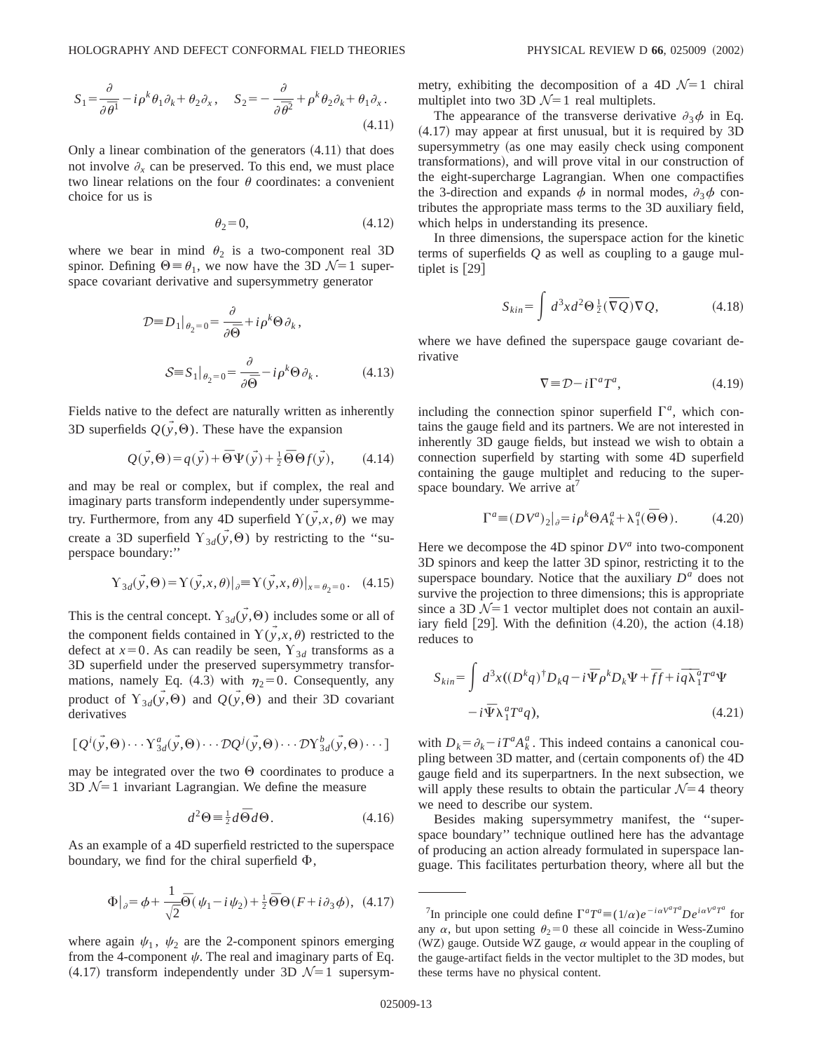$$S_1=\frac{\partial}{\partial\bar{\theta}^1}-i\rho^k\theta_1\partial_k+\theta_2\partial_x,\quad S_2=-\frac{\partial}{\partial\bar{\theta}^2}+\rho^k\theta_2\partial_k+\theta_1\partial_x. \tag{4.11}$$

Only a linear combination of the generators (4.11) that does not involve $\partial_x$ can be preserved. To this end, we must place two linear relations on the four $\theta$ coordinates: a convenient choice for us is

$$\theta_2=0, \tag{4.12}$$

where we bear in mind $\theta_2$ is a two-component real 3D spinor. Defining $\Theta\equiv\theta_1$, we now have the 3D $\mathcal{N}=1$ superspace covariant derivative and supersymmetry generator

$$\mathcal{D}\equiv D_1|_{\theta_2=0}=\frac{\partial}{\partial\bar{\Theta}}+i\rho^k\Theta\,\partial_k,$$

$$\mathcal{S}\equiv S_1|_{\theta_2=0}=\frac{\partial}{\partial\bar{\Theta}}-i\rho^k\Theta\,\partial_k. \tag{4.13}$$

Fields native to the defect are naturally written as inherently 3D superfields $Q(\vec{y},\Theta)$. These have the expansion

$$Q(\vec{y},\Theta)=q(\vec{y})+\bar{\Theta}\Psi(\vec{y})+\tfrac{1}{2}\bar{\Theta}\Theta f(\vec{y}), \tag{4.14}$$

and may be real or complex, but if complex, the real and imaginary parts transform independently under supersymmetry. Furthermore, from any 4D superfield $\Upsilon(\vec{y},x,\theta)$ we may create a 3D superfield $\Upsilon_{3d}(\vec{y},\Theta)$ by restricting to the "superspace boundary:"

$$\Upsilon_{3d}(\vec{y},\Theta)=\Upsilon(\vec{y},x,\theta)|_\partial\equiv\Upsilon(\vec{y},x,\theta)|_{x=\theta_2=0}. \tag{4.15}$$

This is the central concept. $\Upsilon_{3d}(\vec{y},\Theta)$ includes some or all of the component fields contained in $\Upsilon(\vec{y},x,\theta)$ restricted to the defect at $x=0$. As can readily be seen, $\Upsilon_{3d}$ transforms as a 3D superfield under the preserved supersymmetry transformations, namely Eq. (4.3) with $\eta_2=0$. Consequently, any product of $\Upsilon_{3d}(\vec{y},\Theta)$ and $Q(\vec{y},\Theta)$ and their 3D covariant derivatives

$$[Q^i(\vec{y},\Theta)\cdots\Upsilon^a_{3d}(\vec{y},\Theta)\cdots\mathcal{D}Q^j(\vec{y},\Theta)\cdots\mathcal{D}\Upsilon^b_{3d}(\vec{y},\Theta)\cdots]$$

may be integrated over the two $\Theta$ coordinates to produce a 3D $\mathcal{N}=1$ invariant Lagrangian. We define the measure

$$d^2\Theta\equiv\tfrac{1}{2}d\bar{\Theta}d\Theta. \tag{4.16}$$

As an example of a 4D superfield restricted to the superspace boundary, we find for the chiral superfield $\Phi$,

$$\Phi|_\partial=\phi+\frac{1}{\sqrt{2}}\bar{\Theta}(\psi_1-i\psi_2)+\tfrac{1}{2}\bar{\Theta}\Theta(F+i\partial_3\phi), \tag{4.17}$$

where again $\psi_1$, $\psi_2$ are the 2-component spinors emerging from the 4-component $\psi$. The real and imaginary parts of Eq. (4.17) transform independently under 3D $\mathcal{N}=1$ supersymmetry, exhibiting the decomposition of a 4D $\mathcal{N}=1$ chiral multiplet into two 3D $\mathcal{N}=1$ real multiplets.

The appearance of the transverse derivative $\partial_3\phi$ in Eq. (4.17) may appear at first unusual, but it is required by 3D supersymmetry (as one may easily check using component transformations), and will prove vital in our construction of the eight-supercharge Lagrangian. When one compactifies the 3-direction and expands $\phi$ in normal modes, $\partial_3\phi$ contributes the appropriate mass terms to the 3D auxiliary field, which helps in understanding its presence.

In three dimensions, the superspace action for the kinetic terms of superfields $Q$ as well as coupling to a gauge multiplet is [29]

$$S_{kin}=\int d^3x d^2\Theta\,\tfrac{1}{2}(\overline{\nabla Q})\nabla Q, \tag{4.18}$$

where we have defined the superspace gauge covariant derivative

$$\nabla\equiv\mathcal{D}-i\Gamma^aT^a, \tag{4.19}$$

including the connection spinor superfield $\Gamma^a$, which contains the gauge field and its partners. We are not interested in inherently 3D gauge fields, but instead we wish to obtain a connection superfield by starting with some 4D superfield containing the gauge multiplet and reducing to the superspace boundary. We arrive at[7]

$$\Gamma^a\equiv(DV^a)_2|_\partial=i\rho^k\Theta A^a_k+\lambda^a_1(\bar{\Theta}\Theta). \tag{4.20}$$

Here we decompose the 4D spinor $DV^a$ into two-component 3D spinors and keep the latter 3D spinor, restricting it to the superspace boundary. Notice that the auxiliary $D^a$ does not survive the projection to three dimensions; this is appropriate since a 3D $\mathcal{N}=1$ vector multiplet does not contain an auxiliary field [29]. With the definition (4.20), the action (4.18) reduces to

$$S_{kin}=\int d^3x((D^kq)^\dagger D_kq-i\bar{\Psi}\rho^kD_k\Psi+\bar{f}f+i\bar{q}\bar{\lambda}^a_1T^a\Psi$$
$$-i\bar{\Psi}\lambda^a_1T^aq), \tag{4.21}$$

with $D_k=\partial_k-iT^aA^a_k$. This indeed contains a canonical coupling between 3D matter, and (certain components of) the 4D gauge field and its superpartners. In the next subsection, we will apply these results to obtain the particular $\mathcal{N}=4$ theory we need to describe our system.

Besides making supersymmetry manifest, the "superspace boundary" technique outlined here has the advantage of producing an action already formulated in superspace language. This facilitates perturbation theory, where all but the

---

[7] In principle one could define $\Gamma^aT^a\equiv(1/\alpha)e^{-i\alpha V^aT^a}De^{i\alpha V^aT^a}$ for any $\alpha$, but upon setting $\theta_2=0$ these all coincide in Wess-Zumino (WZ) gauge. Outside WZ gauge, $\alpha$ would appear in the coupling of the gauge-artifact fields in the vector multiplet to the 3D modes, but these terms have no physical content.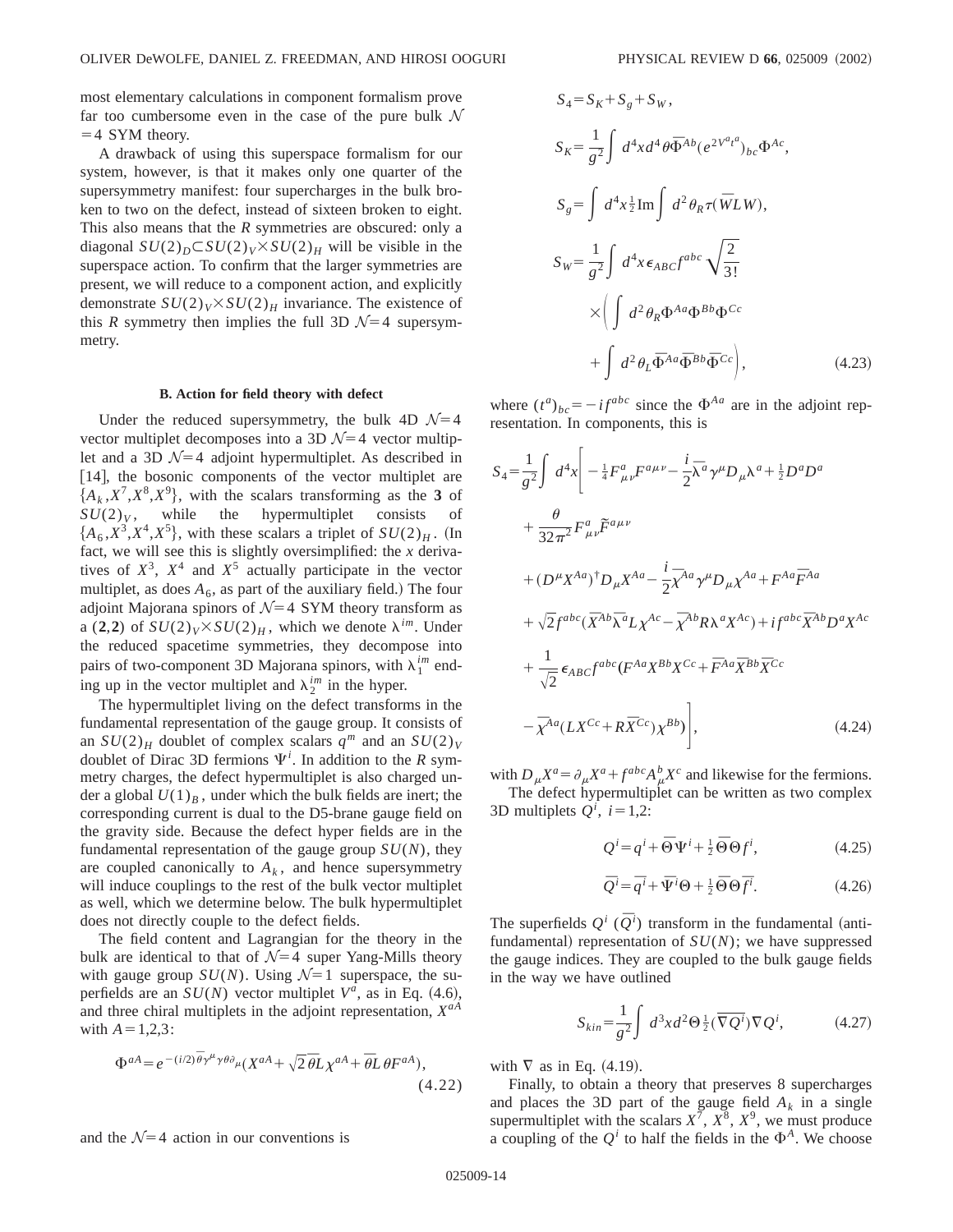most elementary calculations in component formalism prove far too cumbersome even in the case of the pure bulk $\mathcal{N}=4$ SYM theory.

A drawback of using this superspace formalism for our system, however, is that it makes only one quarter of the supersymmetry manifest: four supercharges in the bulk broken to two on the defect, instead of sixteen broken to eight. This also means that the $R$ symmetries are obscured: only a diagonal $SU(2)_D \subset SU(2)_V \times SU(2)_H$ will be visible in the superspace action. To confirm that the larger symmetries are present, we will reduce to a component action, and explicitly demonstrate $SU(2)_V \times SU(2)_H$ invariance. The existence of this $R$ symmetry then implies the full 3D $\mathcal{N}=4$ supersymmetry.

### B. Action for field theory with defect

Under the reduced supersymmetry, the bulk 4D $\mathcal{N}=4$ vector multiplet decomposes into a 3D $\mathcal{N}=4$ vector multiplet and a 3D $\mathcal{N}=4$ adjoint hypermultiplet. As described in [14], the bosonic components of the vector multiplet are $\{A_k, X^7, X^8, X^9\}$, with the scalars transforming as the **3** of $SU(2)_V$, while the hypermultiplet consists of $\{A_6, X^3, X^4, X^5\}$, with these scalars a triplet of $SU(2)_H$. (In fact, we will see this is slightly oversimplified: the $x$ derivatives of $X^3$, $X^4$ and $X^5$ actually participate in the vector multiplet, as does $A_6$, as part of the auxiliary field.) The four adjoint Majorana spinors of $\mathcal{N}=4$ SYM theory transform as a $(\mathbf{2},\mathbf{2})$ of $SU(2)_V \times SU(2)_H$, which we denote $\lambda^{im}$. Under the reduced spacetime symmetries, they decompose into pairs of two-component 3D Majorana spinors, with $\lambda_1^{im}$ ending up in the vector multiplet and $\lambda_2^{im}$ in the hyper.

The hypermultiplet living on the defect transforms in the fundamental representation of the gauge group. It consists of an $SU(2)_H$ doublet of complex scalars $q^m$ and an $SU(2)_V$ doublet of Dirac 3D fermions $\Psi^i$. In addition to the $R$ symmetry charges, the defect hypermultiplet is also charged under a global $U(1)_B$, under which the bulk fields are inert; the corresponding current is dual to the D5-brane gauge field on the gravity side. Because the defect hyper fields are in the fundamental representation of the gauge group $SU(N)$, they are coupled canonically to $A_k$, and hence supersymmetry will induce couplings to the rest of the bulk vector multiplet as well, which we determine below. The bulk hypermultiplet does not directly couple to the defect fields.

The field content and Lagrangian for the theory in the bulk are identical to that of $\mathcal{N}=4$ super Yang-Mills theory with gauge group $SU(N)$. Using $\mathcal{N}=1$ superspace, the superfields are an $SU(N)$ vector multiplet $V^a$, as in Eq. (4.6), and three chiral multiplets in the adjoint representation, $X^{aA}$ with $A=1,2,3$:

$$\Phi^{aA} = e^{-(i/2)\bar{\theta}\gamma^\mu\gamma\theta\partial_\mu}(X^{aA} + \sqrt{2}\,\bar{\theta}L\chi^{aA} + \bar{\theta}L\,\theta F^{aA}), \tag{4.22}$$

and the $\mathcal{N}=4$ action in our conventions is

$$S_4 = S_K + S_g + S_W,$$

$$S_K = \frac{1}{g^2}\int d^4x\, d^4\theta\, \bar{\Phi}^{Ab}(e^{2V^a t^a})_{bc}\Phi^{Ac},$$

$$S_g = \int d^4x \tfrac{1}{2}\,\mathrm{Im}\int d^2\theta_R\, \tau(\overline{W}LW),$$

$$S_W = \frac{1}{g^2}\int d^4x\, \epsilon_{ABC} f^{abc}\sqrt{\frac{2}{3!}} \times\left(\int d^2\theta_R \Phi^{Aa}\Phi^{Bb}\Phi^{Cc} + \int d^2\theta_L \bar{\Phi}^{Aa}\bar{\Phi}^{Bb}\bar{\Phi}^{Cc}\right), \tag{4.23}$$

where $(t^a)_{bc} = -if^{abc}$ since the $\Phi^{Aa}$ are in the adjoint representation. In components, this is

$$\begin{aligned}
S_4 = \frac{1}{g^2}\int d^4x \bigg[ &-\tfrac{1}{4}F^a_{\mu\nu}F^{a\mu\nu} - \frac{i}{2}\bar{\lambda}^a\gamma^\mu D_\mu\lambda^a + \tfrac{1}{2}D^aD^a \\
&+ \frac{\theta}{32\pi^2}F^a_{\mu\nu}\tilde{F}^{a\mu\nu} \\
&+ (D^\mu X^{Aa})^\dagger D_\mu X^{Aa} - \frac{i}{2}\bar{\chi}^{Aa}\gamma^\mu D_\mu\chi^{Aa} + F^{Aa}\bar{F}^{Aa} \\
&+ \sqrt{2}f^{abc}(\bar{X}^{Ab}\bar{\lambda}^a L\chi^{Ac} - \bar{\chi}^{Ab}R\lambda^a X^{Ac}) + if^{abc}\bar{X}^{Ab}D^aX^{Ac} \\
&+ \frac{1}{\sqrt{2}}\epsilon_{ABC}f^{abc}(F^{Aa}X^{Bb}X^{Cc} + \bar{F}^{Aa}\bar{X}^{Bb}\bar{X}^{Cc} \\
&- \bar{\chi}^{Aa}(LX^{Cc} + R\bar{X}^{Cc})\chi^{Bb})\bigg],
\end{aligned} \tag{4.24}$$

with $D_\mu X^a = \partial_\mu X^a + f^{abc}A^b_\mu X^c$ and likewise for the fermions.

The defect hypermultiplet can be written as two complex 3D multiplets $Q^i$, $i=1,2$:

$$Q^i = q^i + \bar{\Theta}\Psi^i + \tfrac{1}{2}\bar{\Theta}\Theta f^i, \tag{4.25}$$

$$\bar{Q}^i = \bar{q}^i + \bar{\Psi}^i\Theta + \tfrac{1}{2}\bar{\Theta}\Theta\bar{f}^i. \tag{4.26}$$

The superfields $Q^i$ ($\bar{Q}^i$) transform in the fundamental (antifundamental) representation of $SU(N)$; we have suppressed the gauge indices. They are coupled to the bulk gauge fields in the way we have outlined

$$S_{kin} = \frac{1}{g^2}\int d^3x\, d^2\Theta \tfrac{1}{2}(\overline{\nabla Q^i})\nabla Q^i, \tag{4.27}$$

with $\nabla$ as in Eq. (4.19).

Finally, to obtain a theory that preserves 8 supercharges and places the 3D part of the gauge field $A_k$ in a single supermultiplet with the scalars $X^7$, $X^8$, $X^9$, we must produce a coupling of the $Q^i$ to half the fields in the $\Phi^A$. We choose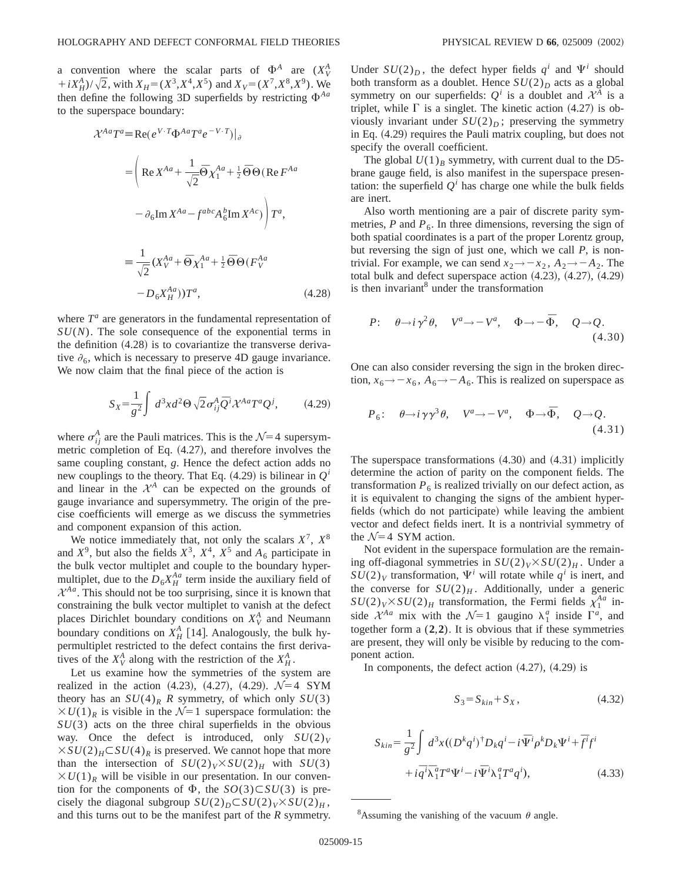a convention where the scalar parts of $\Phi^A$ are $(X_V^A + iX_H^A)/\sqrt{2}$, with $X_H=(X^3,X^4,X^5)$ and $X_V=(X^7,X^8,X^9)$. We then define the following 3D superfields by restricting $\Phi^{Aa}$ to the superspace boundary:

$$
\begin{aligned}
\mathcal{X}^{Aa}T^a &\equiv \mathrm{Re}(e^{V\cdot T}\Phi^{Aa}T^a e^{-V\cdot T})\big|_\partial \\
&= \Bigg( \mathrm{Re}\, X^{Aa} + \frac{1}{\sqrt{2}}\bar{\Theta}\chi_1^{Aa} + \tfrac{1}{2}\bar{\Theta}\Theta(\mathrm{Re}\, F^{Aa} \\
&\quad - \partial_6 \mathrm{Im}\, X^{Aa} - f^{abc}A_6^b \mathrm{Im}\, X^{Ac}) \Bigg) T^a, \\
&\equiv \frac{1}{\sqrt{2}}(X_V^{Aa} + \bar{\Theta}\chi_1^{Aa} + \tfrac{1}{2}\bar{\Theta}\Theta(F_V^{Aa} \\
&\quad - D_6 X_H^{Aa}))T^a,
\end{aligned}
\tag{4.28}
$$

where $T^a$ are generators in the fundamental representation of $SU(N)$. The sole consequence of the exponential terms in the definition (4.28) is to covariantize the transverse derivative $\partial_6$, which is necessary to preserve 4D gauge invariance. We now claim that the final piece of the action is

$$
S_X = \frac{1}{g^2}\int d^3x d^2\Theta \sqrt{2}\sigma_{ij}^A \bar{Q}^i \mathcal{X}^{Aa}T^a Q^j, \tag{4.29}
$$

where $\sigma_{ij}^A$ are the Pauli matrices. This is the $\mathcal{N}=4$ supersymmetric completion of Eq. (4.27), and therefore involves the same coupling constant, $g$. Hence the defect action adds no new couplings to the theory. That Eq. (4.29) is bilinear in $Q^i$ and linear in the $\mathcal{X}^A$ can be expected on the grounds of gauge invariance and supersymmetry. The origin of the precise coefficients will emerge as we discuss the symmetries and component expansion of this action.

We notice immediately that, not only the scalars $X^7$, $X^8$ and $X^9$, but also the fields $X^3$, $X^4$, $X^5$ and $A_6$ participate in the bulk vector multiplet and couple to the boundary hypermultiplet, due to the $D_6 X_H^{Aa}$ term inside the auxiliary field of $\mathcal{X}^{Aa}$. This should not be too surprising, since it is known that constraining the bulk vector multiplet to vanish at the defect places Dirichlet boundary conditions on $X_V^A$ and Neumann boundary conditions on $X_H^A$ [14]. Analogously, the bulk hypermultiplet restricted to the defect contains the first derivatives of the $X_V^A$ along with the restriction of the $X_H^A$.

Let us examine how the symmetries of the system are realized in the action (4.23), (4.27), (4.29). $\mathcal{N}=4$ SYM theory has an $SU(4)_R$ $R$ symmetry, of which only $SU(3)\times U(1)_R$ is visible in the $\mathcal{N}=1$ superspace formulation: the $SU(3)$ acts on the three chiral superfields in the obvious way. Once the defect is introduced, only $SU(2)_V \times SU(2)_H \subset SU(4)_R$ is preserved. We cannot hope that more than the intersection of $SU(2)_V\times SU(2)_H$ with $SU(3)\times U(1)_R$ will be visible in our presentation. In our convention for the components of $\Phi$, the $SO(3)\subset SU(3)$ is precisely the diagonal subgroup $SU(2)_D \subset SU(2)_V\times SU(2)_H$, and this turns out to be the manifest part of the $R$ symmetry. Under $SU(2)_D$, the defect hyper fields $q^i$ and $\Psi^i$ should both transform as a doublet. Hence $SU(2)_D$ acts as a global symmetry on our superfields: $Q^i$ is a doublet and $\mathcal{X}^A$ is a triplet, while $\Gamma$ is a singlet. The kinetic action (4.27) is obviously invariant under $SU(2)_D$; preserving the symmetry in Eq. (4.29) requires the Pauli matrix coupling, but does not specify the overall coefficient.

The global $U(1)_B$ symmetry, with current dual to the D5-brane gauge field, is also manifest in the superspace presentation: the superfield $Q^i$ has charge one while the bulk fields are inert.

Also worth mentioning are a pair of discrete parity symmetries, $P$ and $P_6$. In three dimensions, reversing the sign of both spatial coordinates is a part of the proper Lorentz group, but reversing the sign of just one, which we call $P$, is nontrivial. For example, we can send $x_2 \to -x_2$, $A_2\to -A_2$. The total bulk and defect superspace action (4.23), (4.27), (4.29) is then invariant[8] under the transformation

$$
P: \quad \theta \to i\gamma^2\theta, \quad V^a \to -V^a, \quad \Phi \to -\bar{\Phi}, \quad Q\to Q. \tag{4.30}
$$

One can also consider reversing the sign in the broken direction, $x_6\to -x_6$, $A_6 \to -A_6$. This is realized on superspace as

$$
P_6: \quad \theta \to i\gamma\gamma^3\theta, \quad V^a \to -V^a, \quad \Phi \to \bar{\Phi}, \quad Q\to Q. \tag{4.31}
$$

The superspace transformations (4.30) and (4.31) implicitly determine the action of parity on the component fields. The transformation $P_6$ is realized trivially on our defect action, as it is equivalent to changing the signs of the ambient hyperfields (which do not participate) while leaving the ambient vector and defect fields inert. It is a nontrivial symmetry of the $\mathcal{N}=4$ SYM action.

Not evident in the superspace formulation are the remaining off-diagonal symmetries in $SU(2)_V\times SU(2)_H$. Under a $SU(2)_V$ transformation, $\Psi^i$ will rotate while $q^i$ is inert, and the converse for $SU(2)_H$. Additionally, under a generic $SU(2)_V\times SU(2)_H$ transformation, the Fermi fields $\chi_1^{Aa}$ inside $\mathcal{X}^{Aa}$ mix with the $\mathcal{N}=1$ gaugino $\lambda_1^a$ inside $\Gamma^a$, and together form a $(\mathbf{2},\mathbf{2})$. It is obvious that if these symmetries are present, they will only be visible by reducing to the component action.

In components, the defect action (4.27), (4.29) is

$$
S_3 = S_{kin} + S_X, \tag{4.32}
$$

$$
\begin{aligned}
S_{kin} = \frac{1}{g^2}\int d^3x \big( &(D^k q^i)^\dagger D_k q^i - i\bar{\Psi}^i \rho^k D_k \Psi^i + \bar{f}^i f^i \\
&+ i\bar{q}^i \bar{\lambda}_1^a T^a \Psi^i - i\bar{\Psi}^i \lambda_1^a T^a q^i \big),
\end{aligned}
\tag{4.33}
$$

[8] Assuming the vanishing of the vacuum $\theta$ angle.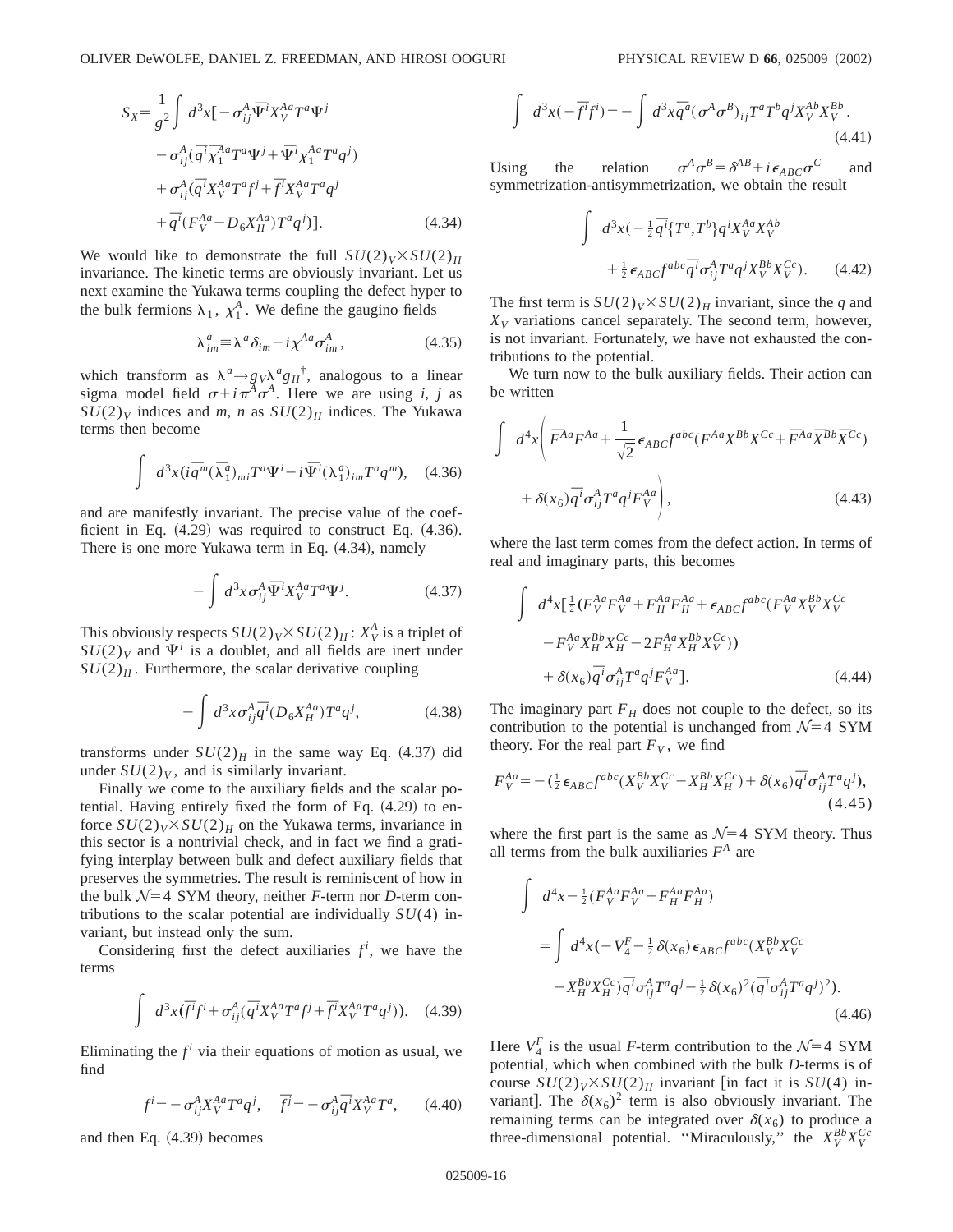$$S_X = \frac{1}{g^2}\int d^3x[-\sigma^A_{ij}\bar{\Psi}^i X_V^{Aa} T^a \Psi^j$$
$$-\sigma^A_{ij}(\bar{q}^i \bar{\chi}_1^{Aa} T^a \Psi^j + \bar{\Psi}^i \chi_1^{Aa} T^a q^j)$$
$$+\sigma^A_{ij}(\bar{q}^i X_V^{Aa} T^a f^j + \bar{f}^i X_V^{Aa} T^a q^j$$
$$+\bar{q}^i (F_V^{Aa} - D_6 X_H^{Aa}) T^a q^j)]. \tag{4.34}$$

We would like to demonstrate the full $SU(2)_V \times SU(2)_H$ invariance. The kinetic terms are obviously invariant. Let us next examine the Yukawa terms coupling the defect hyper to the bulk fermions $\lambda_1$, $\chi_1^A$. We define the gaugino fields

$$\lambda^a_{im} \equiv \lambda^a \delta_{im} - i\chi^{Aa}\sigma^A_{im}, \tag{4.35}$$

which transform as $\lambda^a \to g_V \lambda^a g_H^\dagger$, analogous to a linear sigma model field $\sigma + i\pi^A\sigma^A$. Here we are using $i$, $j$ as $SU(2)_V$ indices and $m$, $n$ as $SU(2)_H$ indices. The Yukawa terms then become

$$\int d^3x (i\bar{q}^m (\bar{\lambda}_1^a)_{mi} T^a \Psi^i - i\bar{\Psi}^i (\lambda_1^a)_{im} T^a q^m), \tag{4.36}$$

and are manifestly invariant. The precise value of the coefficient in Eq. (4.29) was required to construct Eq. (4.36). There is one more Yukawa term in Eq. (4.34), namely

$$-\int d^3x \sigma^A_{ij} \bar{\Psi}^i X_V^{Aa} T^a \Psi^j. \tag{4.37}$$

This obviously respects $SU(2)_V \times SU(2)_H$: $X_V^A$ is a triplet of $SU(2)_V$ and $\Psi^i$ is a doublet, and all fields are inert under $SU(2)_H$. Furthermore, the scalar derivative coupling

$$-\int d^3x \sigma^A_{ij} \bar{q}^i (D_6 X_H^{Aa}) T^a q^j, \tag{4.38}$$

transforms under $SU(2)_H$ in the same way Eq. (4.37) did under $SU(2)_V$, and is similarly invariant.

Finally we come to the auxiliary fields and the scalar potential. Having entirely fixed the form of Eq. (4.29) to enforce $SU(2)_V \times SU(2)_H$ on the Yukawa terms, invariance in this sector is a nontrivial check, and in fact we find a gratifying interplay between bulk and defect auxiliary fields that preserves the symmetries. The result is reminiscent of how in the bulk $\mathcal{N}=4$ SYM theory, neither $F$-term nor $D$-term contributions to the scalar potential are individually $SU(4)$ invariant, but instead only the sum.

Considering first the defect auxiliaries $f^i$, we have the terms

$$\int d^3x (\bar{f}^i f^i + \sigma^A_{ij}(\bar{q}^i X_V^{Aa} T^a f^j + \bar{f}^i X_V^{Aa} T^a q^j)). \tag{4.39}$$

Eliminating the $f^i$ via their equations of motion as usual, we find

$$f^i = -\sigma^A_{ij} X_V^{Aa} T^a q^j, \quad \bar{f}^j = -\sigma^A_{ij} \bar{q}^i X_V^{Aa} T^a, \tag{4.40}$$

and then Eq. (4.39) becomes

$$\int d^3x (-\bar{f}^i f^i) = -\int d^3x \bar{q}^a (\sigma^A \sigma^B)_{ij} T^a T^b q^j X_V^{Ab} X_V^{Bb}. \tag{4.41}$$

Using the relation $\sigma^A\sigma^B = \delta^{AB} + i\epsilon_{ABC}\sigma^C$ and symmetrization-antisymmetrization, we obtain the result

$$\int d^3x (-\tfrac{1}{2}\bar{q}^i \{T^a, T^b\} q^i X_V^{Aa} X_V^{Ab}$$
$$+\tfrac{1}{2}\epsilon_{ABC} f^{abc} \bar{q}^i \sigma^A_{ij} T^a q^j X_V^{Bb} X_V^{Cc}). \tag{4.42}$$

The first term is $SU(2)_V \times SU(2)_H$ invariant, since the $q$ and $X_V$ variations cancel separately. The second term, however, is not invariant. Fortunately, we have not exhausted the contributions to the potential.

We turn now to the bulk auxiliary fields. Their action can be written

$$\int d^4x \left( \bar{F}^{Aa} F^{Aa} + \frac{1}{\sqrt{2}} \epsilon_{ABC} f^{abc} (F^{Aa} X^{Bb} X^{Cc} + \bar{F}^{Aa} \bar{X}^{Bb} \bar{X}^{Cc}) + \delta(x_6) \bar{q}^i \sigma^A_{ij} T^a q^j F_V^{Aa} \right), \tag{4.43}$$

where the last term comes from the defect action. In terms of real and imaginary parts, this becomes

$$\int d^4x [\tfrac{1}{2}(F_V^{Aa} F_V^{Aa} + F_H^{Aa} F_H^{Aa} + \epsilon_{ABC} f^{abc} (F_V^{Aa} X_V^{Bb} X_V^{Cc}$$
$$-F_V^{Aa} X_H^{Bb} X_H^{Cc} - 2F_H^{Aa} X_H^{Bb} X_V^{Cc}))$$
$$+\delta(x_6)\bar{q}^i \sigma^A_{ij} T^a q^j F_V^{Aa}]. \tag{4.44}$$

The imaginary part $F_H$ does not couple to the defect, so its contribution to the potential is unchanged from $\mathcal{N}=4$ SYM theory. For the real part $F_V$, we find

$$F_V^{Aa} = -(\tfrac{1}{2}\epsilon_{ABC} f^{abc} (X_V^{Bb} X_V^{Cc} - X_H^{Bb} X_H^{Cc}) + \delta(x_6) \bar{q}^i \sigma^A_{ij} T^a q^j), \tag{4.45}$$

where the first part is the same as $\mathcal{N}=4$ SYM theory. Thus all terms from the bulk auxiliaries $F^A$ are

$$\int d^4x - \tfrac{1}{2}(F_V^{Aa} F_V^{Aa} + F_H^{Aa} F_H^{Aa})$$
$$= \int d^4x (-V_4^F - \tfrac{1}{2}\delta(x_6)\epsilon_{ABC} f^{abc} (X_V^{Bb} X_V^{Cc}$$
$$- X_H^{Bb} X_H^{Cc}) \bar{q}^i \sigma^A_{ij} T^a q^j - \tfrac{1}{2}\delta(x_6)^2 (\bar{q}^i \sigma^A_{ij} T^a q^j)^2). \tag{4.46}$$

Here $V_4^F$ is the usual $F$-term contribution to the $\mathcal{N}=4$ SYM potential, which when combined with the bulk $D$-terms is of course $SU(2)_V \times SU(2)_H$ invariant [in fact it is $SU(4)$ invariant]. The $\delta(x_6)^2$ term is also obviously invariant. The remaining terms can be integrated over $\delta(x_6)$ to produce a three-dimensional potential. "Miraculously," the $X_V^{Bb} X_V^{Cc}$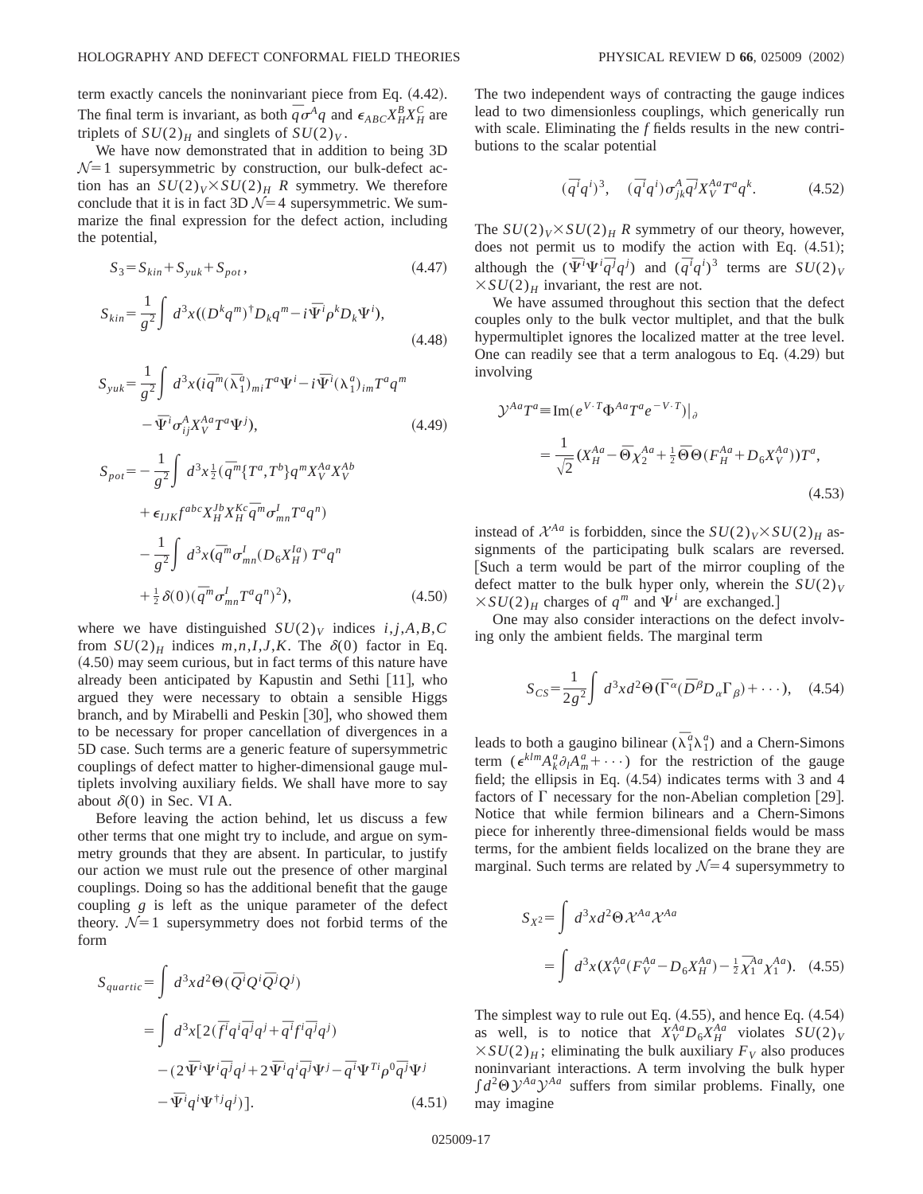term exactly cancels the noninvariant piece from Eq. (4.42). The final term is invariant, as both $\bar{q}\sigma^A q$ and $\epsilon_{ABC}X_H^B X_H^C$ are triplets of $SU(2)_H$ and singlets of $SU(2)_V$.

We have now demonstrated that in addition to being 3D $\mathcal{N}=1$ supersymmetric by construction, our bulk-defect action has an $SU(2)_V\times SU(2)_H$ $R$ symmetry. We therefore conclude that it is in fact 3D $\mathcal{N}=4$ supersymmetric. We summarize the final expression for the defect action, including the potential,

$$S_3 = S_{kin} + S_{yuk} + S_{pot}, \tag{4.47}$$

$$S_{kin} = \frac{1}{g^2}\int d^3x((D^k q^m)^\dagger D_k q^m - i\bar{\Psi}^i \rho^k D_k \Psi^i), \tag{4.48}$$

$$S_{yuk} = \frac{1}{g^2}\int d^3x(i\bar{q}^m(\bar{\lambda}_1^a)_{mi}T^a\Psi^i - i\bar{\Psi}^i(\lambda_1^a)_{im}T^a q^m - \bar{\Psi}^i\sigma^A_{ij}X_V^{Aa}T^a\Psi^j), \tag{4.49}$$

$$\begin{aligned}S_{pot} = &-\frac{1}{g^2}\int d^3x \tfrac{1}{2}(\bar{q}^m\{T^a,T^b\}q^m X_V^{Aa}X_V^{Ab} \\ &+ \epsilon_{IJK}f^{abc}X_H^{Jb}X_H^{Kc}\bar{q}^m\sigma^I_{mn}T^a q^n) \\ &-\frac{1}{g^2}\int d^3x(\bar{q}^m\sigma^I_{mn}(D_6 X_H^{Ia})\,T^a q^n \\ &+ \tfrac{1}{2}\delta(0)(\bar{q}^m\sigma^I_{mn}T^a q^n)^2),\end{aligned} \tag{4.50}$$

where we have distinguished $SU(2)_V$ indices $i,j,A,B,C$ from $SU(2)_H$ indices $m,n,I,J,K$. The $\delta(0)$ factor in Eq. (4.50) may seem curious, but in fact terms of this nature have already been anticipated by Kapustin and Sethi [11], who argued they were necessary to obtain a sensible Higgs branch, and by Mirabelli and Peskin [30], who showed them to be necessary for proper cancellation of divergences in a 5D case. Such terms are a generic feature of supersymmetric couplings of defect matter to higher-dimensional gauge multiplets involving auxiliary fields. We shall have more to say about $\delta(0)$ in Sec. VI A.

Before leaving the action behind, let us discuss a few other terms that one might try to include, and argue on symmetry grounds that they are absent. In particular, to justify our action we must rule out the presence of other marginal couplings. Doing so has the additional benefit that the gauge coupling $g$ is left as the unique parameter of the defect theory. $\mathcal{N}=1$ supersymmetry does not forbid terms of the form

$$\begin{aligned}S_{quartic} &= \int d^3x d^2\Theta(\bar{Q}^i Q^i \bar{Q}^j Q^j) \\ &= \int d^3x[2(\bar{f}^i q^i \bar{q}^j q^j + \bar{q}^i f^i \bar{q}^j q^j) \\ &\quad -(2\bar{\Psi}^i\Psi^i\bar{q}^j q^j + 2\bar{\Psi}^i q^i \bar{q}^j \Psi^j - \bar{q}^i\Psi^{Ti}\rho^0\bar{q}^j\Psi^j \\ &\quad -\bar{\Psi}^i q^i \Psi^{\dagger j}q^j)].\end{aligned} \tag{4.51}$$

The two independent ways of contracting the gauge indices lead to two dimensionless couplings, which generically run with scale. Eliminating the $f$ fields results in the new contributions to the scalar potential

$$(\bar{q}^i q^i)^3, \quad (\bar{q}^i q^i)\sigma^A_{jk}\bar{q}^j X_V^{Aa}T^a q^k. \tag{4.52}$$

The $SU(2)_V\times SU(2)_H$ $R$ symmetry of our theory, however, does not permit us to modify the action with Eq. (4.51); although the $(\bar{\Psi}^i\Psi^i\bar{q}^j q^j)$ and $(\bar{q}^i q^i)^3$ terms are $SU(2)_V\times SU(2)_H$ invariant, the rest are not.

We have assumed throughout this section that the defect couples only to the bulk vector multiplet, and that the bulk hypermultiplet ignores the localized matter at the tree level. One can readily see that a term analogous to Eq. (4.29) but involving

$$\begin{aligned}\mathcal{Y}^{Aa}T^a &\equiv \mathrm{Im}(e^{V\cdot T}\Phi^{Aa}T^a e^{-V\cdot T})|_\partial \\ &= \frac{1}{\sqrt{2}}(X_H^{Aa} - \bar{\Theta}\chi_2^{Aa} + \tfrac{1}{2}\bar{\Theta}\Theta(F_H^{Aa} + D_6 X_V^{Aa}))T^a,\end{aligned} \tag{4.53}$$

instead of $\mathcal{X}^{Aa}$ is forbidden, since the $SU(2)_V\times SU(2)_H$ assignments of the participating bulk scalars are reversed. [Such a term would be part of the mirror coupling of the defect matter to the bulk hyper only, wherein the $SU(2)_V\times SU(2)_H$ charges of $q^m$ and $\Psi^i$ are exchanged.]

One may also consider interactions on the defect involving only the ambient fields. The marginal term

$$S_{CS} = \frac{1}{2g^2}\int d^3x d^2\Theta(\bar{\Gamma}^\alpha(\bar{D}^\beta D_\alpha \Gamma_\beta) + \cdots), \tag{4.54}$$

leads to both a gaugino bilinear $(\bar{\lambda}_1^a\lambda_1^a)$ and a Chern-Simons term $(\epsilon^{klm}A_k^a\partial_l A_m^a + \cdots)$ for the restriction of the gauge field; the ellipsis in Eq. (4.54) indicates terms with 3 and 4 factors of $\Gamma$ necessary for the non-Abelian completion [29]. Notice that while fermion bilinears and a Chern-Simons piece for inherently three-dimensional fields would be mass terms, for the ambient fields localized on the brane they are marginal. Such terms are related by $\mathcal{N}=4$ supersymmetry to

$$\begin{aligned}S_{X^2} &= \int d^3x d^2\Theta\,\mathcal{X}^{Aa}\mathcal{X}^{Aa} \\ &= \int d^3x(X_V^{Aa}(F_V^{Aa} - D_6 X_H^{Aa}) - \tfrac{1}{2}\bar{\chi}_1^{Aa}\chi_1^{Aa}).\end{aligned} \tag{4.55}$$

The simplest way to rule out Eq. (4.55), and hence Eq. (4.54) as well, is to notice that $X_V^{Aa}D_6 X_H^{Aa}$ violates $SU(2)_V\times SU(2)_H$; eliminating the bulk auxiliary $F_V$ also produces noninvariant interactions. A term involving the bulk hyper $\int d^2\Theta\,\mathcal{Y}^{Aa}\mathcal{Y}^{Aa}$ suffers from similar problems. Finally, one may imagine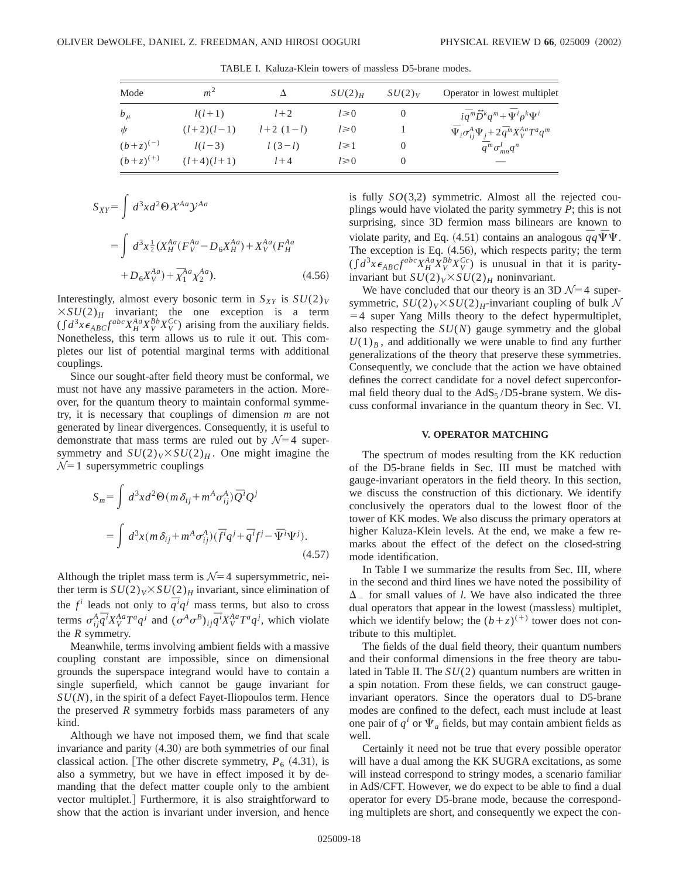TABLE I. Kaluza-Klein towers of massless D5-brane modes.

| Mode | $m^2$ | $\Delta$ | $SU(2)_H$ | $SU(2)_V$ | Operator in lowest multiplet |
|---|---|---|---|---|---|
| $b_\mu$ | $l(l+1)$ | $l+2$ | $l\geq 0$ | 0 | $i\bar{q}^m \overleftrightarrow{D}^k q^m + \bar{\Psi}^i \rho^k \Psi^i$ |
| $\psi$ | $(l+2)(l-1)$ | $l+2\ (1-l)$ | $l\geq 0$ | 1 | $\bar{\Psi}_i \sigma^A_{ij} \Psi_j + 2\bar{q}^m X^{Aa}_V T^a q^m$ |
| $(b+z)^{(-)}$ | $l(l-3)$ | $l\ (3-l)$ | $l\geq 1$ | 0 | $\bar{q}^m \sigma^I_{mn} q^n$ |
| $(b+z)^{(+)}$ | $(l+4)(l+1)$ | $l+4$ | $l\geq 0$ | 0 | — |

$$
\begin{aligned}
S_{XY} &= \int d^3x d^2\Theta \mathcal{X}^{Aa}\mathcal{Y}^{Aa} \\
&= \int d^3x \tfrac{1}{2}(X_H^{Aa}(F_V^{Aa} - D_6 X_H^{Aa}) + X_V^{Aa}(F_H^{Aa} \\
&\quad + D_6 X_V^{Aa}) + \bar{\chi}_1^{Aa}\chi_2^{Aa}).
\end{aligned}
\tag{4.56}
$$

Interestingly, almost every bosonic term in $S_{XY}$ is $SU(2)_V \times SU(2)_H$ invariant; the one exception is a term $(\int d^3x \epsilon_{ABC} f^{abc} X_H^{Aa} X_V^{Bb} X_V^{Cc})$ arising from the auxiliary fields. Nonetheless, this term allows us to rule it out. This completes our list of potential marginal terms with additional couplings.

Since our sought-after field theory must be conformal, we must not have any massive parameters in the action. Moreover, for the quantum theory to maintain conformal symmetry, it is necessary that couplings of dimension $m$ are not generated by linear divergences. Consequently, it is useful to demonstrate that mass terms are ruled out by $\mathcal{N}=4$ supersymmetry and $SU(2)_V \times SU(2)_H$. One might imagine the $\mathcal{N}=1$ supersymmetric couplings

$$
\begin{aligned}
S_m &= \int d^3x d^2\Theta (m\delta_{ij} + m^A \sigma^A_{ij}) \bar{Q}^i Q^j \\
&= \int d^3x (m\delta_{ij} + m^A \sigma^A_{ij})(\bar{f}^i q^j + \bar{q}^i f^j - \bar{\Psi}^i \Psi^j).
\end{aligned}
\tag{4.57}
$$

Although the triplet mass term is $\mathcal{N}=4$ supersymmetric, neither term is $SU(2)_V \times SU(2)_H$ invariant, since elimination of the $f^i$ leads not only to $\bar{q}^i q^j$ mass terms, but also to cross terms $\sigma^A_{ij}\bar{q}^i X_V^{Aa} T^a q^j$ and $(\sigma^A \sigma^B)_{ij} \bar{q}^i X_V^{Aa} T^a q^j$, which violate the $R$ symmetry.

Meanwhile, terms involving ambient fields with a massive coupling constant are impossible, since on dimensional grounds the superspace integrand would have to contain a single superfield, which cannot be gauge invariant for $SU(N)$, in the spirit of a defect Fayet-Iliopoulos term. Hence the preserved $R$ symmetry forbids mass parameters of any kind.

Although we have not imposed them, we find that scale invariance and parity (4.30) are both symmetries of our final classical action. [The other discrete symmetry, $P_6$ (4.31), is also a symmetry, but we have in effect imposed it by demanding that the defect matter couple only to the ambient vector multiplet.] Furthermore, it is also straightforward to show that the action is invariant under inversion, and hence is fully $SO(3,2)$ symmetric. Almost all the rejected couplings would have violated the parity symmetry $P$; this is not surprising, since 3D fermion mass bilinears are known to violate parity, and Eq. (4.51) contains an analogous $\bar{q}q\bar{\Psi}\Psi$. The exception is Eq. (4.56), which respects parity; the term $(\int d^3x \epsilon_{ABC} f^{abc} X_H^{Aa} X_V^{Bb} X_V^{Cc})$ is unusual in that it is parity-invariant but $SU(2)_V \times SU(2)_H$ noninvariant.

We have concluded that our theory is an 3D $\mathcal{N}=4$ supersymmetric, $SU(2)_V \times SU(2)_H$-invariant coupling of bulk $\mathcal{N}=4$ super Yang Mills theory to the defect hypermultiplet, also respecting the $SU(N)$ gauge symmetry and the global $U(1)_B$, and additionally we were unable to find any further generalizations of the theory that preserve these symmetries. Consequently, we conclude that the action we have obtained defines the correct candidate for a novel defect superconformal field theory dual to the $\mathrm{AdS}_5$/D5-brane system. We discuss conformal invariance in the quantum theory in Sec. VI.

## V. OPERATOR MATCHING

The spectrum of modes resulting from the KK reduction of the D5-brane fields in Sec. III must be matched with gauge-invariant operators in the field theory. In this section, we discuss the construction of this dictionary. We identify conclusively the operators dual to the lowest floor of the tower of KK modes. We also discuss the primary operators at higher Kaluza-Klein levels. At the end, we make a few remarks about the effect of the defect on the closed-string mode identification.

In Table I we summarize the results from Sec. III, where in the second and third lines we have noted the possibility of $\Delta_-$ for small values of $l$. We have also indicated the three dual operators that appear in the lowest (massless) multiplet, which we identify below; the $(b+z)^{(+)}$ tower does not contribute to this multiplet.

The fields of the dual field theory, their quantum numbers and their conformal dimensions in the free theory are tabulated in Table II. The $SU(2)$ quantum numbers are written in a spin notation. From these fields, we can construct gauge-invariant operators. Since the operators dual to D5-brane modes are confined to the defect, each must include at least one pair of $q^i$ or $\Psi_a$ fields, but may contain ambient fields as well.

Certainly it need not be true that every possible operator will have a dual among the KK SUGRA excitations, as some will instead correspond to string modes, a scenario familiar in AdS/CFT. However, we do expect to be able to find a dual operator for every D5-brane mode, because the corresponding multiplets are short, and consequently we expect the con-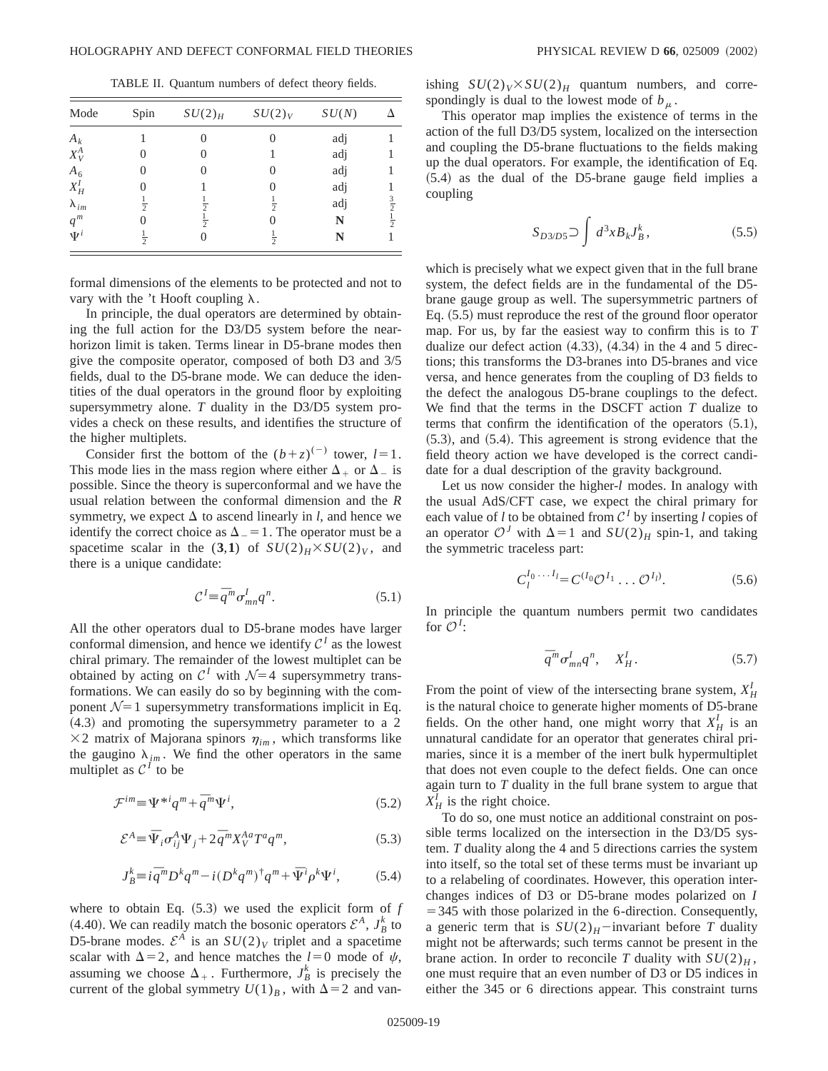TABLE II. Quantum numbers of defect theory fields.

| Mode | Spin | $SU(2)_H$ | $SU(2)_V$ | $SU(N)$ | $\Delta$ |
|---|---|---|---|---|---|
| $A_k$ | 1 | 0 | 0 | adj | 1 |
| $X_V^A$ | 0 | 0 | 1 | adj | 1 |
| $A_6$ | 0 | 0 | 0 | adj | 1 |
| $X_H^I$ | 0 | 1 | 0 | adj | 1 |
| $\lambda_{im}$ | $\frac{1}{2}$ | $\frac{1}{2}$ | $\frac{1}{2}$ | adj | $\frac{3}{2}$ |
| $q^m$ | 0 | $\frac{1}{2}$ | 0 | **N** | $\frac{1}{2}$ |
| $\Psi^i$ | $\frac{1}{2}$ | 0 | $\frac{1}{2}$ | **N** | 1 |

formal dimensions of the elements to be protected and not to vary with the 't Hooft coupling $\lambda$.

In principle, the dual operators are determined by obtaining the full action for the D3/D5 system before the near-horizon limit is taken. Terms linear in D5-brane modes then give the composite operator, composed of both D3 and 3/5 fields, dual to the D5-brane mode. We can deduce the identities of the dual operators in the ground floor by exploiting supersymmetry alone. *T* duality in the D3/D5 system provides a check on these results, and identifies the structure of the higher multiplets.

Consider first the bottom of the $(b+z)^{(-)}$ tower, $l=1$. This mode lies in the mass region where either $\Delta_+$ or $\Delta_-$ is possible. Since the theory is superconformal and we have the usual relation between the conformal dimension and the *R* symmetry, we expect $\Delta$ to ascend linearly in $l$, and hence we identify the correct choice as $\Delta_-=1$. The operator must be a spacetime scalar in the $(\mathbf{3},\mathbf{1})$ of $SU(2)_H\times SU(2)_V$, and there is a unique candidate:

$$\mathcal{C}^I \equiv \bar{q}^m \sigma^I_{mn} q^n. \tag{5.1}$$

All the other operators dual to D5-brane modes have larger conformal dimension, and hence we identify $\mathcal{C}^I$ as the lowest chiral primary. The remainder of the lowest multiplet can be obtained by acting on $\mathcal{C}^I$ with $\mathcal{N}=4$ supersymmetry transformations. We can easily do so by beginning with the component $\mathcal{N}=1$ supersymmetry transformations implicit in Eq. (4.3) and promoting the supersymmetry parameter to a $2\times 2$ matrix of Majorana spinors $\eta_{im}$, which transforms like the gaugino $\lambda_{im}$. We find the other operators in the same multiplet as $\mathcal{C}^I$ to be

$$\mathcal{F}^{im} \equiv \Psi^{*i} q^m + \bar{q}^m \Psi^i, \tag{5.2}$$

$$\mathcal{E}^A \equiv \bar{\Psi}_i \sigma^A_{ij} \Psi_j + 2\bar{q}^m X_V^{Aa} T^a q^m, \tag{5.3}$$

$$J_B^k \equiv i\bar{q}^m D^k q^m - i(D^k q^m)^\dagger q^m + \bar{\Psi}^i \rho^k \Psi^i, \tag{5.4}$$

where to obtain Eq. (5.3) we used the explicit form of $f$ (4.40). We can readily match the bosonic operators $\mathcal{E}^A$, $J_B^k$ to D5-brane modes. $\mathcal{E}^A$ is an $SU(2)_V$ triplet and a spacetime scalar with $\Delta=2$, and hence matches the $l=0$ mode of $\psi$, assuming we choose $\Delta_+$. Furthermore, $J_B^k$ is precisely the current of the global symmetry $U(1)_B$, with $\Delta=2$ and vanishing $SU(2)_V\times SU(2)_H$ quantum numbers, and correspondingly is dual to the lowest mode of $b_\mu$.

This operator map implies the existence of terms in the action of the full D3/D5 system, localized on the intersection and coupling the D5-brane fluctuations to the fields making up the dual operators. For example, the identification of Eq. (5.4) as the dual of the D5-brane gauge field implies a coupling

$$S_{D3/D5} \supset \int d^3x B_k J_B^k, \tag{5.5}$$

which is precisely what we expect given that in the full brane system, the defect fields are in the fundamental of the D5-brane gauge group as well. The supersymmetric partners of Eq. (5.5) must reproduce the rest of the ground floor operator map. For us, by far the easiest way to confirm this is to *T* dualize our defect action (4.33), (4.34) in the 4 and 5 directions; this transforms the D3-branes into D5-branes and vice versa, and hence generates from the coupling of D3 fields to the defect the analogous D5-brane couplings to the defect. We find that the terms in the DSCFT action *T* dualize to terms that confirm the identification of the operators (5.1), (5.3), and (5.4). This agreement is strong evidence that the field theory action we have developed is the correct candidate for a dual description of the gravity background.

Let us now consider the higher-$l$ modes. In analogy with the usual AdS/CFT case, we expect the chiral primary for each value of $l$ to be obtained from $\mathcal{C}^I$ by inserting $l$ copies of an operator $\mathcal{O}^J$ with $\Delta=1$ and $SU(2)_H$ spin-1, and taking the symmetric traceless part:

$$C_l^{I_0\cdots I_l} = C^{(I_0}\mathcal{O}^{I_1}\cdots\mathcal{O}^{I_l)}. \tag{5.6}$$

In principle the quantum numbers permit two candidates for $\mathcal{O}^I$:

$$\bar{q}^m \sigma^I_{mn} q^n, \quad X_H^I. \tag{5.7}$$

From the point of view of the intersecting brane system, $X_H^I$ is the natural choice to generate higher moments of D5-brane fields. On the other hand, one might worry that $X_H^I$ is an unnatural candidate for an operator that generates chiral primaries, since it is a member of the inert bulk hypermultiplet that does not even couple to the defect fields. One can once again turn to *T* duality in the full brane system to argue that $X_H^I$ is the right choice.

To do so, one must notice an additional constraint on possible terms localized on the intersection in the D3/D5 system. *T* duality along the 4 and 5 directions carries the system into itself, so the total set of these terms must be invariant up to a relabeling of coordinates. However, this operation interchanges indices of D3 or D5-brane modes polarized on $I=345$ with those polarized in the 6-direction. Consequently, a generic term that is $SU(2)_H$-invariant before *T* duality might not be afterwards; such terms cannot be present in the brane action. In order to reconcile *T* duality with $SU(2)_H$, one must require that an even number of D3 or D5 indices in either the 345 or 6 directions appear. This constraint turns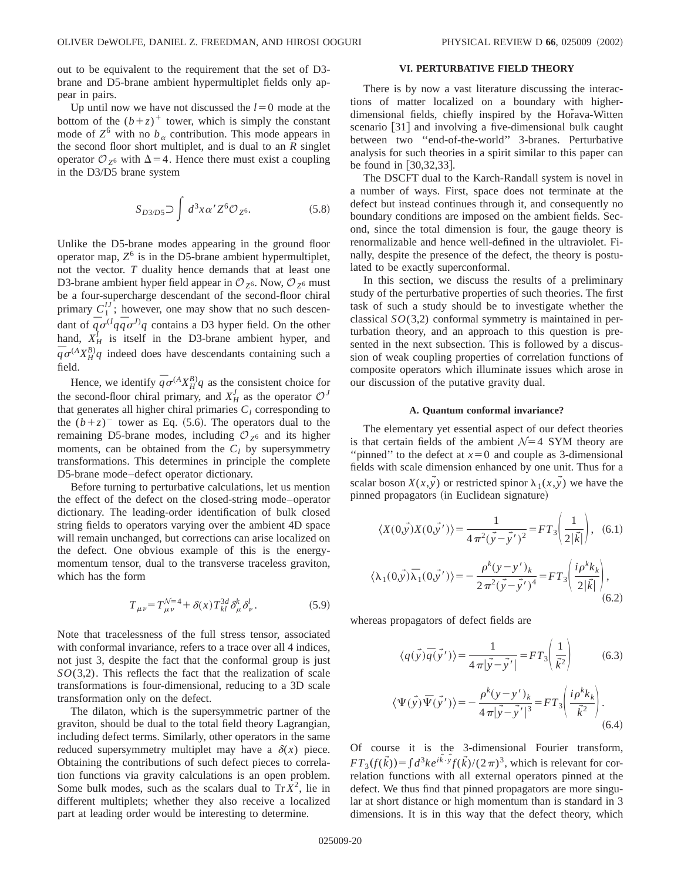out to be equivalent to the requirement that the set of D3-brane and D5-brane ambient hypermultiplet fields only appear in pairs.

Up until now we have not discussed the $l=0$ mode at the bottom of the $(b+z)^+$ tower, which is simply the constant mode of $Z^6$ with no $b_\alpha$ contribution. This mode appears in the second floor short multiplet, and is dual to an $R$ singlet operator $\mathcal{O}_{Z^6}$ with $\Delta=4$. Hence there must exist a coupling in the D3/D5 brane system

$$S_{D3/D5} \supset \int d^3x \, \alpha' Z^6 \mathcal{O}_{Z^6}. \tag{5.8}$$

Unlike the D5-brane modes appearing in the ground floor operator map, $Z^6$ is in the D5-brane ambient hypermultiplet, not the vector. $T$ duality hence demands that at least one D3-brane ambient hyper field appear in $\mathcal{O}_{Z^6}$. Now, $\mathcal{O}_{Z^6}$ must be a four-supercharge descendant of the second-floor chiral primary $C_1^{IJ}$; however, one may show that no such descendant of $\bar{q}\sigma^{(I}q\bar{q}\sigma^{J)}q$ contains a D3 hyper field. On the other hand, $X_H^I$ is itself in the D3-brane ambient hyper, and $\bar{q}\sigma^{(A}X_H^{B)}q$ indeed does have descendants containing such a field.

Hence, we identify $\bar{q}\sigma^{(A}X_H^{B)}q$ as the consistent choice for the second-floor chiral primary, and $X_H^J$ as the operator $\mathcal{O}^J$ that generates all higher chiral primaries $C_l$ corresponding to the $(b+z)^-$ tower as Eq. (5.6). The operators dual to the remaining D5-brane modes, including $\mathcal{O}_{Z^6}$ and its higher moments, can be obtained from the $C_l$ by supersymmetry transformations. This determines in principle the complete D5-brane mode–defect operator dictionary.

Before turning to perturbative calculations, let us mention the effect of the defect on the closed-string mode–operator dictionary. The leading-order identification of bulk closed string fields to operators varying over the ambient 4D space will remain unchanged, but corrections can arise localized on the defect. One obvious example of this is the energy-momentum tensor, dual to the transverse traceless graviton, which has the form

$$T_{\mu\nu} = T_{\mu\nu}^{\mathcal{N}=4} + \delta(x) T_{kl}^{3d} \delta_\mu^k \delta_\nu^l. \tag{5.9}$$

Note that tracelessness of the full stress tensor, associated with conformal invariance, refers to a trace over all 4 indices, not just 3, despite the fact that the conformal group is just $SO(3,2)$. This reflects the fact that the realization of scale transformations is four-dimensional, reducing to a 3D scale transformation only on the defect.

The dilaton, which is the supersymmetric partner of the graviton, should be dual to the total field theory Lagrangian, including defect terms. Similarly, other operators in the same reduced supersymmetry multiplet may have a $\delta(x)$ piece. Obtaining the contributions of such defect pieces to correlation functions via gravity calculations is an open problem. Some bulk modes, such as the scalars dual to $\mathrm{Tr}\, X^2$, lie in different multiplets; whether they also receive a localized part at leading order would be interesting to determine.

## VI. PERTURBATIVE FIELD THEORY

There is by now a vast literature discussing the interactions of matter localized on a boundary with higher-dimensional fields, chiefly inspired by the Hořava-Witten scenario [31] and involving a five-dimensional bulk caught between two "end-of-the-world" 3-branes. Perturbative analysis for such theories in a spirit similar to this paper can be found in [30,32,33].

The DSCFT dual to the Karch-Randall system is novel in a number of ways. First, space does not terminate at the defect but instead continues through it, and consequently no boundary conditions are imposed on the ambient fields. Second, since the total dimension is four, the gauge theory is renormalizable and hence well-defined in the ultraviolet. Finally, despite the presence of the defect, the theory is postulated to be exactly superconformal.

In this section, we discuss the results of a preliminary study of the perturbative properties of such theories. The first task of such a study should be to investigate whether the classical $SO(3,2)$ conformal symmetry is maintained in perturbation theory, and an approach to this question is presented in the next subsection. This is followed by a discussion of weak coupling properties of correlation functions of composite operators which illuminate issues which arose in our discussion of the putative gravity dual.

### A. Quantum conformal invariance?

The elementary yet essential aspect of our defect theories is that certain fields of the ambient $\mathcal{N}=4$ SYM theory are "pinned" to the defect at $x=0$ and couple as 3-dimensional fields with scale dimension enhanced by one unit. Thus for a scalar boson $X(x,\vec{y})$ or restricted spinor $\lambda_1(x,\vec{y})$ we have the pinned propagators (in Euclidean signature)

$$\langle X(0,\vec{y})X(0,\vec{y}\,')\rangle = \frac{1}{4\pi^2(\vec{y}-\vec{y}\,')^2} = FT_3\left(\frac{1}{2|\vec{k}|}\right), \tag{6.1}$$

$$\langle \lambda_1(0,\vec{y})\bar{\lambda}_1(0,\vec{y}\,')\rangle = -\frac{\rho^k(y-y')_k}{2\pi^2(\vec{y}-\vec{y}\,')^4} = FT_3\left(\frac{i\rho^k k_k}{2|\vec{k}|}\right), \tag{6.2}$$

whereas propagators of defect fields are

$$\langle q(\vec{y})\bar{q}(\vec{y}\,')\rangle = \frac{1}{4\pi|\vec{y}-\vec{y}\,'|} = FT_3\left(\frac{1}{\vec{k}^2}\right) \tag{6.3}$$

$$\langle \Psi(\vec{y})\bar{\Psi}(\vec{y}\,')\rangle = -\frac{\rho^k(y-y')_k}{4\pi|\vec{y}-\vec{y}\,'|^3} = FT_3\left(\frac{i\rho^k k_k}{\vec{k}^2}\right). \tag{6.4}$$

Of course it is the 3-dimensional Fourier transform, $FT_3(f(\vec{k})) = \int d^3k e^{i\vec{k}\cdot\vec{y}} f(\vec{k})/(2\pi)^3$, which is relevant for correlation functions with all external operators pinned at the defect. We thus find that pinned propagators are more singular at short distance or high momentum than is standard in 3 dimensions. It is in this way that the defect theory, which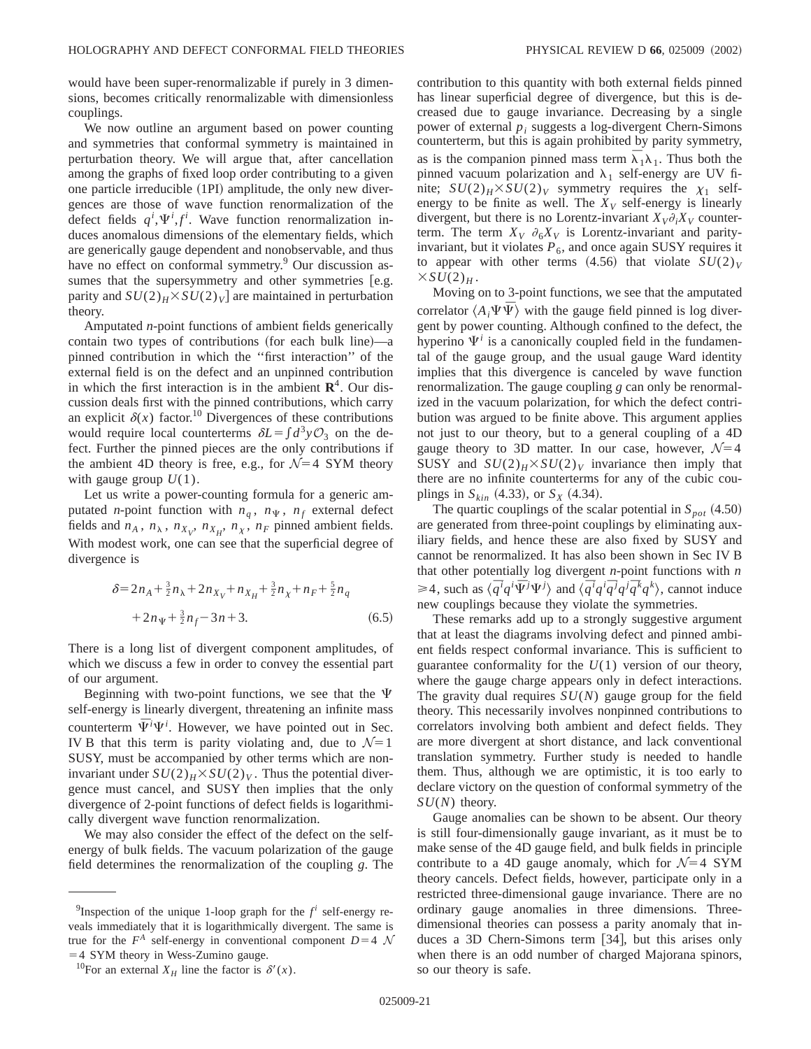would have been super-renormalizable if purely in 3 dimensions, becomes critically renormalizable with dimensionless couplings.

We now outline an argument based on power counting and symmetries that conformal symmetry is maintained in perturbation theory. We will argue that, after cancellation among the graphs of fixed loop order contributing to a given one particle irreducible (1PI) amplitude, the only new divergences are those of wave function renormalization of the defect fields $q^i, \Psi^i, f^i$. Wave function renormalization induces anomalous dimensions of the elementary fields, which are generically gauge dependent and nonobservable, and thus have no effect on conformal symmetry.[9] Our discussion assumes that the supersymmetry and other symmetries [e.g. parity and $SU(2)_H \times SU(2)_V$] are maintained in perturbation theory.

Amputated $n$-point functions of ambient fields generically contain two types of contributions (for each bulk line)—a pinned contribution in which the "first interaction" of the external field is on the defect and an unpinned contribution in which the first interaction is in the ambient $\mathbf{R}^4$. Our discussion deals first with the pinned contributions, which carry an explicit $\delta(x)$ factor.[10] Divergences of these contributions would require local counterterms $\delta L = \int d^3y \mathcal{O}_3$ on the defect. Further the pinned pieces are the only contributions if the ambient 4D theory is free, e.g., for $\mathcal{N}=4$ SYM theory with gauge group $U(1)$.

Let us write a power-counting formula for a generic amputated $n$-point function with $n_q$, $n_\Psi$, $n_f$ external defect fields and $n_A$, $n_\lambda$, $n_{X_V}$, $n_{X_H}$, $n_\chi$, $n_F$ pinned ambient fields. With modest work, one can see that the superficial degree of divergence is

$$\delta = 2n_A + \tfrac{3}{2}n_\lambda + 2n_{X_V} + n_{X_H} + \tfrac{3}{2}n_\chi + n_F + \tfrac{5}{2}n_q + 2n_\Psi + \tfrac{3}{2}n_f - 3n + 3. \tag{6.5}$$

There is a long list of divergent component amplitudes, of which we discuss a few in order to convey the essential part of our argument.

Beginning with two-point functions, we see that the $\Psi$ self-energy is linearly divergent, threatening an infinite mass counterterm $\bar{\Psi}^i \Psi^i$. However, we have pointed out in Sec. IV B that this term is parity violating and, due to $\mathcal{N}=1$ SUSY, must be accompanied by other terms which are noninvariant under $SU(2)_H \times SU(2)_V$. Thus the potential divergence must cancel, and SUSY then implies that the only divergence of 2-point functions of defect fields is logarithmically divergent wave function renormalization.

We may also consider the effect of the defect on the self-energy of bulk fields. The vacuum polarization of the gauge field determines the renormalization of the coupling $g$. The contribution to this quantity with both external fields pinned has linear superficial degree of divergence, but this is decreased due to gauge invariance. Decreasing by a single power of external $p_i$ suggests a log-divergent Chern-Simons counterterm, but this is again prohibited by parity symmetry, as is the companion pinned mass term $\bar{\lambda}_1 \lambda_1$. Thus both the pinned vacuum polarization and $\lambda_1$ self-energy are UV finite; $SU(2)_H \times SU(2)_V$ symmetry requires the $\chi_1$ self-energy to be finite as well. The $X_V$ self-energy is linearly divergent, but there is no Lorentz-invariant $X_V \partial_i X_V$ counterterm. The term $X_V\ \partial_6 X_V$ is Lorentz-invariant and parity-invariant, but it violates $P_6$, and once again SUSY requires it to appear with other terms (4.56) that violate $SU(2)_V \times SU(2)_H$.

Moving on to 3-point functions, we see that the amputated correlator $\langle A_i \Psi \bar{\Psi} \rangle$ with the gauge field pinned is log divergent by power counting. Although confined to the defect, the hyperino $\Psi^i$ is a canonically coupled field in the fundamental of the gauge group, and the usual gauge Ward identity implies that this divergence is canceled by wave function renormalization. The gauge coupling $g$ can only be renormalized in the vacuum polarization, for which the defect contribution was argued to be finite above. This argument applies not just to our theory, but to a general coupling of a 4D gauge theory to 3D matter. In our case, however, $\mathcal{N}=4$ SUSY and $SU(2)_H \times SU(2)_V$ invariance then imply that there are no infinite counterterms for any of the cubic couplings in $S_{kin}$ (4.33), or $S_X$ (4.34).

The quartic couplings of the scalar potential in $S_{pot}$ (4.50) are generated from three-point couplings by eliminating auxiliary fields, and hence these are also fixed by SUSY and cannot be renormalized. It has also been shown in Sec IV B that other potentially log divergent $n$-point functions with $n \geq 4$, such as $\langle \bar{q}^i q^i \bar{\Psi}^j \Psi^j \rangle$ and $\langle \bar{q}^i q^i \bar{q}^j q^j \bar{q}^k q^k \rangle$, cannot induce new couplings because they violate the symmetries.

These remarks add up to a strongly suggestive argument that at least the diagrams involving defect and pinned ambient fields respect conformal invariance. This is sufficient to guarantee conformality for the $U(1)$ version of our theory, where the gauge charge appears only in defect interactions. The gravity dual requires $SU(N)$ gauge group for the field theory. This necessarily involves nonpinned contributions to correlators involving both ambient and defect fields. They are more divergent at short distance, and lack conventional translation symmetry. Further study is needed to handle them. Thus, although we are optimistic, it is too early to declare victory on the question of conformal symmetry of the $SU(N)$ theory.

Gauge anomalies can be shown to be absent. Our theory is still four-dimensionally gauge invariant, as it must be to make sense of the 4D gauge field, and bulk fields in principle contribute to a 4D gauge anomaly, which for $\mathcal{N}=4$ SYM theory cancels. Defect fields, however, participate only in a restricted three-dimensional gauge invariance. There are no ordinary gauge anomalies in three dimensions. Three-dimensional theories can possess a parity anomaly that induces a 3D Chern-Simons term [34], but this arises only when there is an odd number of charged Majorana spinors, so our theory is safe.

---

[9] Inspection of the unique 1-loop graph for the $f^i$ self-energy reveals immediately that it is logarithmically divergent. The same is true for the $F^A$ self-energy in conventional component $D=4$ $\mathcal{N}=4$ SYM theory in Wess-Zumino gauge.

[10] For an external $X_H$ line the factor is $\delta'(x)$.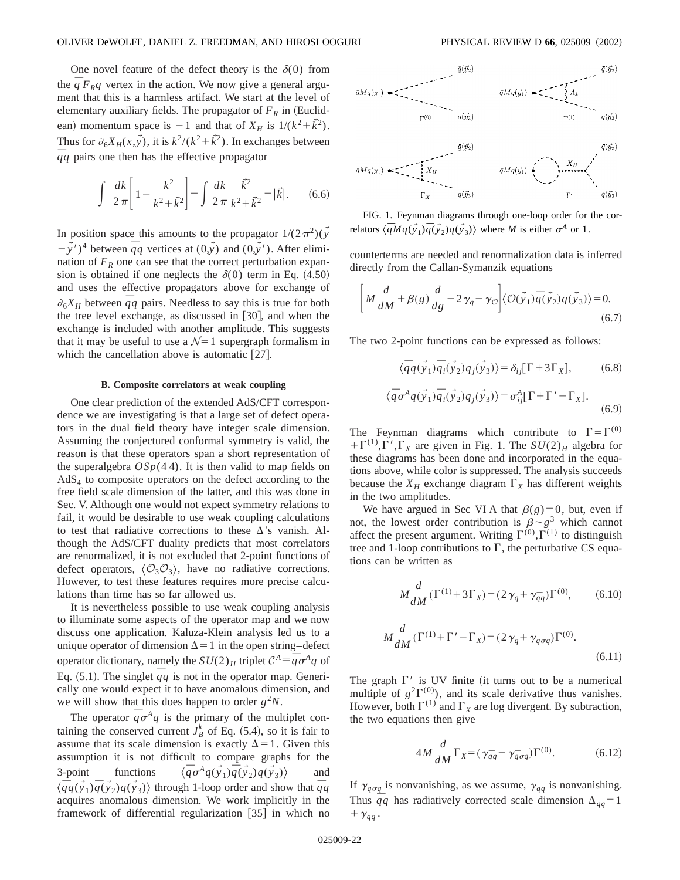One novel feature of the defect theory is the $\delta(0)$ from the $\bar{q}F_R q$ vertex in the action. We now give a general argument that this is a harmless artifact. We start at the level of elementary auxiliary fields. The propagator of $F_R$ in (Euclidean) momentum space is $-1$ and that of $X_H$ is $1/(k^2+\vec{k}^2)$. Thus for $\partial_6 X_H(x,\vec{y})$, it is $k^2/(k^2+\vec{k}^2)$. In exchanges between $\bar{q}q$ pairs one then has the effective propagator

$$\int \frac{dk}{2\pi}\left[1-\frac{k^2}{k^2+\vec{k}^2}\right]=\int \frac{dk}{2\pi}\frac{\vec{k}^2}{k^2+\vec{k}^2}=|\vec{k}|. \qquad (6.6)$$

In position space this amounts to the propagator $1/(2\pi^2)(\vec{y}-\vec{y}')^4$ between $\bar{q}q$ vertices at $(0,\vec{y})$ and $(0,\vec{y}')$. After elimination of $F_R$ one can see that the correct perturbation expansion is obtained if one neglects the $\delta(0)$ term in Eq. (4.50) and uses the effective propagators above for exchange of $\partial_6 X_H$ between $\bar{q}q$ pairs. Needless to say this is true for both the tree level exchange, as discussed in [30], and when the exchange is included with another amplitude. This suggests that it may be useful to use a $\mathcal{N}=1$ supergraph formalism in which the cancellation above is automatic [27].

### B. Composite correlators at weak coupling

One clear prediction of the extended AdS/CFT correspondence we are investigating is that a large set of defect operators in the dual field theory have integer scale dimension. Assuming the conjectured conformal symmetry is valid, the reason is that these operators span a short representation of the superalgebra $OSp(4|4)$. It is then valid to map fields on $\mathrm{AdS}_4$ to composite operators on the defect according to the free field scale dimension of the latter, and this was done in Sec. V. Although one would not expect symmetry relations to fail, it would be desirable to use weak coupling calculations to test that radiative corrections to these $\Delta$'s vanish. Although the AdS/CFT duality predicts that most correlators are renormalized, it is not excluded that 2-point functions of defect operators, $\langle \mathcal{O}_3\mathcal{O}_3\rangle$, have no radiative corrections. However, to test these features requires more precise calculations than time has so far allowed us.

It is nevertheless possible to use weak coupling analysis to illuminate some aspects of the operator map and we now discuss one application. Kaluza-Klein analysis led us to a unique operator of dimension $\Delta=1$ in the open string–defect operator dictionary, namely the $SU(2)_H$ triplet $\mathcal{C}^A \equiv \bar{q}\sigma^A q$ of Eq. (5.1). The singlet $\bar{q}q$ is not in the operator map. Generically one would expect it to have anomalous dimension, and we will show that this does happen to order $g^2N$.

The operator $\bar{q}\sigma^A q$ is the primary of the multiplet containing the conserved current $J_B^k$ of Eq. (5.4), so it is fair to assume that its scale dimension is exactly $\Delta=1$. Given this assumption it is not difficult to compare graphs for the 3-point functions $\langle \bar{q}\sigma^A q(\vec{y}_1)\bar{q}(\vec{y}_2)q(\vec{y}_3)\rangle$ and $\langle \bar{q}q(\vec{y}_1)\bar{q}(\vec{y}_2)q(\vec{y}_3)\rangle$ through 1-loop order and show that $\bar{q}q$ acquires anomalous dimension. We work implicitly in the framework of differential regularization [35] in which no counterterms are needed and renormalization data is inferred directly from the Callan-Symanzik equations

FIG. 1. Feynman diagrams through one-loop order for the correlators $\langle \bar{q}Mq(\vec{y}_1)\bar{q}(\vec{y}_2)q(\vec{y}_3)\rangle$ where $M$ is either $\sigma^A$ or 1.

$$\left[M\frac{d}{dM}+\beta(g)\frac{d}{dg}-2\gamma_q-\gamma_{\mathcal{O}}\right]\langle \mathcal{O}(\vec{y}_1)\bar{q}(\vec{y}_2)q(\vec{y}_3)\rangle=0. \qquad (6.7)$$

The two 2-point functions can be expressed as follows:

$$\langle \bar{q}q(\vec{y}_1)\bar{q}_i(\vec{y}_2)q_j(\vec{y}_3)\rangle=\delta_{ij}[\Gamma+3\Gamma_X], \qquad (6.8)$$

$$\langle \bar{q}\sigma^A q(\vec{y}_1)\bar{q}_i(\vec{y}_2)q_j(\vec{y}_3)\rangle=\sigma^A_{ij}[\Gamma+\Gamma'-\Gamma_X]. \qquad (6.9)$$

The Feynman diagrams which contribute to $\Gamma=\Gamma^{(0)}+\Gamma^{(1)},\Gamma',\Gamma_X$ are given in Fig. 1. The $SU(2)_H$ algebra for these diagrams has been done and incorporated in the equations above, while color is suppressed. The analysis succeeds because the $X_H$ exchange diagram $\Gamma_X$ has different weights in the two amplitudes.

We have argued in Sec VI A that $\beta(g)=0$, but, even if not, the lowest order contribution is $\beta\sim g^3$ which cannot affect the present argument. Writing $\Gamma^{(0)},\Gamma^{(1)}$ to distinguish tree and 1-loop contributions to $\Gamma$, the perturbative CS equations can be written as

$$M\frac{d}{dM}(\Gamma^{(1)}+3\Gamma_X)=(2\gamma_q+\gamma_{\bar{q}q})\Gamma^{(0)}, \qquad (6.10)$$

$$M\frac{d}{dM}(\Gamma^{(1)}+\Gamma'-\Gamma_X)=(2\gamma_q+\gamma_{\bar{q}\sigma q})\Gamma^{(0)}. \qquad (6.11)$$

The graph $\Gamma'$ is UV finite (it turns out to be a numerical multiple of $g^2\Gamma^{(0)}$), and its scale derivative thus vanishes. However, both $\Gamma^{(1)}$ and $\Gamma_X$ are log divergent. By subtraction, the two equations then give

$$4M\frac{d}{dM}\Gamma_X=(\gamma_{\bar{q}q}-\gamma_{\bar{q}\sigma q})\Gamma^{(0)}. \qquad (6.12)$$

If $\gamma_{\bar{q}\sigma q}$ is nonvanishing, as we assume, $\gamma_{\bar{q}q}$ is nonvanishing. Thus $\bar{q}q$ has radiatively corrected scale dimension $\Delta_{\bar{q}q}=1+\gamma_{\bar{q}q}$.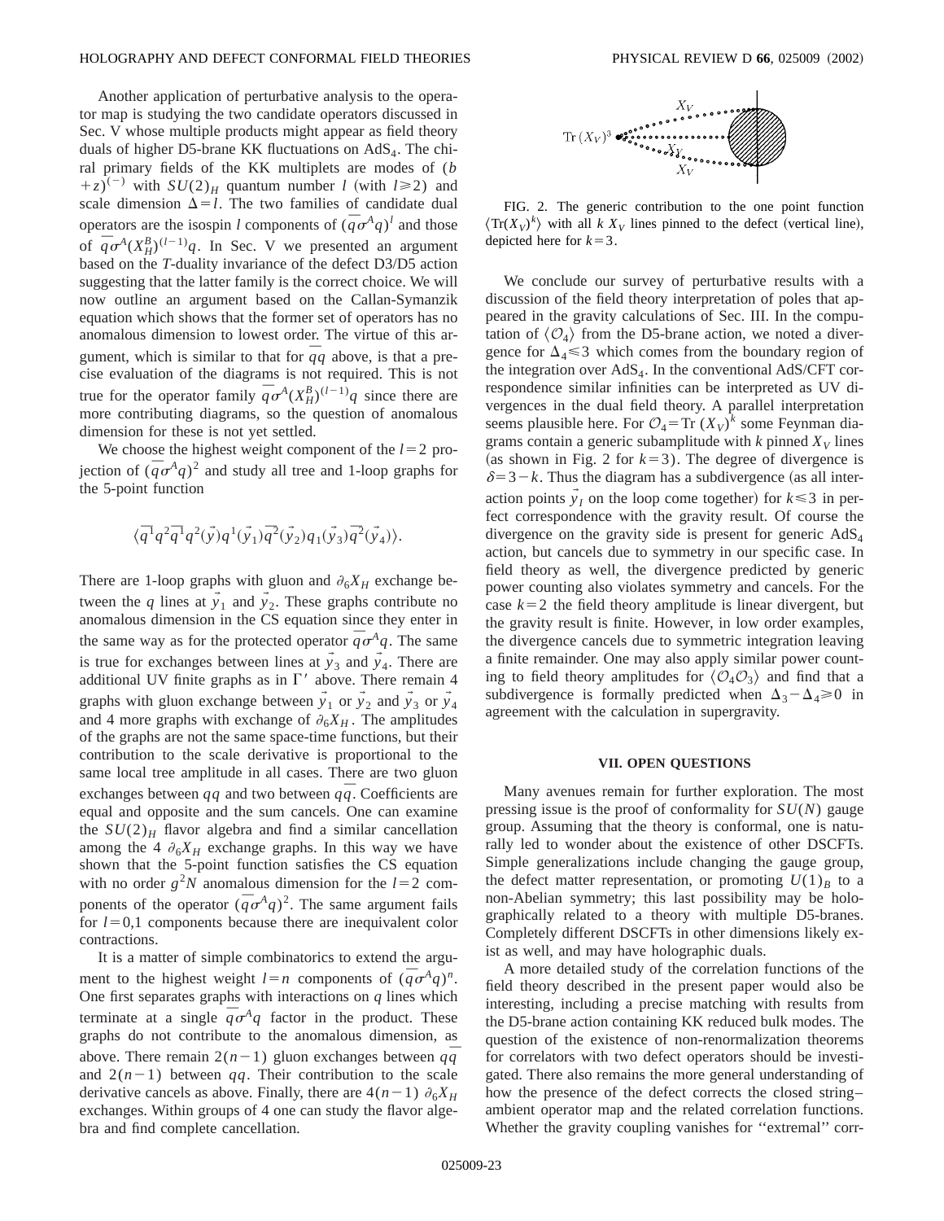Another application of perturbative analysis to the operator map is studying the two candidate operators discussed in Sec. V whose multiple products might appear as field theory duals of higher D5-brane KK fluctuations on $\mathrm{AdS}_4$. The chiral primary fields of the KK multiplets are modes of $(b+z)^{(-)}$ with $SU(2)_H$ quantum number $l$ (with $l \geq 2$) and scale dimension $\Delta = l$. The two families of candidate dual operators are the isospin $l$ components of $(\bar{q}\sigma^A q)^l$ and those of $\bar{q}\sigma^A (X_H^B)^{(l-1)} q$. In Sec. V we presented an argument based on the $T$-duality invariance of the defect D3/D5 action suggesting that the latter family is the correct choice. We will now outline an argument based on the Callan-Symanzik equation which shows that the former set of operators has no anomalous dimension to lowest order. The virtue of this argument, which is similar to that for $\bar{q}q$ above, is that a precise evaluation of the diagrams is not required. This is not true for the operator family $\bar{q}\sigma^A (X_H^B)^{(l-1)} q$ since there are more contributing diagrams, so the question of anomalous dimension for these is not yet settled.

We choose the highest weight component of the $l=2$ projection of $(\bar{q}\sigma^A q)^2$ and study all tree and 1-loop graphs for the 5-point function

$$\langle \overline{q^1} q^2 \overline{q^1} q^2(\vec{y}) q^1(\vec{y}_1) \overline{q^2}(\vec{y}_2) q_1(\vec{y}_3) \overline{q^2}(\vec{y}_4) \rangle.$$

There are 1-loop graphs with gluon and $\partial_6 X_H$ exchange between the $q$ lines at $\vec{y}_1$ and $\vec{y}_2$. These graphs contribute no anomalous dimension in the CS equation since they enter in the same way as for the protected operator $\bar{q}\sigma^A q$. The same is true for exchanges between lines at $\vec{y}_3$ and $\vec{y}_4$. There are additional UV finite graphs as in $\Gamma'$ above. There remain 4 graphs with gluon exchange between $\vec{y}_1$ or $\vec{y}_2$ and $\vec{y}_3$ or $\vec{y}_4$ and 4 more graphs with exchange of $\partial_6 X_H$. The amplitudes of the graphs are not the same space-time functions, but their contribution to the scale derivative is proportional to the same local tree amplitude in all cases. There are two gluon exchanges between $qq$ and two between $\bar{q}\bar{q}$. Coefficients are equal and opposite and the sum cancels. One can examine the $SU(2)_H$ flavor algebra and find a similar cancellation among the 4 $\partial_6 X_H$ exchange graphs. In this way we have shown that the 5-point function satisfies the CS equation with no order $g^2 N$ anomalous dimension for the $l=2$ components of the operator $(\bar{q}\sigma^A q)^2$. The same argument fails for $l=0,1$ components because there are inequivalent color contractions.

It is a matter of simple combinatorics to extend the argument to the highest weight $l=n$ components of $(\bar{q}\sigma^A q)^n$. One first separates graphs with interactions on $q$ lines which terminate at a single $\bar{q}\sigma^A q$ factor in the product. These graphs do not contribute to the anomalous dimension, as above. There remain $2(n-1)$ gluon exchanges between $\bar{q}\bar{q}$ and $2(n-1)$ between $qq$. Their contribution to the scale derivative cancels as above. Finally, there are $4(n-1)$ $\partial_6 X_H$ exchanges. Within groups of 4 one can study the flavor algebra and find complete cancellation.

FIG. 2. The generic contribution to the one point function $\langle \mathrm{Tr}(X_V)^k \rangle$ with all $k$ $X_V$ lines pinned to the defect (vertical line), depicted here for $k=3$.

We conclude our survey of perturbative results with a discussion of the field theory interpretation of poles that appeared in the gravity calculations of Sec. III. In the computation of $\langle \mathcal{O}_4 \rangle$ from the D5-brane action, we noted a divergence for $\Delta_4 \leq 3$ which comes from the boundary region of the integration over $\mathrm{AdS}_4$. In the conventional AdS/CFT correspondence similar infinities can be interpreted as UV divergences in the dual field theory. A parallel interpretation seems plausible here. For $\mathcal{O}_4 = \mathrm{Tr}\,(X_V)^k$ some Feynman diagrams contain a generic subamplitude with $k$ pinned $X_V$ lines (as shown in Fig. 2 for $k=3$). The degree of divergence is $\delta = 3-k$. Thus the diagram has a subdivergence (as all interaction points $\vec{y}_I$ on the loop come together) for $k \leq 3$ in perfect correspondence with the gravity result. Of course the divergence on the gravity side is present for generic $\mathrm{AdS}_4$ action, but cancels due to symmetry in our specific case. In field theory as well, the divergence predicted by generic power counting also violates symmetry and cancels. For the case $k=2$ the field theory amplitude is linear divergent, but the gravity result is finite. However, in low order examples, the divergence cancels due to symmetric integration leaving a finite remainder. One may also apply similar power counting to field theory amplitudes for $\langle \mathcal{O}_4 \mathcal{O}_3 \rangle$ and find that a subdivergence is formally predicted when $\Delta_3 - \Delta_4 \geq 0$ in agreement with the calculation in supergravity.

## VII. OPEN QUESTIONS

Many avenues remain for further exploration. The most pressing issue is the proof of conformality for $SU(N)$ gauge group. Assuming that the theory is conformal, one is naturally led to wonder about the existence of other DSCFTs. Simple generalizations include changing the gauge group, the defect matter representation, or promoting $U(1)_B$ to a non-Abelian symmetry; this last possibility may be holographically related to a theory with multiple D5-branes. Completely different DSCFTs in other dimensions likely exist as well, and may have holographic duals.

A more detailed study of the correlation functions of the field theory described in the present paper would also be interesting, including a precise matching with results from the D5-brane action containing KK reduced bulk modes. The question of the existence of non-renormalization theorems for correlators with two defect operators should be investigated. There also remains the more general understanding of how the presence of the defect corrects the closed string–ambient operator map and the related correlation functions. Whether the gravity coupling vanishes for "extremal" corr-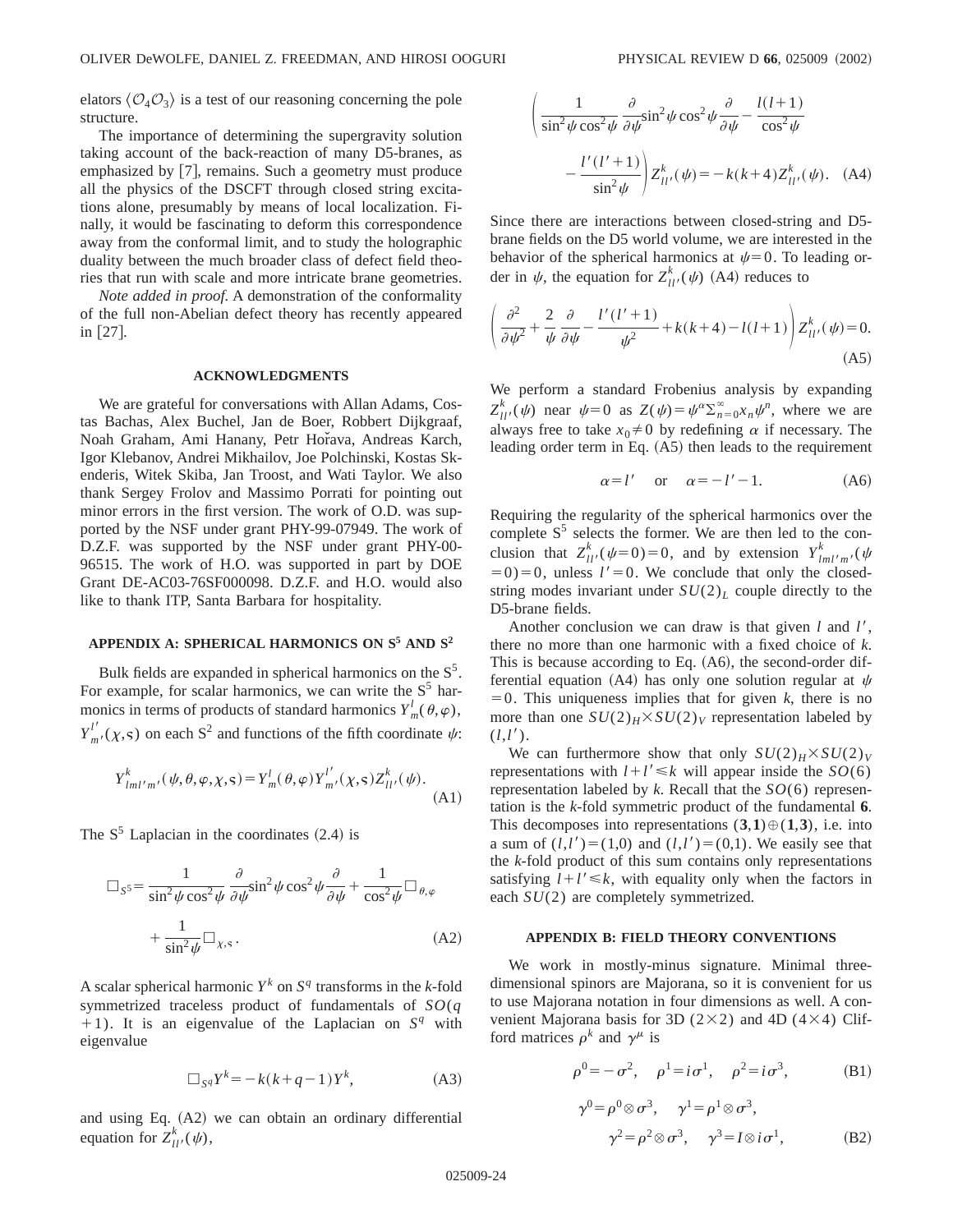elators $\langle \mathcal{O}_4 \mathcal{O}_3 \rangle$ is a test of our reasoning concerning the pole structure.

The importance of determining the supergravity solution taking account of the back-reaction of many D5-branes, as emphasized by [7], remains. Such a geometry must produce all the physics of the DSCFT through closed string excitations alone, presumably by means of local localization. Finally, it would be fascinating to deform this correspondence away from the conformal limit, and to study the holographic duality between the much broader class of defect field theories that run with scale and more intricate brane geometries.

*Note added in proof.* A demonstration of the conformality of the full non-Abelian defect theory has recently appeared in [27].

## ACKNOWLEDGMENTS

We are grateful for conversations with Allan Adams, Costas Bachas, Alex Buchel, Jan de Boer, Robbert Dijkgraaf, Noah Graham, Ami Hanany, Petr Hořava, Andreas Karch, Igor Klebanov, Andrei Mikhailov, Joe Polchinski, Kostas Skenderis, Witek Skiba, Jan Troost, and Wati Taylor. We also thank Sergey Frolov and Massimo Porrati for pointing out minor errors in the first version. The work of O.D. was supported by the NSF under grant PHY-99-07949. The work of D.Z.F. was supported by the NSF under grant PHY-00-96515. The work of H.O. was supported in part by DOE Grant DE-AC03-76SF000098. D.Z.F. and H.O. would also like to thank ITP, Santa Barbara for hospitality.

## APPENDIX A: SPHERICAL HARMONICS ON $S^5$ AND $S^2$

Bulk fields are expanded in spherical harmonics on the $S^5$. For example, for scalar harmonics, we can write the $S^5$ harmonics in terms of products of standard harmonics $Y^l_m(\theta,\varphi)$, $Y^{l'}_{m'}(\chi,s)$ on each $S^2$ and functions of the fifth coordinate $\psi$:

$$Y^k_{lml'm'}(\psi,\theta,\varphi,\chi,s) = Y^l_m(\theta,\varphi)Y^{l'}_{m'}(\chi,s)Z^k_{ll'}(\psi). \tag{A1}$$

The $S^5$ Laplacian in the coordinates (2.4) is

$$\Box_{S^5} = \frac{1}{\sin^2\psi\cos^2\psi}\frac{\partial}{\partial\psi}\sin^2\psi\cos^2\psi\frac{\partial}{\partial\psi} + \frac{1}{\cos^2\psi}\Box_{\theta,\varphi} + \frac{1}{\sin^2\psi}\Box_{\chi,s}. \tag{A2}$$

A scalar spherical harmonic $Y^k$ on $S^q$ transforms in the $k$-fold symmetrized traceless product of fundamentals of $SO(q+1)$. It is an eigenvalue of the Laplacian on $S^q$ with eigenvalue

$$\Box_{S^q} Y^k = -k(k+q-1)Y^k, \tag{A3}$$

and using Eq. (A2) we can obtain an ordinary differential equation for $Z^k_{ll'}(\psi)$,

$$\left(\frac{1}{\sin^2\psi\cos^2\psi}\frac{\partial}{\partial\psi}\sin^2\psi\cos^2\psi\frac{\partial}{\partial\psi} - \frac{l(l+1)}{\cos^2\psi} - \frac{l'(l'+1)}{\sin^2\psi}\right)Z^k_{ll'}(\psi) = -k(k+4)Z^k_{ll'}(\psi). \tag{A4}$$

Since there are interactions between closed-string and D5-brane fields on the D5 world volume, we are interested in the behavior of the spherical harmonics at $\psi=0$. To leading order in $\psi$, the equation for $Z^k_{ll'}(\psi)$ (A4) reduces to

$$\left(\frac{\partial^2}{\partial\psi^2} + \frac{2}{\psi}\frac{\partial}{\partial\psi} - \frac{l'(l'+1)}{\psi^2} + k(k+4) - l(l+1)\right)Z^k_{ll'}(\psi) = 0. \tag{A5}$$

We perform a standard Frobenius analysis by expanding $Z^k_{ll'}(\psi)$ near $\psi=0$ as $Z(\psi) = \psi^\alpha \Sigma_{n=0}^\infty x_n \psi^n$, where we are always free to take $x_0 \neq 0$ by redefining $\alpha$ if necessary. The leading order term in Eq. (A5) then leads to the requirement

$$\alpha = l' \quad \text{or} \quad \alpha = -l'-1. \tag{A6}$$

Requiring the regularity of the spherical harmonics over the complete $S^5$ selects the former. We are then led to the conclusion that $Z^k_{ll'}(\psi=0)=0$, and by extension $Y^k_{lml'm'}(\psi=0)=0$, unless $l'=0$. We conclude that only the closed-string modes invariant under $SU(2)_L$ couple directly to the D5-brane fields.

Another conclusion we can draw is that given $l$ and $l'$, there no more than one harmonic with a fixed choice of $k$. This is because according to Eq. (A6), the second-order differential equation (A4) has only one solution regular at $\psi=0$. This uniqueness implies that for given $k$, there is no more than one $SU(2)_H \times SU(2)_V$ representation labeled by $(l,l')$.

We can furthermore show that only $SU(2)_H \times SU(2)_V$ representations with $l+l' \leq k$ will appear inside the $SO(6)$ representation labeled by $k$. Recall that the $SO(6)$ representation is the $k$-fold symmetric product of the fundamental **6**. This decomposes into representations $(\mathbf{3},\mathbf{1}) \oplus (\mathbf{1},\mathbf{3})$, i.e. into a sum of $(l,l')=(1,0)$ and $(l,l')=(0,1)$. We easily see that the $k$-fold product of this sum contains only representations satisfying $l+l' \leq k$, with equality only when the factors in each $SU(2)$ are completely symmetrized.

## APPENDIX B: FIELD THEORY CONVENTIONS

We work in mostly-minus signature. Minimal three-dimensional spinors are Majorana, so it is convenient for us to use Majorana notation in four dimensions as well. A convenient Majorana basis for 3D ($2\times2$) and 4D ($4\times4$) Clifford matrices $\rho^k$ and $\gamma^\mu$ is

$$\rho^0 = -\sigma^2, \quad \rho^1 = i\sigma^1, \quad \rho^2 = i\sigma^3, \tag{B1}$$

$$\gamma^0 = \rho^0 \otimes \sigma^3, \quad \gamma^1 = \rho^1 \otimes \sigma^3, \quad \gamma^2 = \rho^2 \otimes \sigma^3, \quad \gamma^3 = I \otimes i\sigma^1, \tag{B2}$$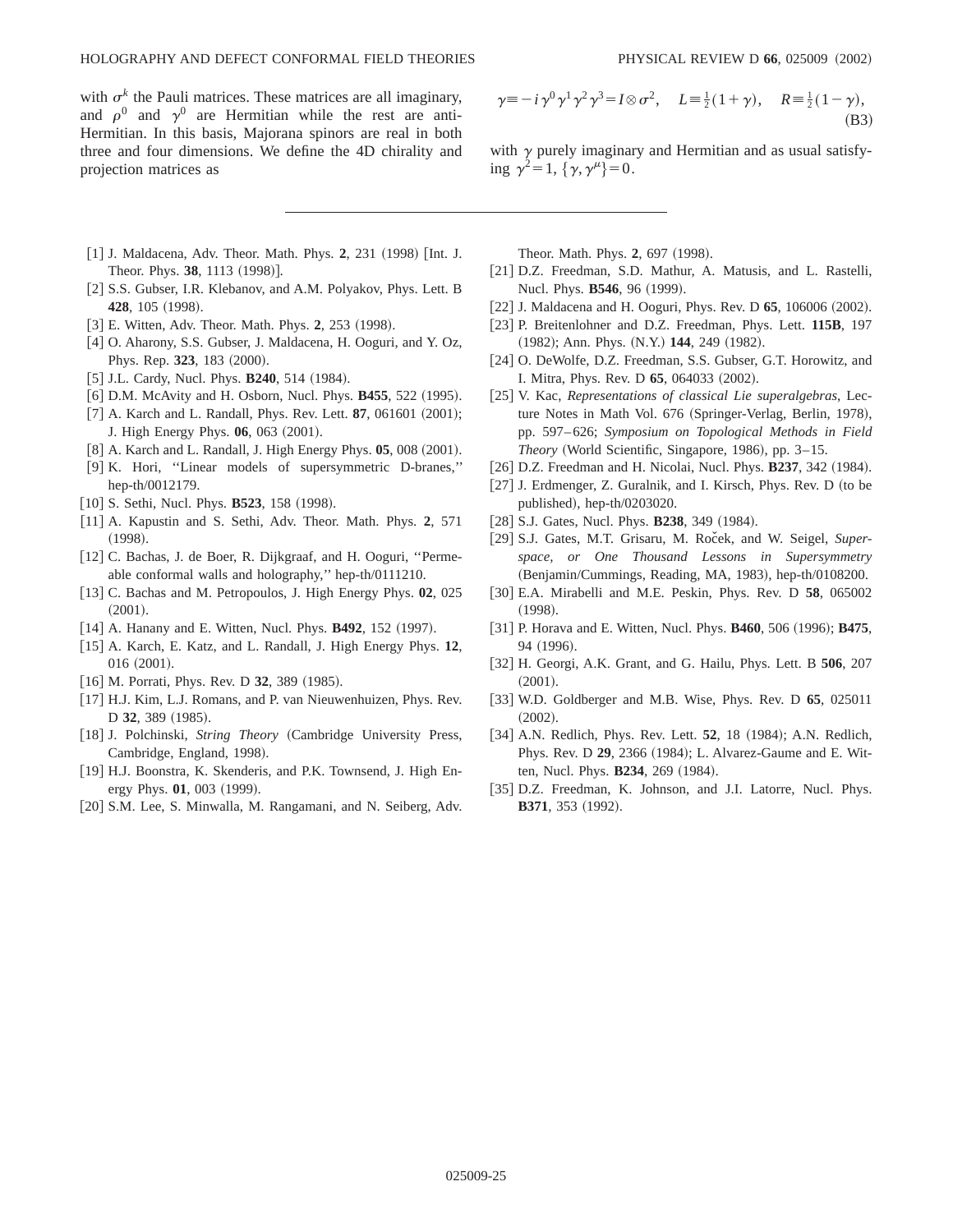with $\sigma^k$ the Pauli matrices. These matrices are all imaginary, and $\rho^0$ and $\gamma^0$ are Hermitian while the rest are anti-Hermitian. In this basis, Majorana spinors are real in both three and four dimensions. We define the 4D chirality and projection matrices as

$$\gamma \equiv -i\gamma^0\gamma^1\gamma^2\gamma^3 = I\otimes\sigma^2, \quad L\equiv \tfrac{1}{2}(1+\gamma), \quad R\equiv \tfrac{1}{2}(1-\gamma), \tag{B3}$$

with $\gamma$ purely imaginary and Hermitian and as usual satisfying $\gamma^2=1$, $\{\gamma,\gamma^\mu\}=0$.

---

[1] J. Maldacena, Adv. Theor. Math. Phys. **2**, 231 (1998) [Int. J. Theor. Phys. **38**, 1113 (1998)].

[2] S.S. Gubser, I.R. Klebanov, and A.M. Polyakov, Phys. Lett. B **428**, 105 (1998).

[3] E. Witten, Adv. Theor. Math. Phys. **2**, 253 (1998).

[4] O. Aharony, S.S. Gubser, J. Maldacena, H. Ooguri, and Y. Oz, Phys. Rep. **323**, 183 (2000).

[5] J.L. Cardy, Nucl. Phys. **B240**, 514 (1984).

[6] D.M. McAvity and H. Osborn, Nucl. Phys. **B455**, 522 (1995).

[7] A. Karch and L. Randall, Phys. Rev. Lett. **87**, 061601 (2001); J. High Energy Phys. **06**, 063 (2001).

[8] A. Karch and L. Randall, J. High Energy Phys. **05**, 008 (2001).

[9] K. Hori, ''Linear models of supersymmetric D-branes,'' hep-th/0012179.

[10] S. Sethi, Nucl. Phys. **B523**, 158 (1998).

[11] A. Kapustin and S. Sethi, Adv. Theor. Math. Phys. **2**, 571 (1998).

[12] C. Bachas, J. de Boer, R. Dijkgraaf, and H. Ooguri, ''Permeable conformal walls and holography,'' hep-th/0111210.

[13] C. Bachas and M. Petropoulos, J. High Energy Phys. **02**, 025 (2001).

[14] A. Hanany and E. Witten, Nucl. Phys. **B492**, 152 (1997).

[15] A. Karch, E. Katz, and L. Randall, J. High Energy Phys. **12**, 016 (2001).

[16] M. Porrati, Phys. Rev. D **32**, 389 (1985).

[17] H.J. Kim, L.J. Romans, and P. van Nieuwenhuizen, Phys. Rev. D **32**, 389 (1985).

[18] J. Polchinski, *String Theory* (Cambridge University Press, Cambridge, England, 1998).

[19] H.J. Boonstra, K. Skenderis, and P.K. Townsend, J. High Energy Phys. **01**, 003 (1999).

[20] S.M. Lee, S. Minwalla, M. Rangamani, and N. Seiberg, Adv. Theor. Math. Phys. **2**, 697 (1998).

[21] D.Z. Freedman, S.D. Mathur, A. Matusis, and L. Rastelli, Nucl. Phys. **B546**, 96 (1999).

[22] J. Maldacena and H. Ooguri, Phys. Rev. D **65**, 106006 (2002).

[23] P. Breitenlohner and D.Z. Freedman, Phys. Lett. **115B**, 197 (1982); Ann. Phys. (N.Y.) **144**, 249 (1982).

[24] O. DeWolfe, D.Z. Freedman, S.S. Gubser, G.T. Horowitz, and I. Mitra, Phys. Rev. D **65**, 064033 (2002).

[25] V. Kac, *Representations of classical Lie superalgebras*, Lecture Notes in Math Vol. 676 (Springer-Verlag, Berlin, 1978), pp. 597–626; *Symposium on Topological Methods in Field Theory* (World Scientific, Singapore, 1986), pp. 3–15.

[26] D.Z. Freedman and H. Nicolai, Nucl. Phys. **B237**, 342 (1984).

[27] J. Erdmenger, Z. Guralnik, and I. Kirsch, Phys. Rev. D (to be published), hep-th/0203020.

[28] S.J. Gates, Nucl. Phys. **B238**, 349 (1984).

[29] S.J. Gates, M.T. Grisaru, M. Roček, and W. Seigel, *Superspace, or One Thousand Lessons in Supersymmetry* (Benjamin/Cummings, Reading, MA, 1983), hep-th/0108200.

[30] E.A. Mirabelli and M.E. Peskin, Phys. Rev. D **58**, 065002 (1998).

[31] P. Horava and E. Witten, Nucl. Phys. **B460**, 506 (1996); **B475**, 94 (1996).

[32] H. Georgi, A.K. Grant, and G. Hailu, Phys. Lett. B **506**, 207 (2001).

[33] W.D. Goldberger and M.B. Wise, Phys. Rev. D **65**, 025011 (2002).

[34] A.N. Redlich, Phys. Rev. Lett. **52**, 18 (1984); A.N. Redlich, Phys. Rev. D **29**, 2366 (1984); L. Alvarez-Gaume and E. Witten, Nucl. Phys. **B234**, 269 (1984).

[35] D.Z. Freedman, K. Johnson, and J.I. Latorre, Nucl. Phys. **B371**, 353 (1992).